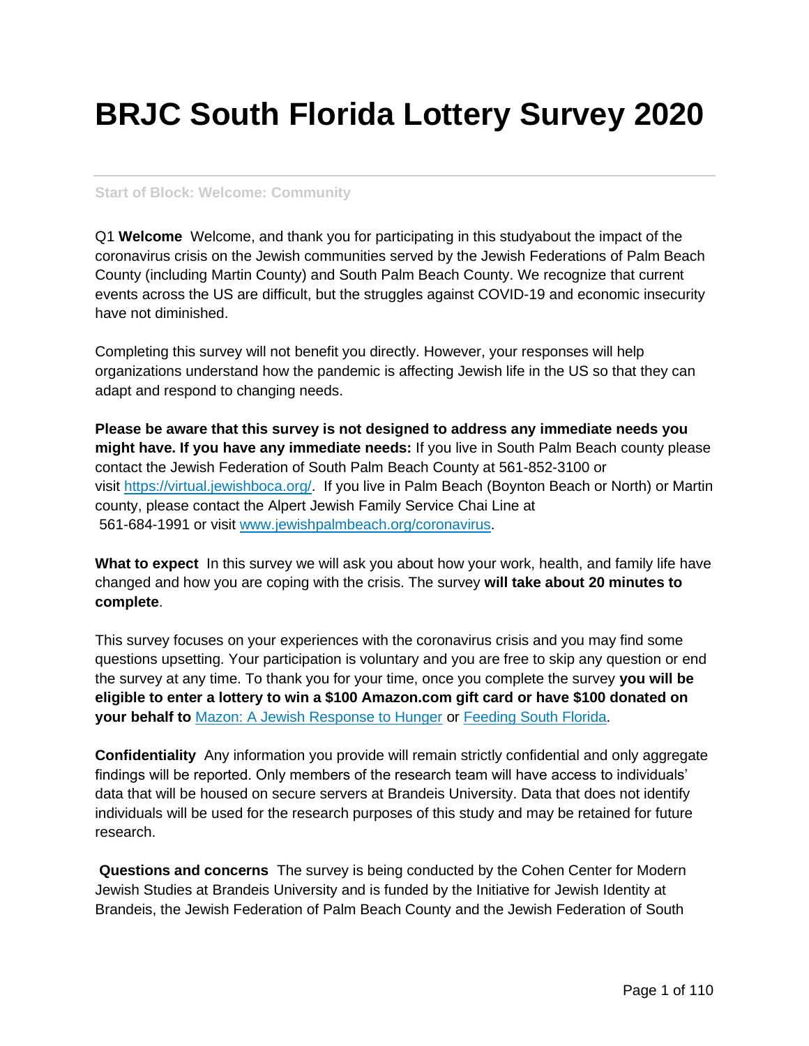# BRJC South Florida Lottery Survey 2020

---

Start of Block: Welcome: Community

Q1 **Welcome** Welcome, and thank you for participating in this studyabout the impact of the coronavirus crisis on the Jewish communities served by the Jewish Federations of Palm Beach County (including Martin County) and South Palm Beach County. We recognize that current events across the US are difficult, but the struggles against COVID-19 and economic insecurity have not diminished.

Completing this survey will not benefit you directly. However, your responses will help organizations understand how the pandemic is affecting Jewish life in the US so that they can adapt and respond to changing needs.

**Please be aware that this survey is not designed to address any immediate needs you might have. If you have any immediate needs:** If you live in South Palm Beach county please contact the Jewish Federation of South Palm Beach County at 561-852-3100 or visit [https://virtual.jewishboca.org/](https://virtual.jewishboca.org/). If you live in Palm Beach (Boynton Beach or North) or Martin county, please contact the Alpert Jewish Family Service Chai Line at 561-684-1991 or visit [www.jewishpalmbeach.org/coronavirus](www.jewishpalmbeach.org/coronavirus).

**What to expect** In this survey we will ask you about how your work, health, and family life have changed and how you are coping with the crisis. The survey **will take about 20 minutes to complete**.

This survey focuses on your experiences with the coronavirus crisis and you may find some questions upsetting. Your participation is voluntary and you are free to skip any question or end the survey at any time. To thank you for your time, once you complete the survey **you will be eligible to enter a lottery to win a $100 Amazon.com gift card or have $100 donated on your behalf to** Mazon: A Jewish Response to Hunger or Feeding South Florida.

**Confidentiality** Any information you provide will remain strictly confidential and only aggregate findings will be reported. Only members of the research team will have access to individuals' data that will be housed on secure servers at Brandeis University. Data that does not identify individuals will be used for the research purposes of this study and may be retained for future research.

**Questions and concerns** The survey is being conducted by the Cohen Center for Modern Jewish Studies at Brandeis University and is funded by the Initiative for Jewish Identity at Brandeis, the Jewish Federation of Palm Beach County and the Jewish Federation of South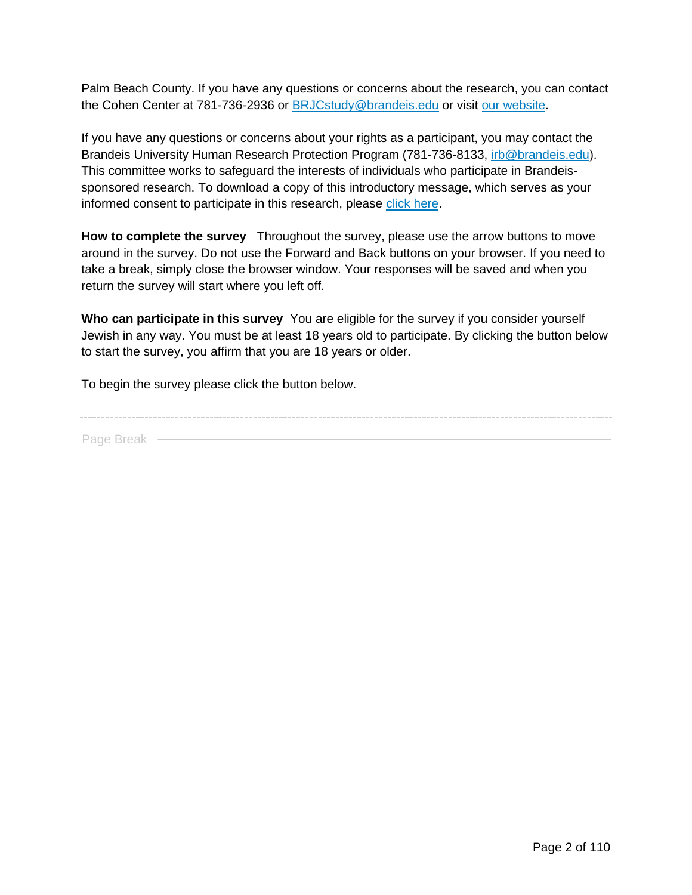Palm Beach County. If you have any questions or concerns about the research, you can contact the Cohen Center at 781-736-2936 or BRJCstudy@brandeis.edu or visit our website.

If you have any questions or concerns about your rights as a participant, you may contact the Brandeis University Human Research Protection Program (781-736-8133, irb@brandeis.edu). This committee works to safeguard the interests of individuals who participate in Brandeis-sponsored research. To download a copy of this introductory message, which serves as your informed consent to participate in this research, please click here.

**How to complete the survey** Throughout the survey, please use the arrow buttons to move around in the survey. Do not use the Forward and Back buttons on your browser. If you need to take a break, simply close the browser window. Your responses will be saved and when you return the survey will start where you left off.

**Who can participate in this survey** You are eligible for the survey if you consider yourself Jewish in any way. You must be at least 18 years old to participate. By clicking the button below to start the survey, you affirm that you are 18 years or older.

To begin the survey please click the button below.

---

Page Break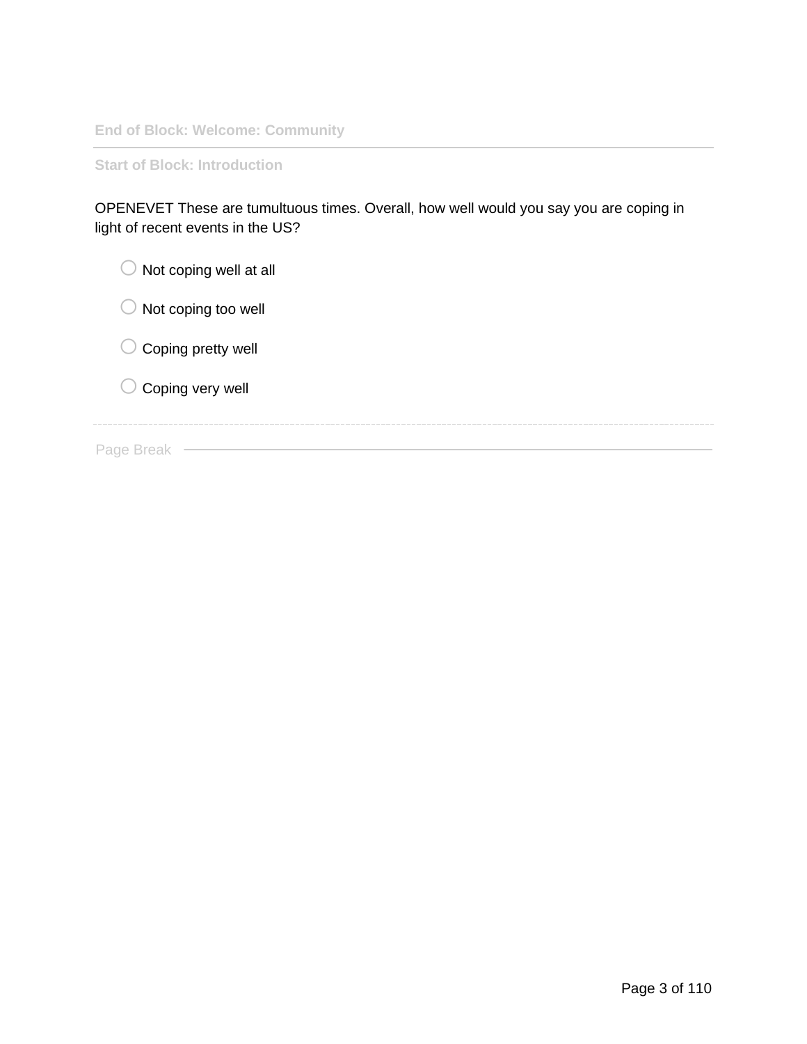End of Block: Welcome: Community

Start of Block: Introduction

OPENEVET These are tumultuous times. Overall, how well would you say you are coping in light of recent events in the US?

- Not coping well at all
- Not coping too well
- Coping pretty well
- Coping very well

Page Break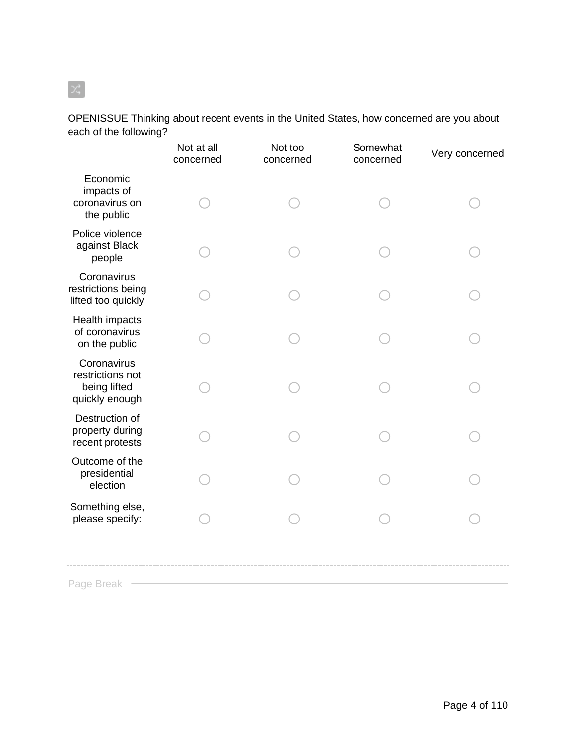OPENISSUE Thinking about recent events in the United States, how concerned are you about each of the following?

| | Not at all concerned | Not too concerned | Somewhat concerned | Very concerned |
| --- | --- | --- | --- | --- |
| Economic impacts of coronavirus on the public | ○ | ○ | ○ | ○ |
| Police violence against Black people | ○ | ○ | ○ | ○ |
| Coronavirus restrictions being lifted too quickly | ○ | ○ | ○ | ○ |
| Health impacts of coronavirus on the public | ○ | ○ | ○ | ○ |
| Coronavirus restrictions not being lifted quickly enough | ○ | ○ | ○ | ○ |
| Destruction of property during recent protests | ○ | ○ | ○ | ○ |
| Outcome of the presidential election | ○ | ○ | ○ | ○ |
| Something else, please specify: | ○ | ○ | ○ | ○ |

Page Break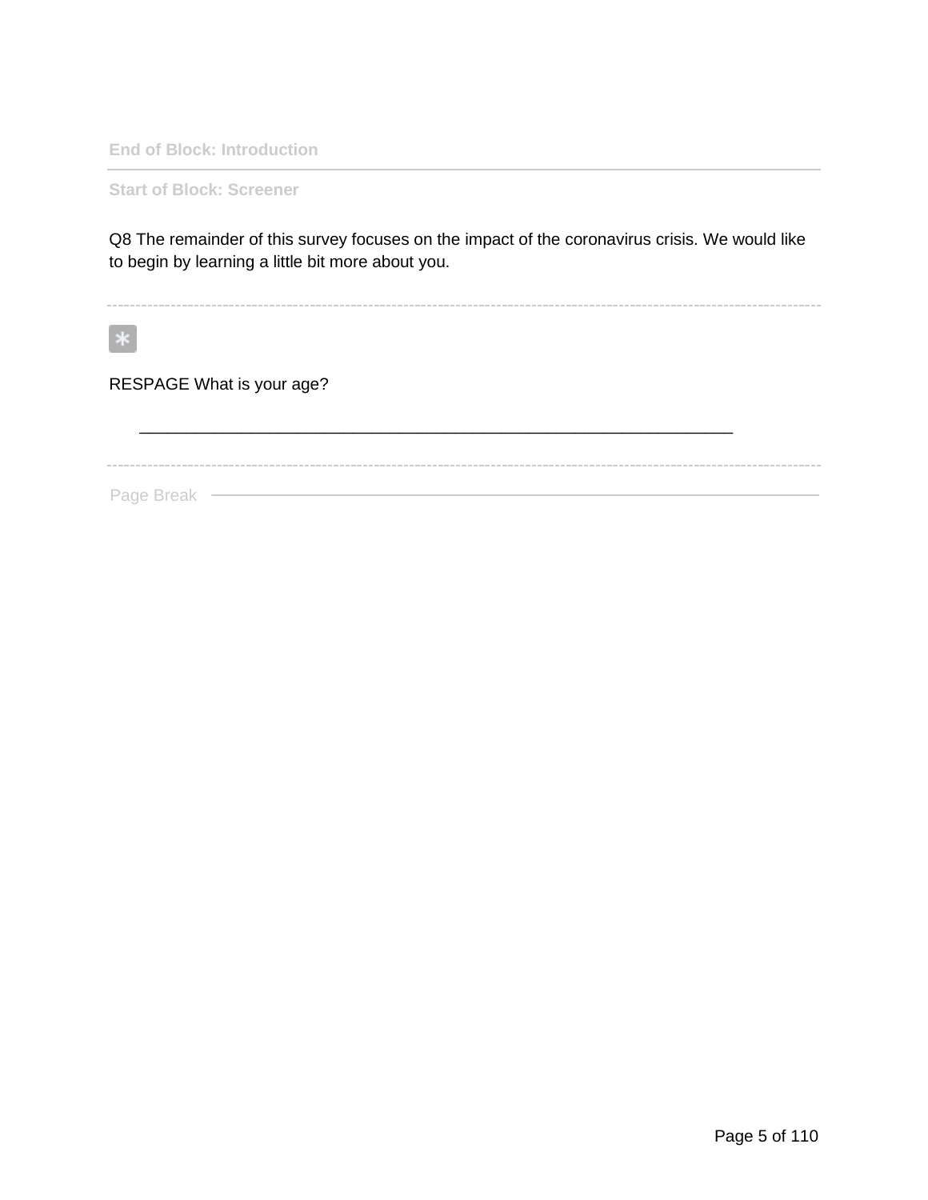End of Block: Introduction

---

Start of Block: Screener

Q8 The remainder of this survey focuses on the impact of the coronavirus crisis. We would like to begin by learning a little bit more about you.

---

*

RESPAGE What is your age?

________________________________________________________________

---

Page Break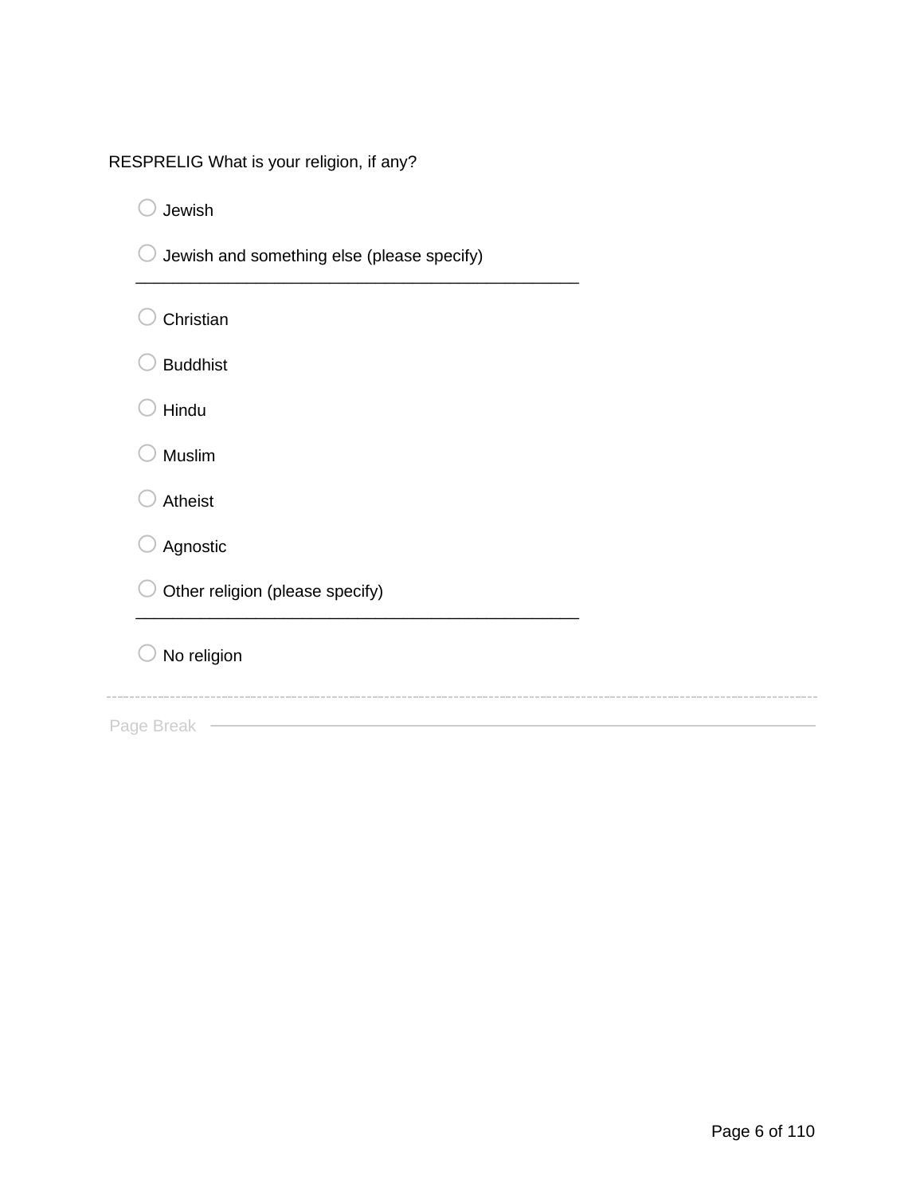RESPRELIG What is your religion, if any?

- ○ Jewish
- ○ Jewish and something else (please specify) \_\_\_\_\_\_\_\_\_\_\_\_\_\_\_\_\_\_\_\_\_\_\_\_\_\_\_\_\_\_\_\_\_\_\_\_\_\_\_\_\_\_\_\_\_\_\_\_
- ○ Christian
- ○ Buddhist
- ○ Hindu
- ○ Muslim
- ○ Atheist
- ○ Agnostic
- ○ Other religion (please specify) \_\_\_\_\_\_\_\_\_\_\_\_\_\_\_\_\_\_\_\_\_\_\_\_\_\_\_\_\_\_\_\_\_\_\_\_\_\_\_\_\_\_\_\_\_\_\_\_
- ○ No religion

Page Break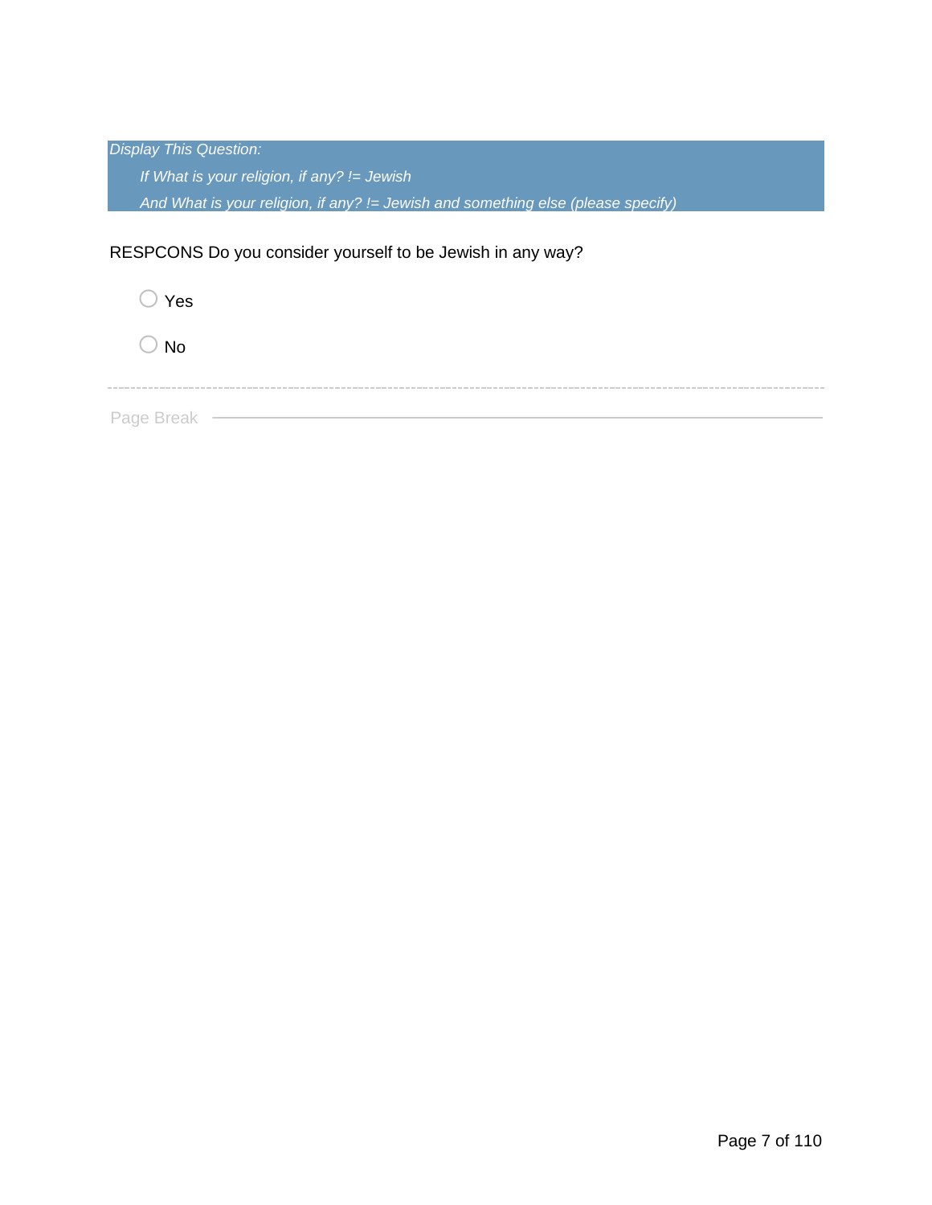*Display This Question:*

*If What is your religion, if any? != Jewish*

*And What is your religion, if any? != Jewish and something else (please specify)*

RESPCONS Do you consider yourself to be Jewish in any way?

○ Yes

○ No

Page Break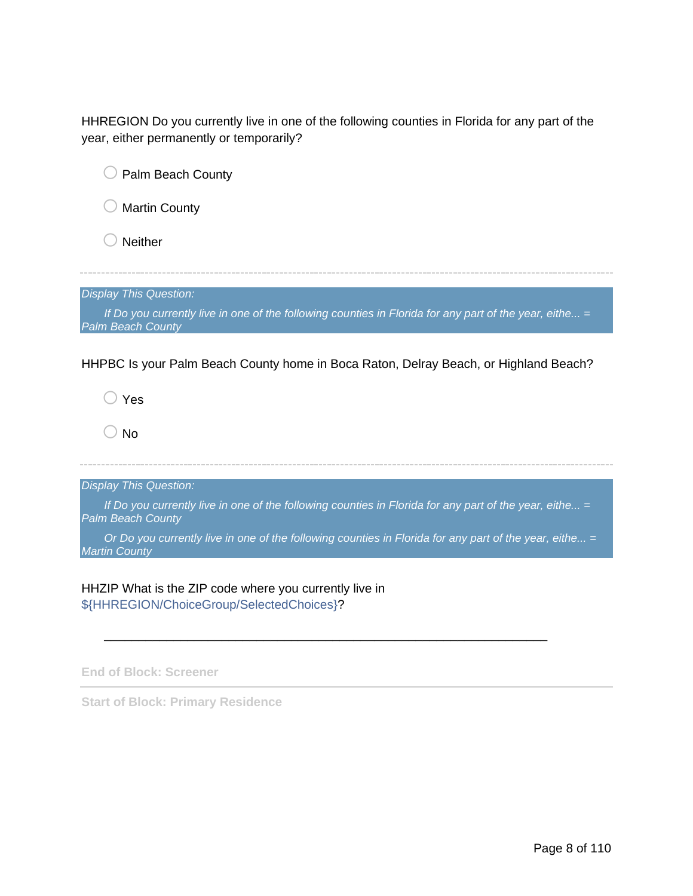HHREGION Do you currently live in one of the following counties in Florida for any part of the year, either permanently or temporarily?

- ◯ Palm Beach County
- ◯ Martin County
- ◯ Neither

---

*Display This Question:*

*If Do you currently live in one of the following counties in Florida for any part of the year, eithe... = Palm Beach County*

HHPBC Is your Palm Beach County home in Boca Raton, Delray Beach, or Highland Beach?

- ◯ Yes
- ◯ No

---

*Display This Question:*

*If Do you currently live in one of the following counties in Florida for any part of the year, eithe... = Palm Beach County*

*Or Do you currently live in one of the following counties in Florida for any part of the year, eithe... = Martin County*

HHZIP What is the ZIP code where you currently live in ${HHREGION/ChoiceGroup/SelectedChoices}?

________________________________________________________________

**End of Block: Screener**

---

**Start of Block: Primary Residence**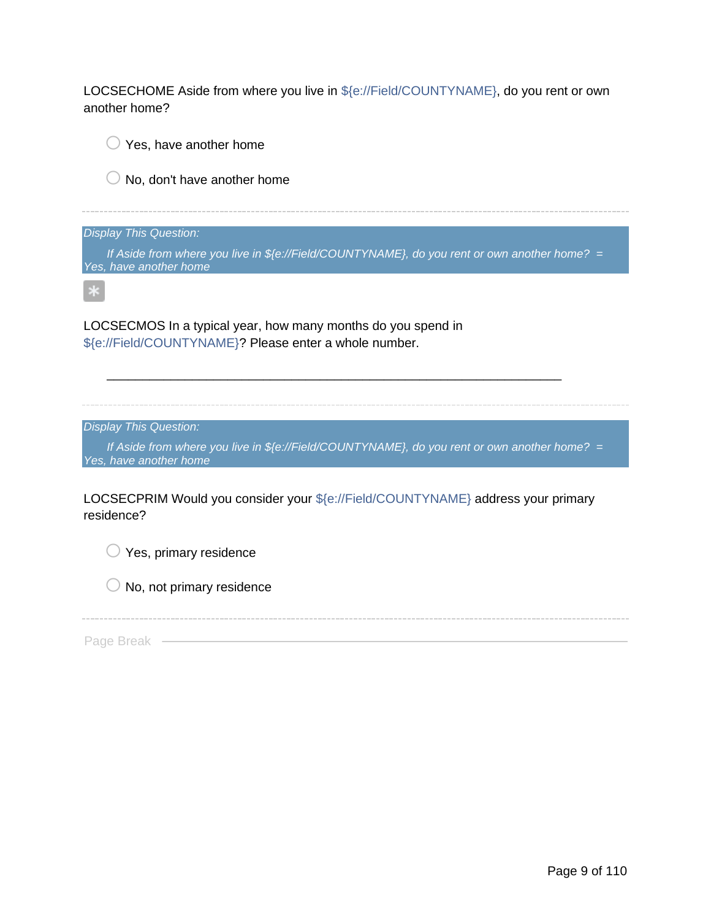LOCSECHOME Aside from where you live in ${e://Field/COUNTYNAME}, do you rent or own another home?

◯ Yes, have another home

◯ No, don't have another home

---

*Display This Question:*

*If Aside from where you live in ${e://Field/COUNTYNAME}, do you rent or own another home? = Yes, have another home*

*

LOCSECMOS In a typical year, how many months do you spend in ${e://Field/COUNTYNAME}? Please enter a whole number.

________________________________________________________________

---

*Display This Question:*

*If Aside from where you live in ${e://Field/COUNTYNAME}, do you rent or own another home? = Yes, have another home*

LOCSECPRIM Would you consider your ${e://Field/COUNTYNAME} address your primary residence?

◯ Yes, primary residence

◯ No, not primary residence

---

Page Break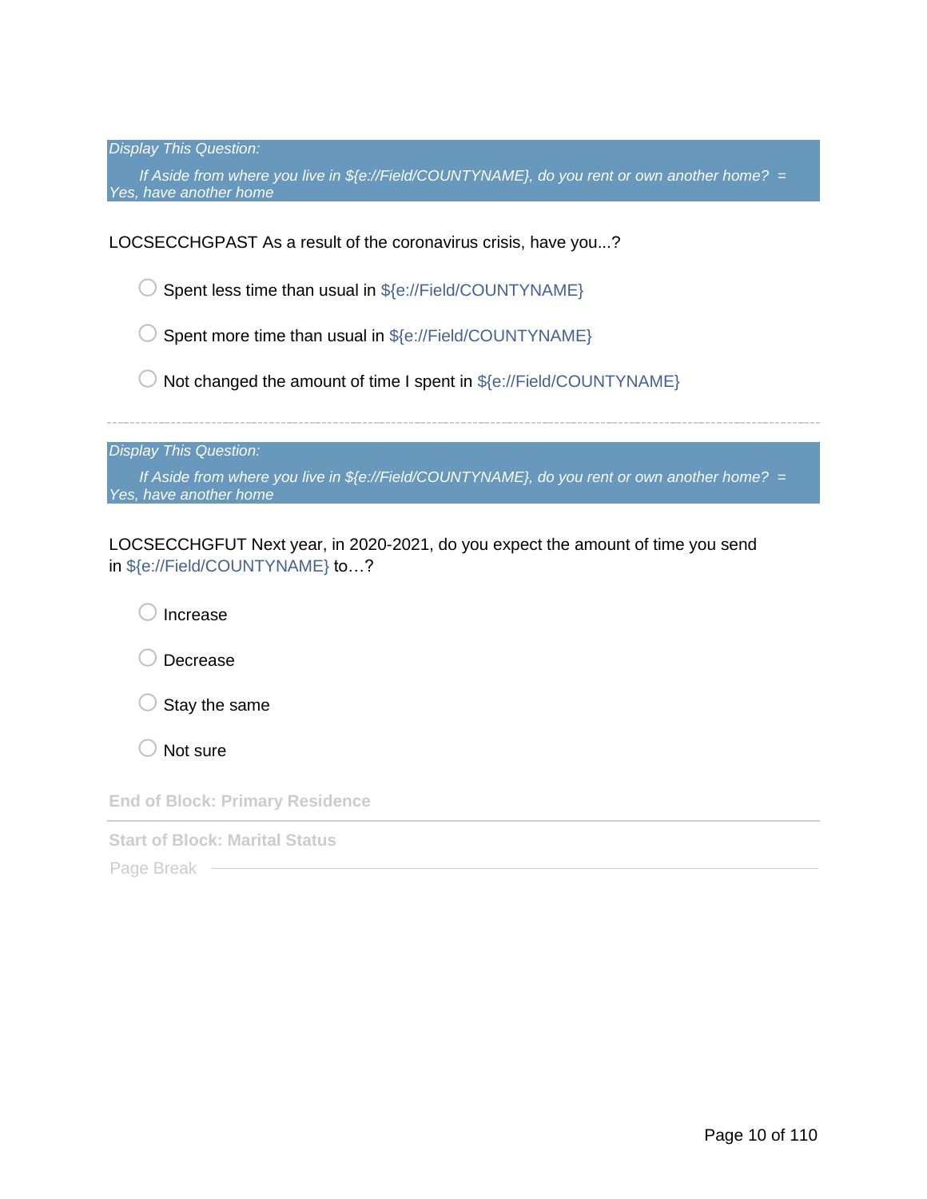*Display This Question:*

*If Aside from where you live in ${e://Field/COUNTYNAME}, do you rent or own another home? = Yes, have another home*

LOCSECCHGPAST As a result of the coronavirus crisis, have you...?

- ○ Spent less time than usual in ${e://Field/COUNTYNAME}
- ○ Spent more time than usual in ${e://Field/COUNTYNAME}
- ○ Not changed the amount of time I spent in ${e://Field/COUNTYNAME}

---

*Display This Question:*

*If Aside from where you live in ${e://Field/COUNTYNAME}, do you rent or own another home? = Yes, have another home*

LOCSECCHGFUT Next year, in 2020-2021, do you expect the amount of time you send in ${e://Field/COUNTYNAME} to…?

- ○ Increase
- ○ Decrease
- ○ Stay the same
- ○ Not sure

**End of Block: Primary Residence**

---

**Start of Block: Marital Status**

Page Break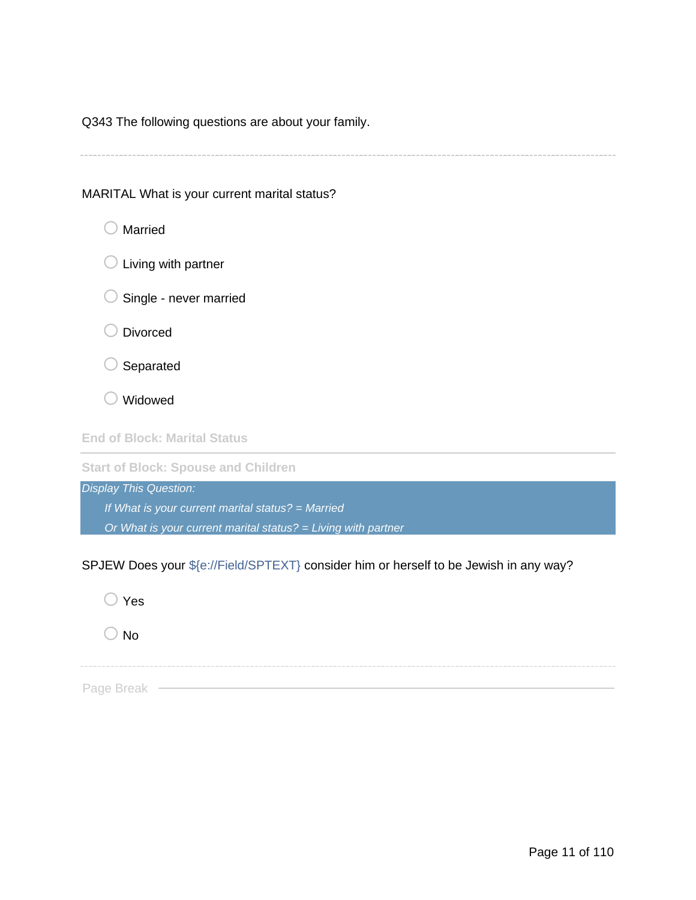Q343 The following questions are about your family.

---

MARITAL What is your current marital status?

- Married
- Living with partner
- Single - never married
- Divorced
- Separated
- Widowed

**End of Block: Marital Status**

---

**Start of Block: Spouse and Children**

*Display This Question:*

*If What is your current marital status? = Married*

*Or What is your current marital status? = Living with partner*

SPJEW Does your ${e://Field/SPTEXT} consider him or herself to be Jewish in any way?

- Yes
- No

---

Page Break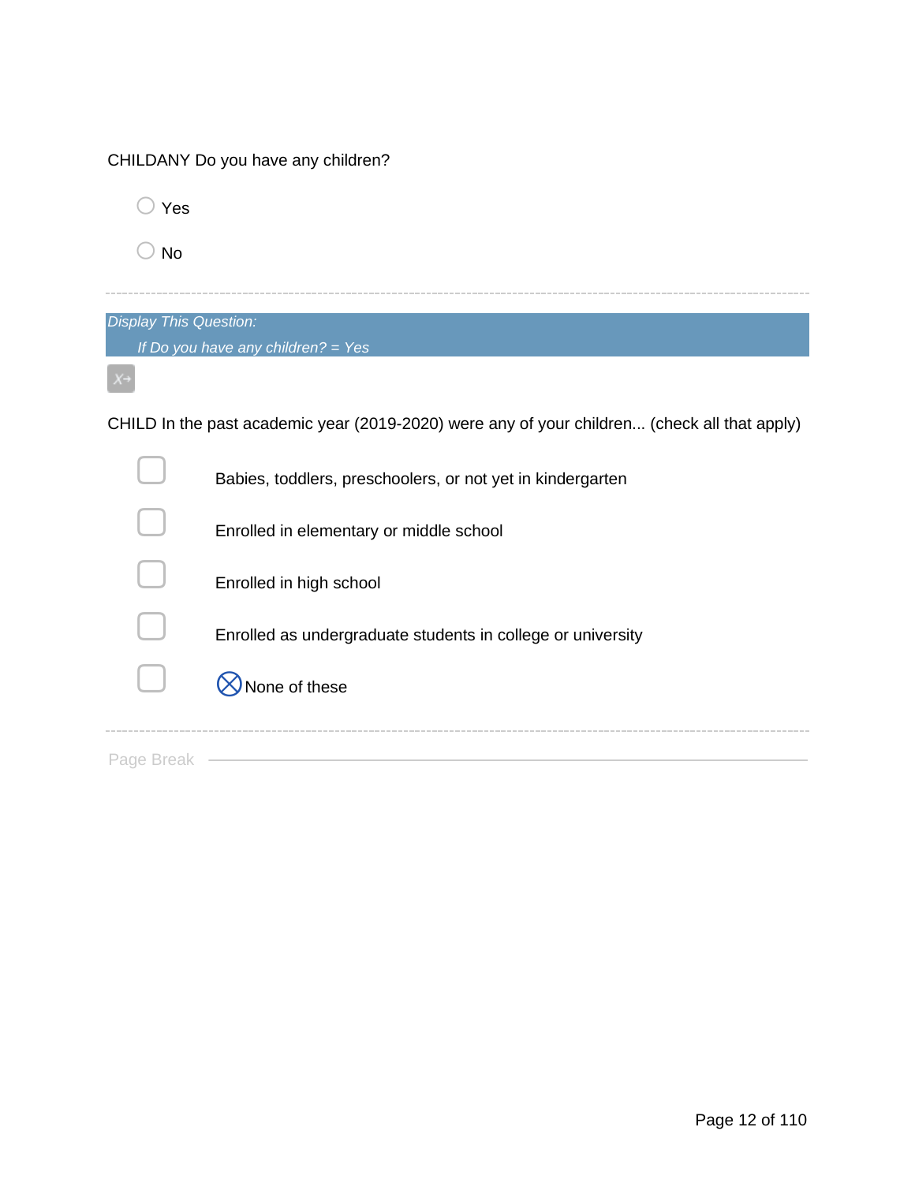CHILDANY Do you have any children?

○ Yes

○ No

---

*Display This Question:*

*If Do you have any children? = Yes*

CHILD In the past academic year (2019-2020) were any of your children... (check all that apply)

- ▢ Babies, toddlers, preschoolers, or not yet in kindergarten
- ▢ Enrolled in elementary or middle school
- ▢ Enrolled in high school
- ▢ Enrolled as undergraduate students in college or university
- ▢ ⊗None of these

---

Page Break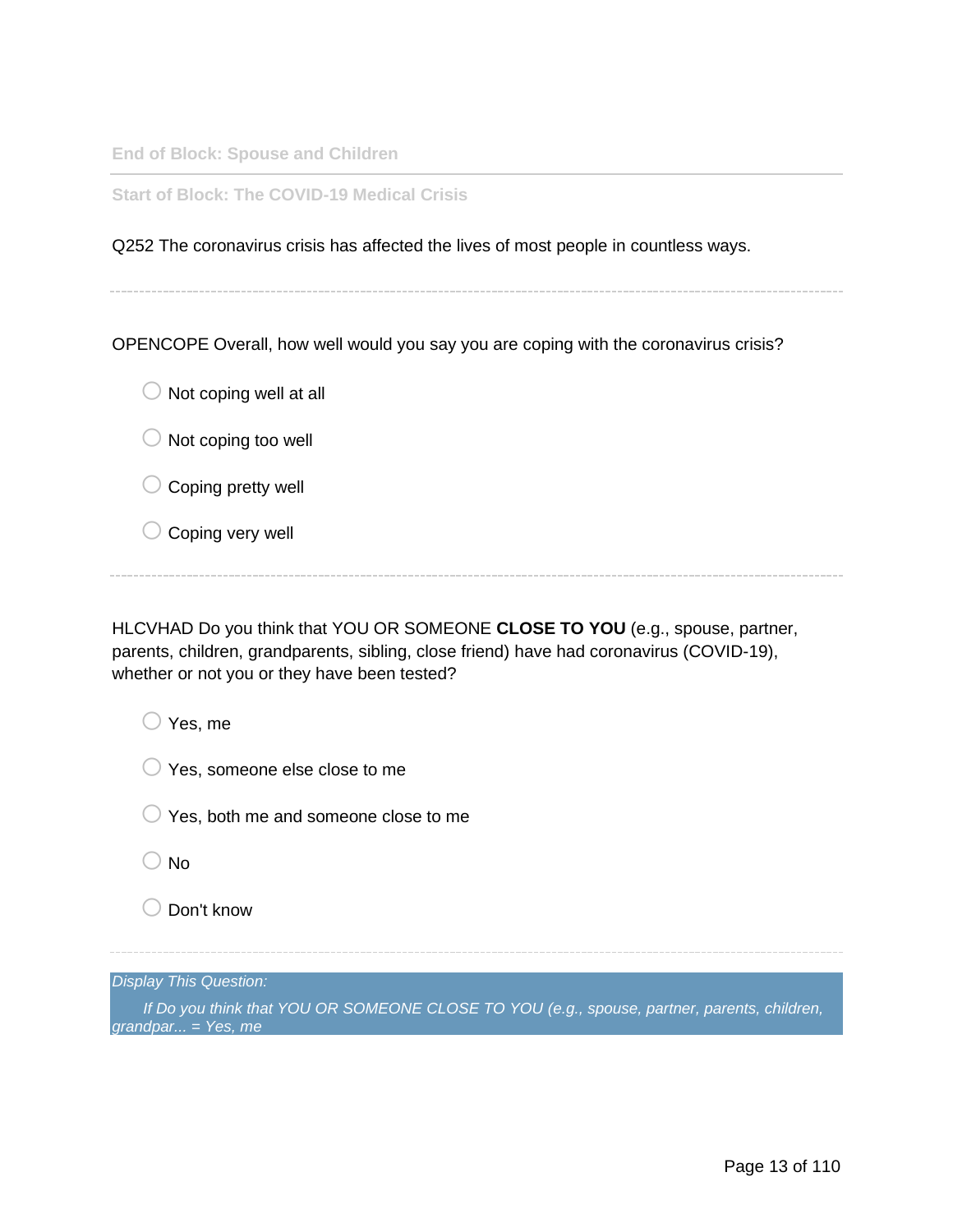End of Block: Spouse and Children

---

Start of Block: The COVID-19 Medical Crisis

Q252 The coronavirus crisis has affected the lives of most people in countless ways.

---

OPENCOPE Overall, how well would you say you are coping with the coronavirus crisis?

- Not coping well at all
- Not coping too well
- Coping pretty well
- Coping very well

---

HLCVHAD Do you think that YOU OR SOMEONE **CLOSE TO YOU** (e.g., spouse, partner, parents, children, grandparents, sibling, close friend) have had coronavirus (COVID-19), whether or not you or they have been tested?

- Yes, me
- Yes, someone else close to me
- Yes, both me and someone close to me
- No
- Don't know

---

*Display This Question:*

*If Do you think that YOU OR SOMEONE CLOSE TO YOU (e.g., spouse, partner, parents, children, grandpar... = Yes, me*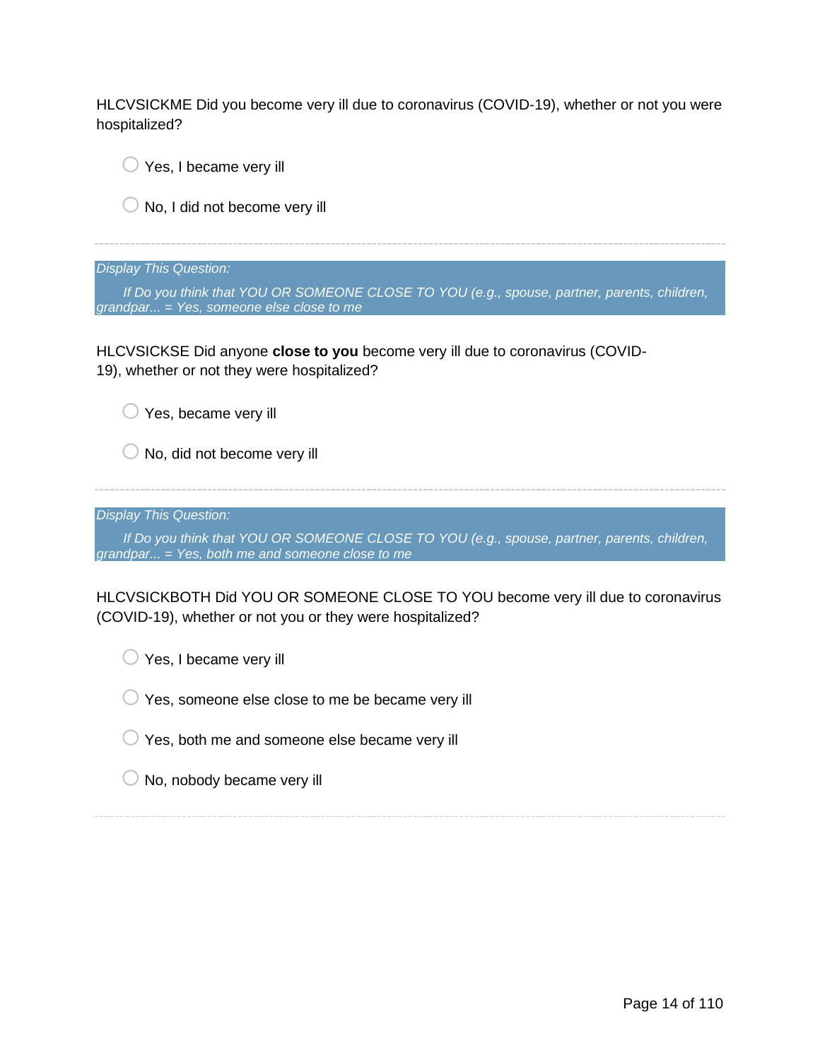HLCVSICKME Did you become very ill due to coronavirus (COVID-19), whether or not you were hospitalized?

- Yes, I became very ill
- No, I did not become very ill

---

*Display This Question:*

*If Do you think that YOU OR SOMEONE CLOSE TO YOU (e.g., spouse, partner, parents, children, grandpar... = Yes, someone else close to me*

HLCVSICKSE Did anyone **close to you** become very ill due to coronavirus (COVID-19), whether or not they were hospitalized?

- Yes, became very ill
- No, did not become very ill

---

*Display This Question:*

*If Do you think that YOU OR SOMEONE CLOSE TO YOU (e.g., spouse, partner, parents, children, grandpar... = Yes, both me and someone close to me*

HLCVSICKBOTH Did YOU OR SOMEONE CLOSE TO YOU become very ill due to coronavirus (COVID-19), whether or not you or they were hospitalized?

- Yes, I became very ill
- Yes, someone else close to me be became very ill
- Yes, both me and someone else became very ill
- No, nobody became very ill

---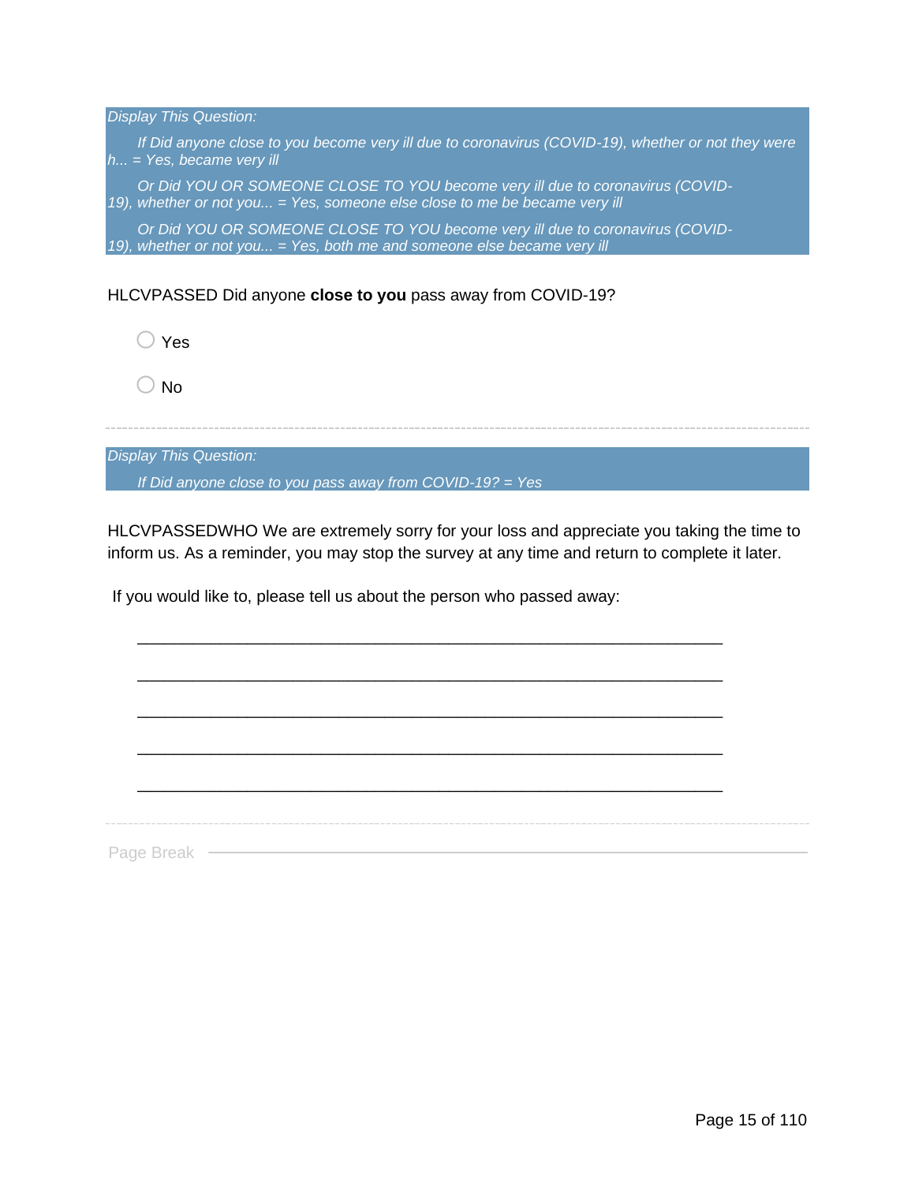*Display This Question:*

*If Did anyone close to you become very ill due to coronavirus (COVID-19), whether or not they were h... = Yes, became very ill*

*Or Did YOU OR SOMEONE CLOSE TO YOU become very ill due to coronavirus (COVID-19), whether or not you... = Yes, someone else close to me be became very ill*

*Or Did YOU OR SOMEONE CLOSE TO YOU become very ill due to coronavirus (COVID-19), whether or not you... = Yes, both me and someone else became very ill*

HLCVPASSED Did anyone **close to you** pass away from COVID-19?

- ○ Yes
- ○ No

---

*Display This Question:*

*If Did anyone close to you pass away from COVID-19? = Yes*

HLCVPASSEDWHO We are extremely sorry for your loss and appreciate you taking the time to inform us. As a reminder, you may stop the survey at any time and return to complete it later.

If you would like to, please tell us about the person who passed away:

________________________________________________________________

________________________________________________________________

________________________________________________________________

________________________________________________________________

________________________________________________________________

---

Page Break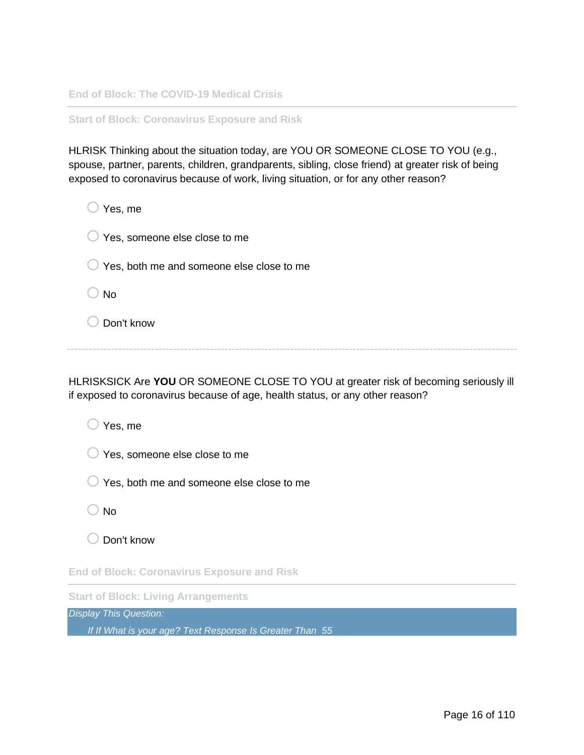End of Block: The COVID-19 Medical Crisis

---

Start of Block: Coronavirus Exposure and Risk

HLRISK Thinking about the situation today, are YOU OR SOMEONE CLOSE TO YOU (e.g., spouse, partner, parents, children, grandparents, sibling, close friend) at greater risk of being exposed to coronavirus because of work, living situation, or for any other reason?

- Yes, me
- Yes, someone else close to me
- Yes, both me and someone else close to me
- No
- Don't know

---

HLRISKSICK Are **YOU** OR SOMEONE CLOSE TO YOU at greater risk of becoming seriously ill if exposed to coronavirus because of age, health status, or any other reason?

- Yes, me
- Yes, someone else close to me
- Yes, both me and someone else close to me
- No
- Don't know

End of Block: Coronavirus Exposure and Risk

---

Start of Block: Living Arrangements

*Display This Question:*

*If If What is your age? Text Response Is Greater Than 55*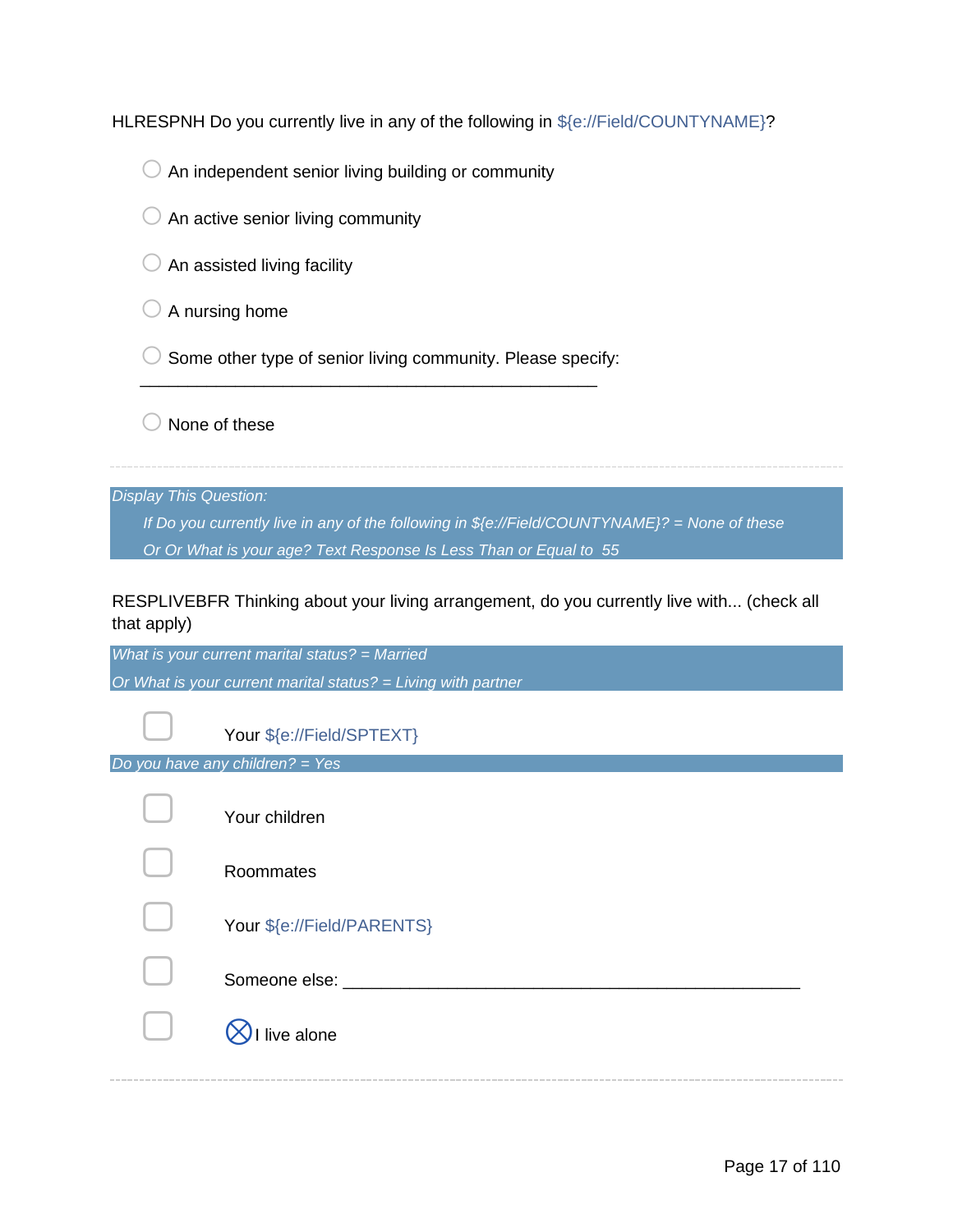HLRESPNH Do you currently live in any of the following in ${e://Field/COUNTYNAME}?

- ○ An independent senior living building or community
- ○ An active senior living community
- ○ An assisted living facility
- ○ A nursing home
- ○ Some other type of senior living community. Please specify: ________________________________________________
- ○ None of these

---

*Display This Question:*

*If Do you currently live in any of the following in ${e://Field/COUNTYNAME}? = None of these*

*Or Or What is your age? Text Response Is Less Than or Equal to 55*

RESPLIVEBFR Thinking about your living arrangement, do you currently live with... (check all that apply)

*What is your current marital status? = Married*

*Or What is your current marital status? = Living with partner*

- ▢ Your ${e://Field/SPTEXT}

*Do you have any children? = Yes*

- ▢ Your children
- ▢ Roommates
- ▢ Your ${e://Field/PARENTS}
- ▢ Someone else: ________________________________________________
- ▢ ⊗I live alone

---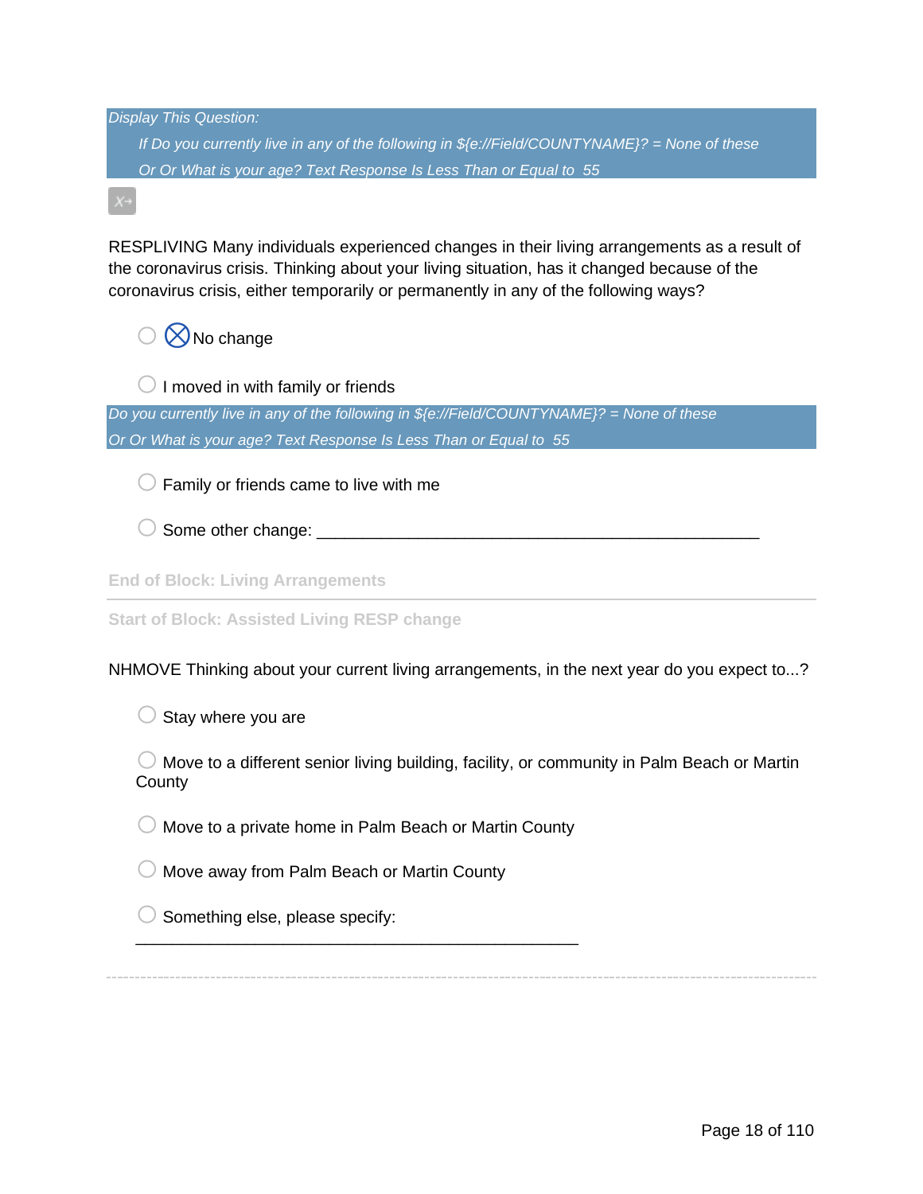*Display This Question:*

*If Do you currently live in any of the following in ${e://Field/COUNTYNAME}? = None of these*

*Or Or What is your age? Text Response Is Less Than or Equal to 55*

RESPLIVING Many individuals experienced changes in their living arrangements as a result of the coronavirus crisis. Thinking about your living situation, has it changed because of the coronavirus crisis, either temporarily or permanently in any of the following ways?

- ○ ⊗ No change
- ○ I moved in with family or friends

*Do you currently live in any of the following in ${e://Field/COUNTYNAME}? = None of these*

*Or Or What is your age? Text Response Is Less Than or Equal to 55*

- ○ Family or friends came to live with me
- ○ Some other change: ________________________________________________

End of Block: Living Arrangements

Start of Block: Assisted Living RESP change

NHMOVE Thinking about your current living arrangements, in the next year do you expect to...?

- ○ Stay where you are
- ○ Move to a different senior living building, facility, or community in Palm Beach or Martin County
- ○ Move to a private home in Palm Beach or Martin County
- ○ Move away from Palm Beach or Martin County
- ○ Something else, please specify: ________________________________________________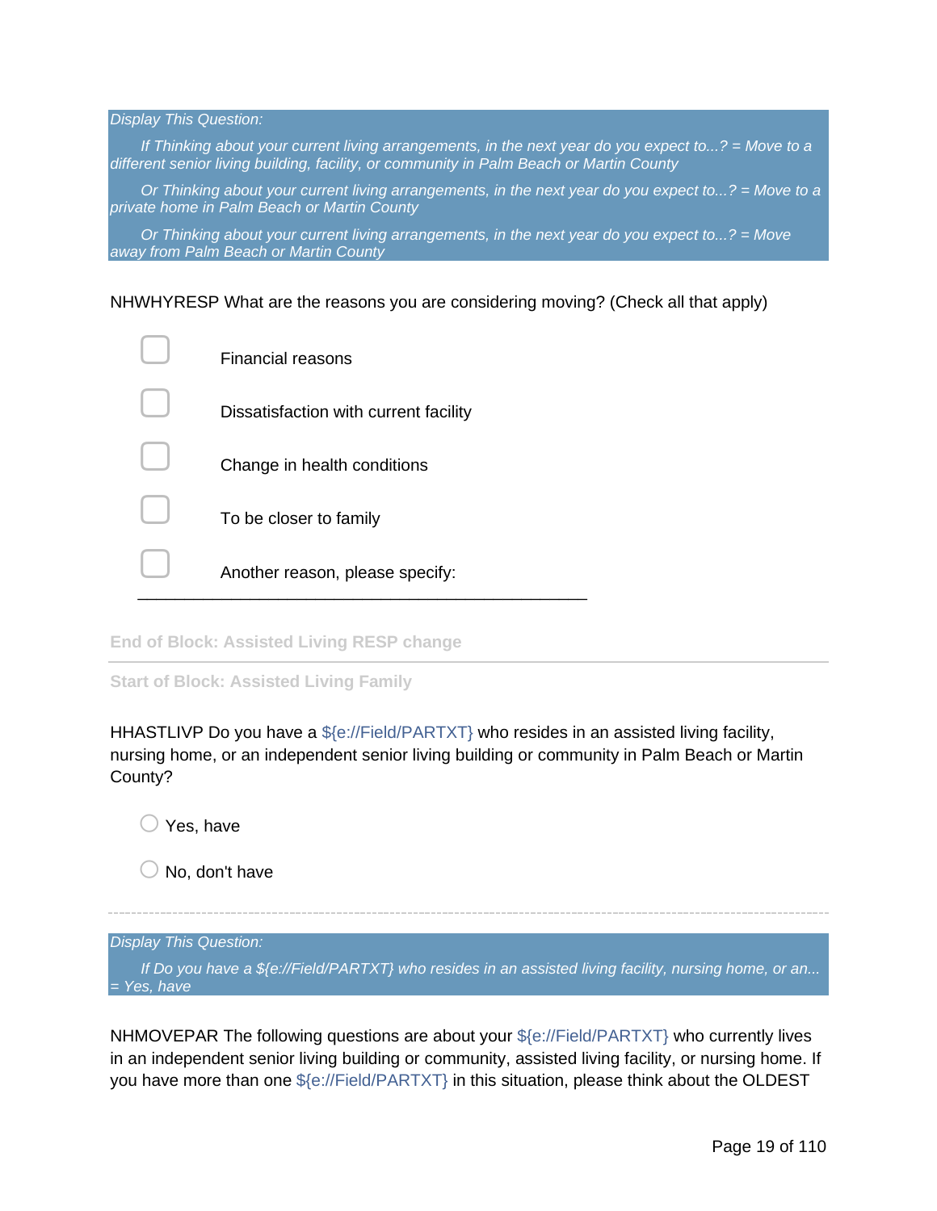*Display This Question:*

*If Thinking about your current living arrangements, in the next year do you expect to...? = Move to a different senior living building, facility, or community in Palm Beach or Martin County*

*Or Thinking about your current living arrangements, in the next year do you expect to...? = Move to a private home in Palm Beach or Martin County*

*Or Thinking about your current living arrangements, in the next year do you expect to...? = Move away from Palm Beach or Martin County*

NHWHYRESP What are the reasons you are considering moving? (Check all that apply)

- ☐ Financial reasons
- ☐ Dissatisfaction with current facility
- ☐ Change in health conditions
- ☐ To be closer to family
- ☐ Another reason, please specify: ________________________________________________

**End of Block: Assisted Living RESP change**

---

**Start of Block: Assisted Living Family**

HHASTLIVP Do you have a ${e://Field/PARTXT} who resides in an assisted living facility, nursing home, or an independent senior living building or community in Palm Beach or Martin County?

- ○ Yes, have
- ○ No, don't have

---

*Display This Question:*

*If Do you have a ${e://Field/PARTXT} who resides in an assisted living facility, nursing home, or an... = Yes, have*

NHMOVEPAR The following questions are about your ${e://Field/PARTXT} who currently lives in an independent senior living building or community, assisted living facility, or nursing home. If you have more than one ${e://Field/PARTXT} in this situation, please think about the OLDEST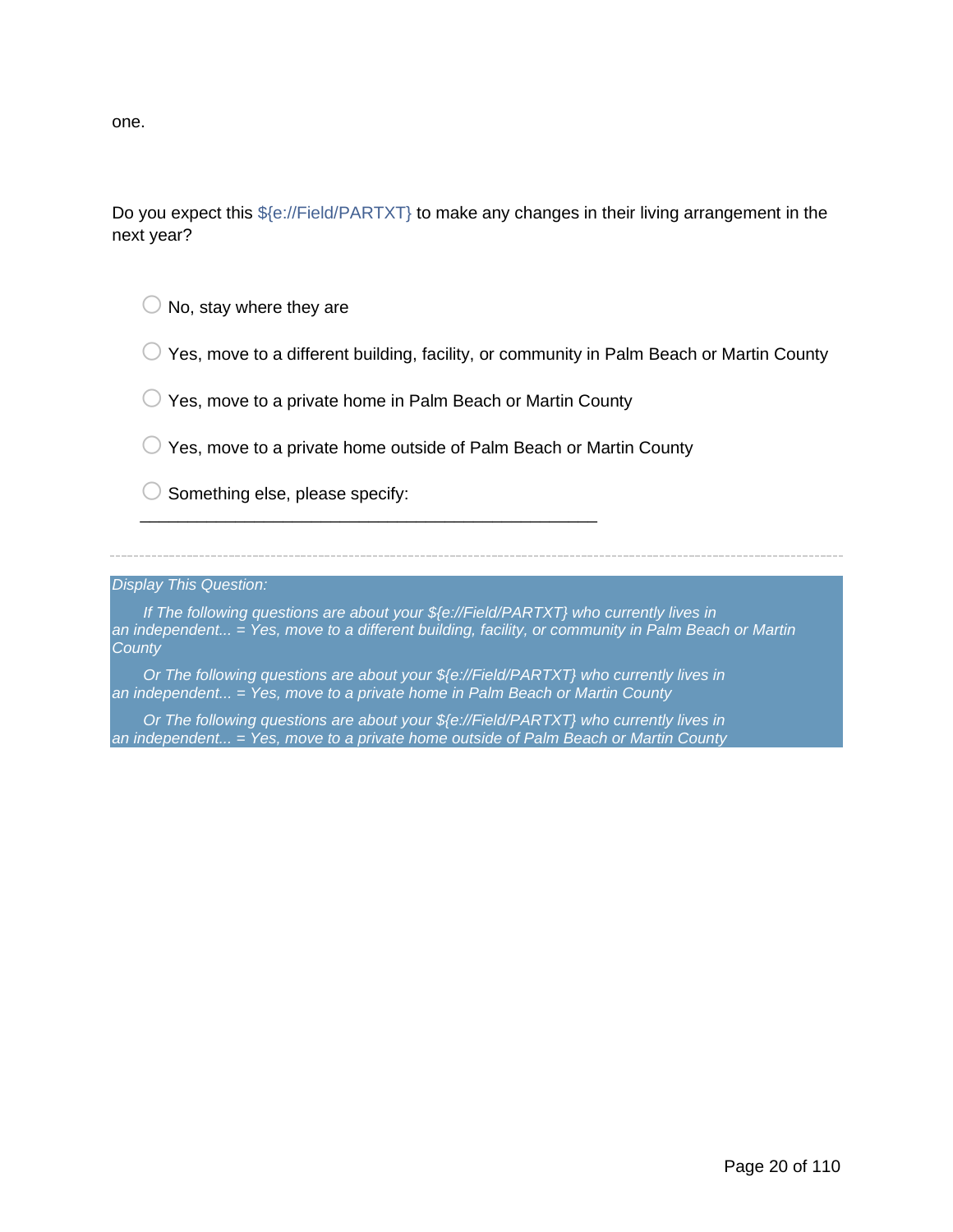one.

Do you expect this ${e://Field/PARTXT} to make any changes in their living arrangement in the next year?

- No, stay where they are
- Yes, move to a different building, facility, or community in Palm Beach or Martin County
- Yes, move to a private home in Palm Beach or Martin County
- Yes, move to a private home outside of Palm Beach or Martin County
- Something else, please specify: ________________________________________________

---

*Display This Question:*

*If The following questions are about your ${e://Field/PARTXT} who currently lives in an independent... = Yes, move to a different building, facility, or community in Palm Beach or Martin County*

*Or The following questions are about your ${e://Field/PARTXT} who currently lives in an independent... = Yes, move to a private home in Palm Beach or Martin County*

*Or The following questions are about your ${e://Field/PARTXT} who currently lives in an independent... = Yes, move to a private home outside of Palm Beach or Martin County*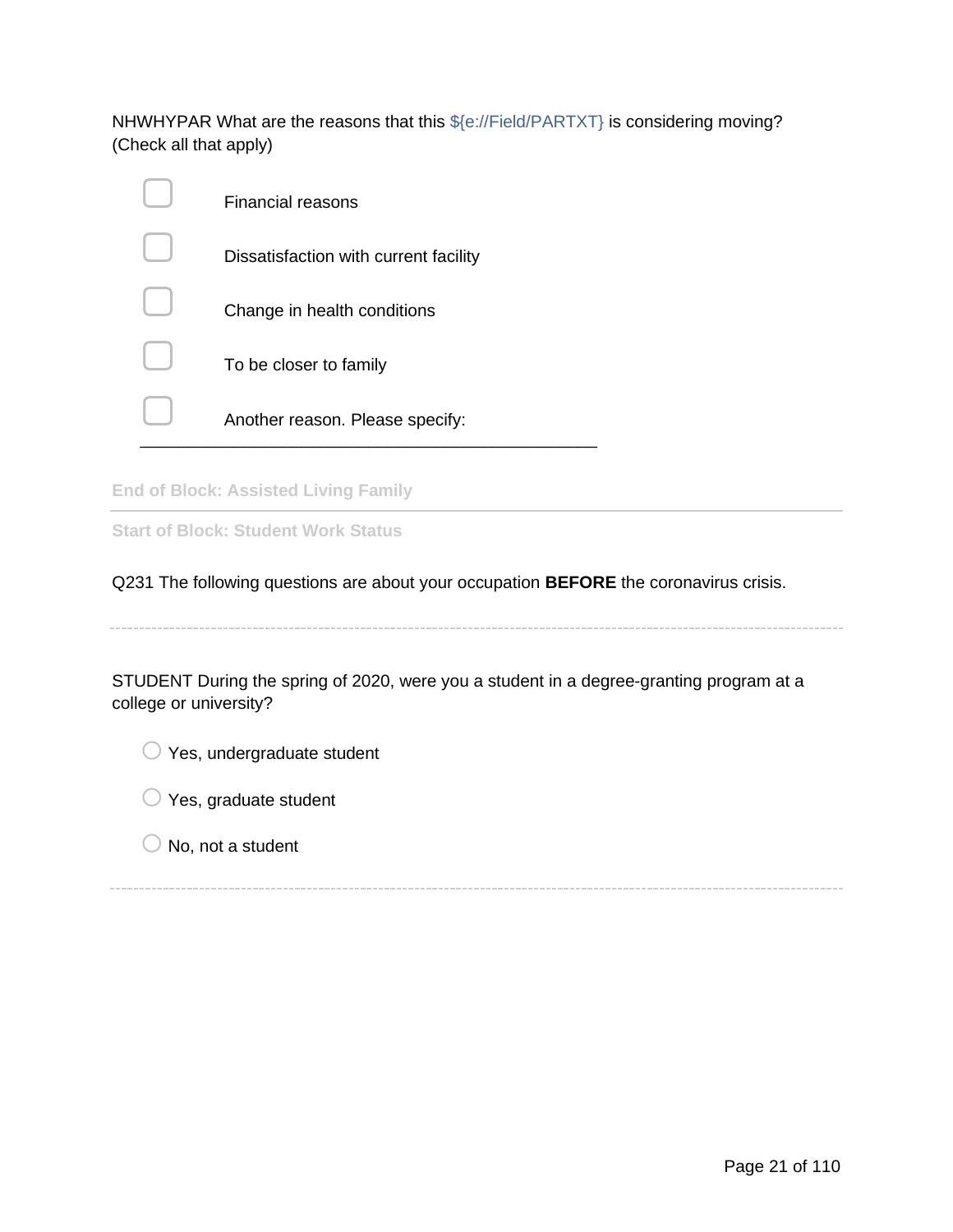NHWHYPAR What are the reasons that this ${e://Field/PARTXT} is considering moving? (Check all that apply)

- ☐ Financial reasons
- ☐ Dissatisfaction with current facility
- ☐ Change in health conditions
- ☐ To be closer to family
- ☐ Another reason. Please specify: ________________________________________________

End of Block: Assisted Living Family

---

Start of Block: Student Work Status

Q231 The following questions are about your occupation **BEFORE** the coronavirus crisis.

---

STUDENT During the spring of 2020, were you a student in a degree-granting program at a college or university?

- ○ Yes, undergraduate student
- ○ Yes, graduate student
- ○ No, not a student

---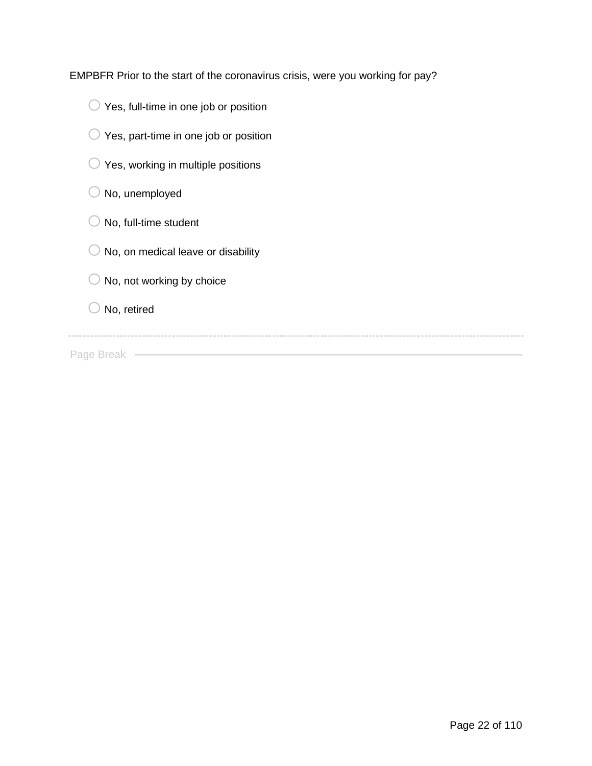EMPBFR Prior to the start of the coronavirus crisis, were you working for pay?

- ○ Yes, full-time in one job or position
- ○ Yes, part-time in one job or position
- ○ Yes, working in multiple positions
- ○ No, unemployed
- ○ No, full-time student
- ○ No, on medical leave or disability
- ○ No, not working by choice
- ○ No, retired

---

Page Break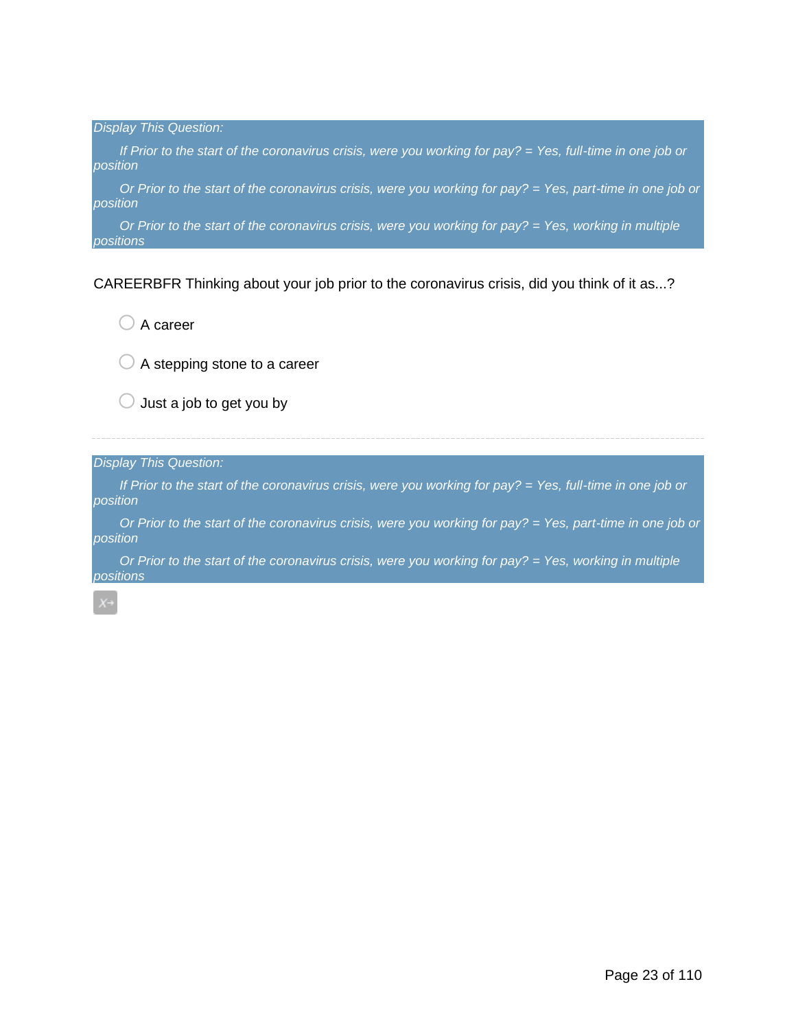*Display This Question:*

*If Prior to the start of the coronavirus crisis, were you working for pay? = Yes, full-time in one job or position*

*Or Prior to the start of the coronavirus crisis, were you working for pay? = Yes, part-time in one job or position*

*Or Prior to the start of the coronavirus crisis, were you working for pay? = Yes, working in multiple positions*

CAREERBFR Thinking about your job prior to the coronavirus crisis, did you think of it as...?

- A career
- A stepping stone to a career
- Just a job to get you by

---

*Display This Question:*

*If Prior to the start of the coronavirus crisis, were you working for pay? = Yes, full-time in one job or position*

*Or Prior to the start of the coronavirus crisis, were you working for pay? = Yes, part-time in one job or position*

*Or Prior to the start of the coronavirus crisis, were you working for pay? = Yes, working in multiple positions*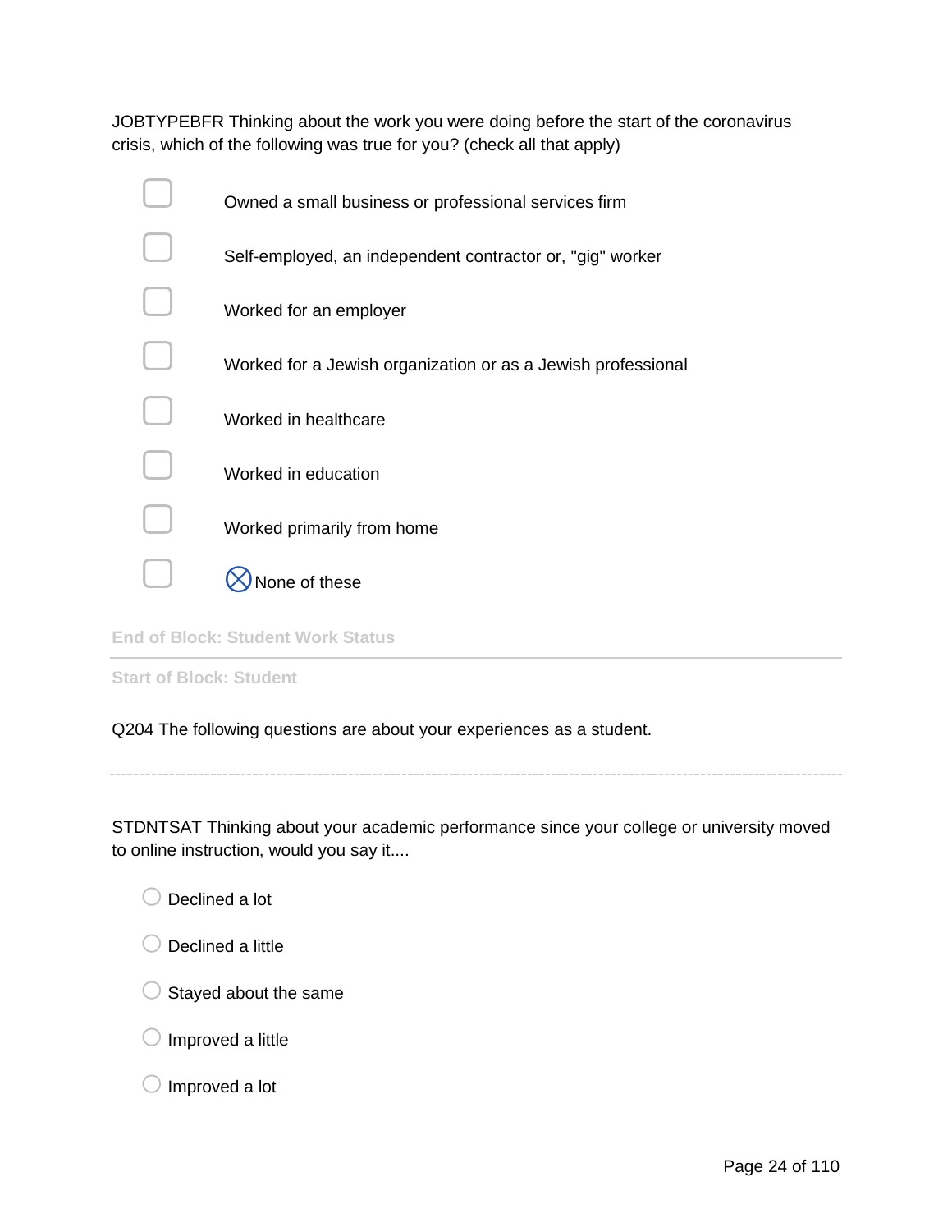JOBTYPEBFR Thinking about the work you were doing before the start of the coronavirus crisis, which of the following was true for you? (check all that apply)

- [ ] Owned a small business or professional services firm
- [ ] Self-employed, an independent contractor or, "gig" worker
- [ ] Worked for an employer
- [ ] Worked for a Jewish organization or as a Jewish professional
- [ ] Worked in healthcare
- [ ] Worked in education
- [ ] Worked primarily from home
- [ ] ⊗None of these

End of Block: Student Work Status

---

Start of Block: Student

Q204 The following questions are about your experiences as a student.

---

STDNTSAT Thinking about your academic performance since your college or university moved to online instruction, would you say it....

- ○ Declined a lot
- ○ Declined a little
- ○ Stayed about the same
- ○ Improved a little
- ○ Improved a lot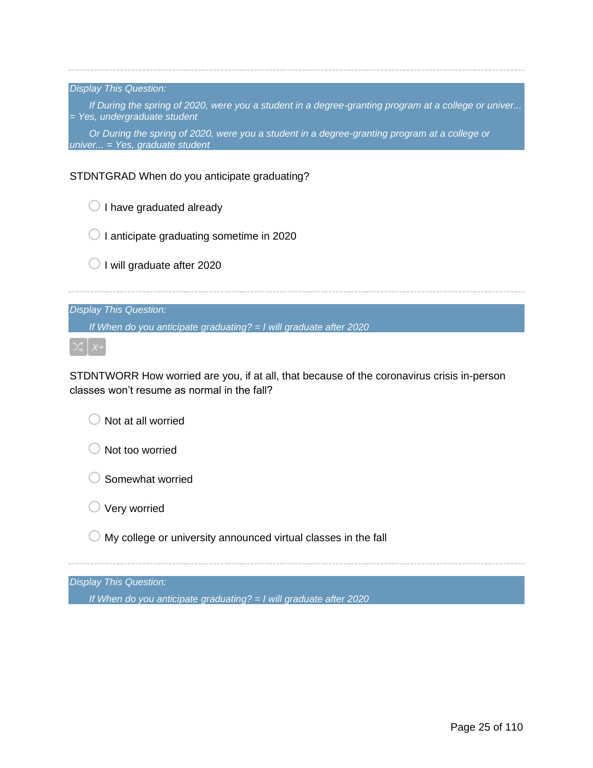---

*Display This Question:*

*If During the spring of 2020, were you a student in a degree-granting program at a college or univer... = Yes, undergraduate student*

*Or During the spring of 2020, were you a student in a degree-granting program at a college or univer... = Yes, graduate student*

STDNTGRAD When do you anticipate graduating?

- ○ I have graduated already
- ○ I anticipate graduating sometime in 2020
- ○ I will graduate after 2020

---

*Display This Question:*

*If When do you anticipate graduating? = I will graduate after 2020*

STDNTWORR How worried are you, if at all, that because of the coronavirus crisis in-person classes won't resume as normal in the fall?

- ○ Not at all worried
- ○ Not too worried
- ○ Somewhat worried
- ○ Very worried
- ○ My college or university announced virtual classes in the fall

---

*Display This Question:*

*If When do you anticipate graduating? = I will graduate after 2020*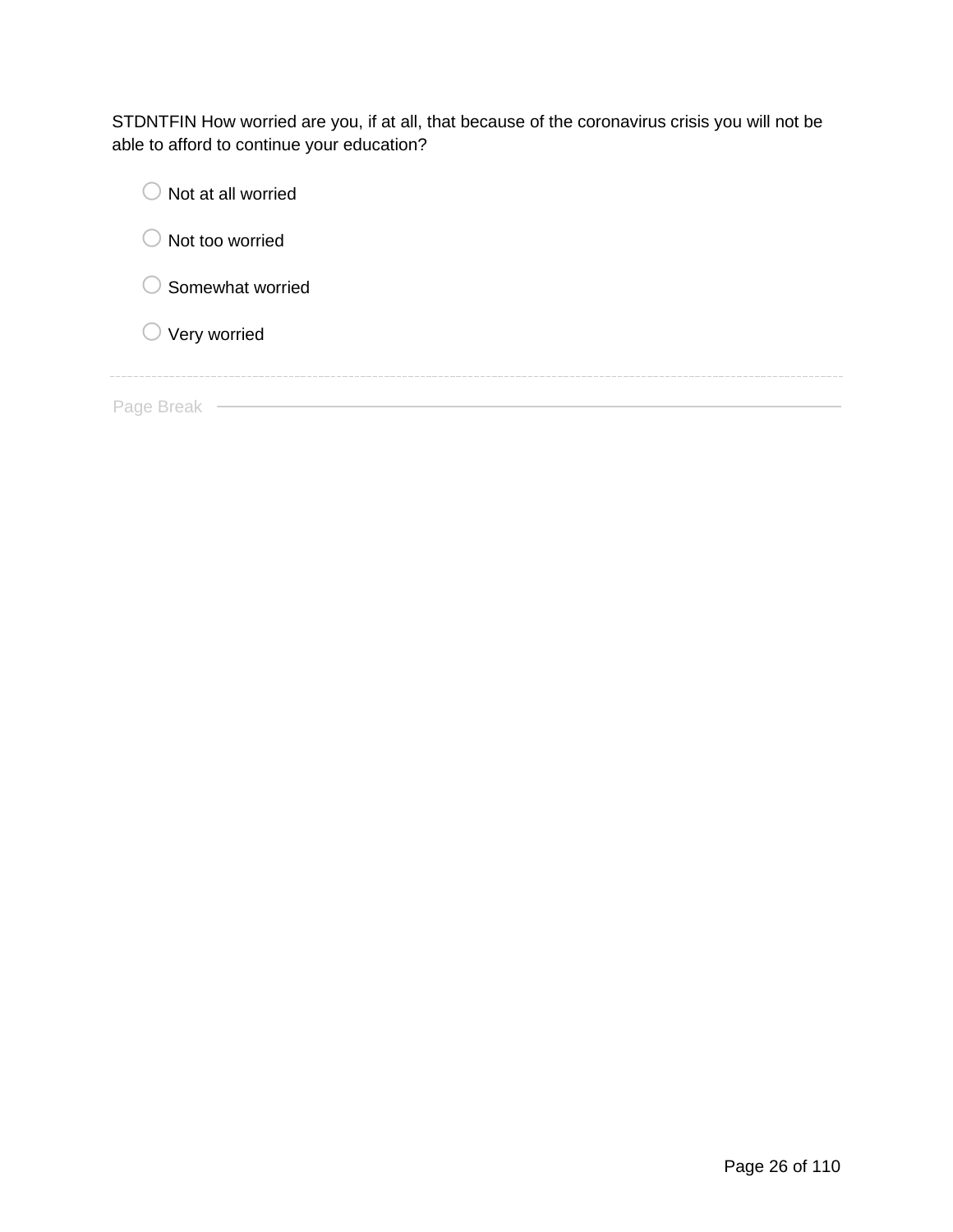STDNTFIN How worried are you, if at all, that because of the coronavirus crisis you will not be able to afford to continue your education?

- ○ Not at all worried
- ○ Not too worried
- ○ Somewhat worried
- ○ Very worried

Page Break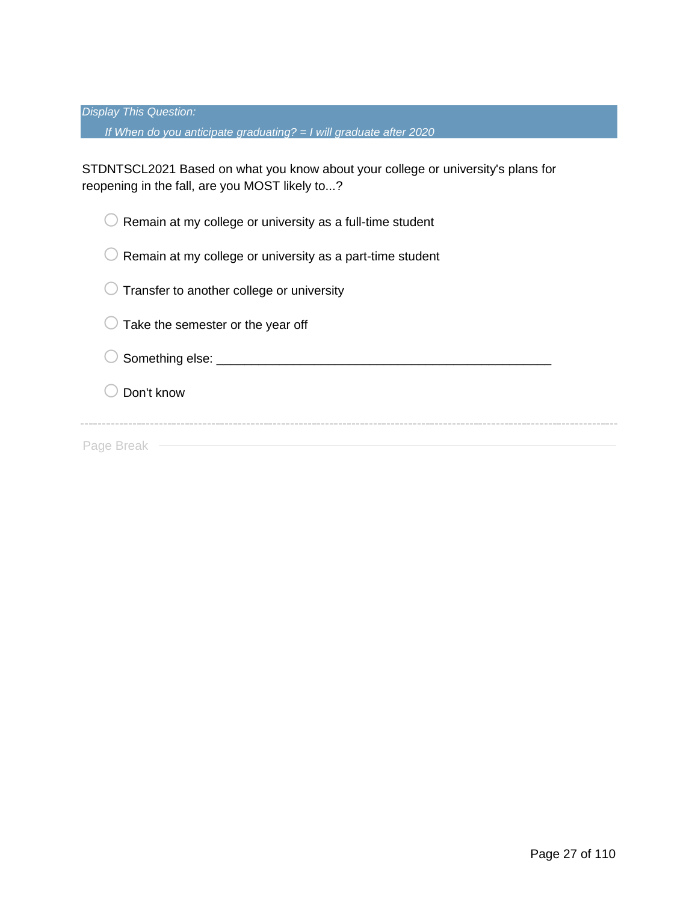*Display This Question:*

*If When do you anticipate graduating? = I will graduate after 2020*

STDNTSCL2021 Based on what you know about your college or university's plans for reopening in the fall, are you MOST likely to...?

- Remain at my college or university as a full-time student
- Remain at my college or university as a part-time student
- Transfer to another college or university
- Take the semester or the year off
- Something else: ________________________________________________
- Don't know

Page Break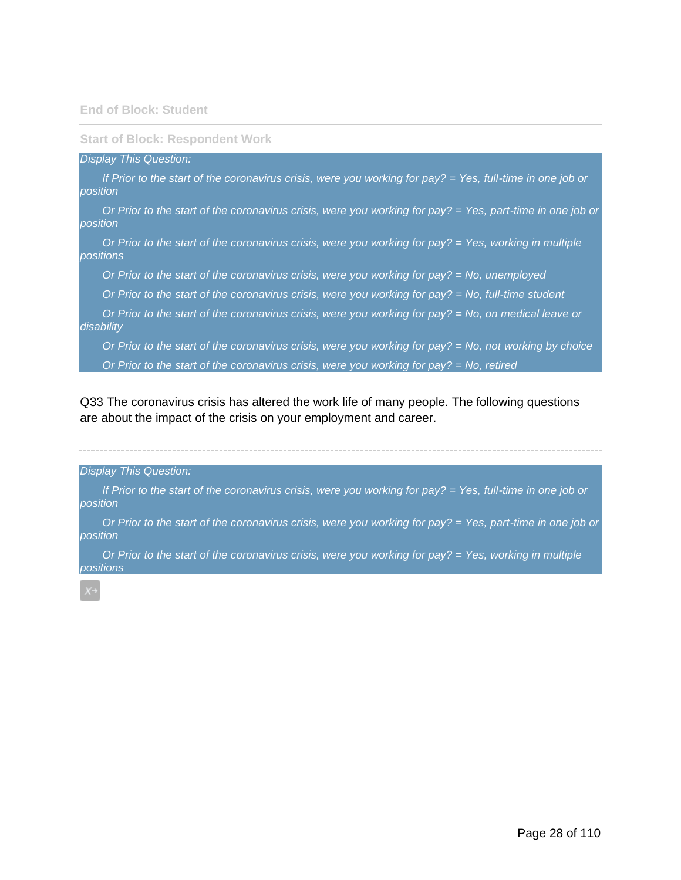End of Block: Student

---

Start of Block: Respondent Work

*Display This Question:*

*If Prior to the start of the coronavirus crisis, were you working for pay? = Yes, full-time in one job or position*

*Or Prior to the start of the coronavirus crisis, were you working for pay? = Yes, part-time in one job or position*

*Or Prior to the start of the coronavirus crisis, were you working for pay? = Yes, working in multiple positions*

*Or Prior to the start of the coronavirus crisis, were you working for pay? = No, unemployed*

*Or Prior to the start of the coronavirus crisis, were you working for pay? = No, full-time student*

*Or Prior to the start of the coronavirus crisis, were you working for pay? = No, on medical leave or disability*

*Or Prior to the start of the coronavirus crisis, were you working for pay? = No, not working by choice*

*Or Prior to the start of the coronavirus crisis, were you working for pay? = No, retired*

Q33 The coronavirus crisis has altered the work life of many people. The following questions are about the impact of the crisis on your employment and career.

---

*Display This Question:*

*If Prior to the start of the coronavirus crisis, were you working for pay? = Yes, full-time in one job or position*

*Or Prior to the start of the coronavirus crisis, were you working for pay? = Yes, part-time in one job or position*

*Or Prior to the start of the coronavirus crisis, were you working for pay? = Yes, working in multiple positions*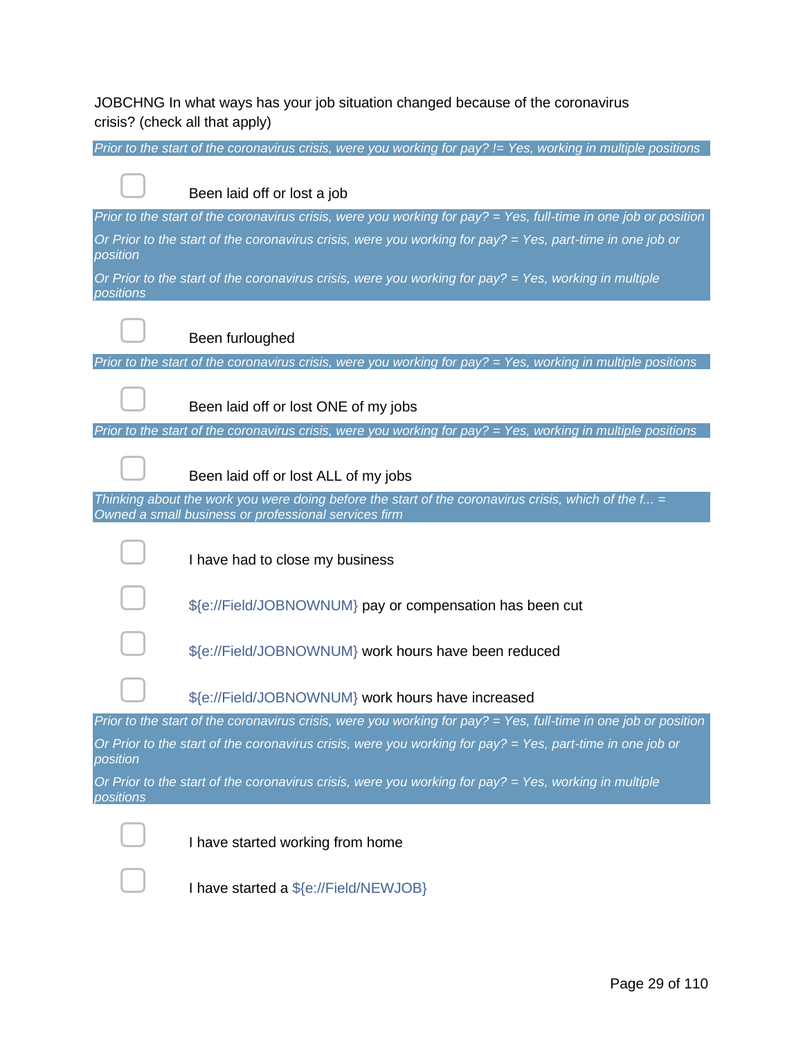JOBCHNG In what ways has your job situation changed because of the coronavirus crisis? (check all that apply)

*Prior to the start of the coronavirus crisis, were you working for pay? != Yes, working in multiple positions*

- [ ] Been laid off or lost a job

*Prior to the start of the coronavirus crisis, were you working for pay? = Yes, full-time in one job or position*

*Or Prior to the start of the coronavirus crisis, were you working for pay? = Yes, part-time in one job or position*

*Or Prior to the start of the coronavirus crisis, were you working for pay? = Yes, working in multiple positions*

- [ ] Been furloughed

*Prior to the start of the coronavirus crisis, were you working for pay? = Yes, working in multiple positions*

- [ ] Been laid off or lost ONE of my jobs

*Prior to the start of the coronavirus crisis, were you working for pay? = Yes, working in multiple positions*

- [ ] Been laid off or lost ALL of my jobs

*Thinking about the work you were doing before the start of the coronavirus crisis, which of the f... = Owned a small business or professional services firm*

- [ ] I have had to close my business
- [ ] ${e://Field/JOBNOWNUM} pay or compensation has been cut
- [ ] ${e://Field/JOBNOWNUM} work hours have been reduced
- [ ] ${e://Field/JOBNOWNUM} work hours have increased

*Prior to the start of the coronavirus crisis, were you working for pay? = Yes, full-time in one job or position*

*Or Prior to the start of the coronavirus crisis, were you working for pay? = Yes, part-time in one job or position*

*Or Prior to the start of the coronavirus crisis, were you working for pay? = Yes, working in multiple positions*

- [ ] I have started working from home
- [ ] I have started a ${e://Field/NEWJOB}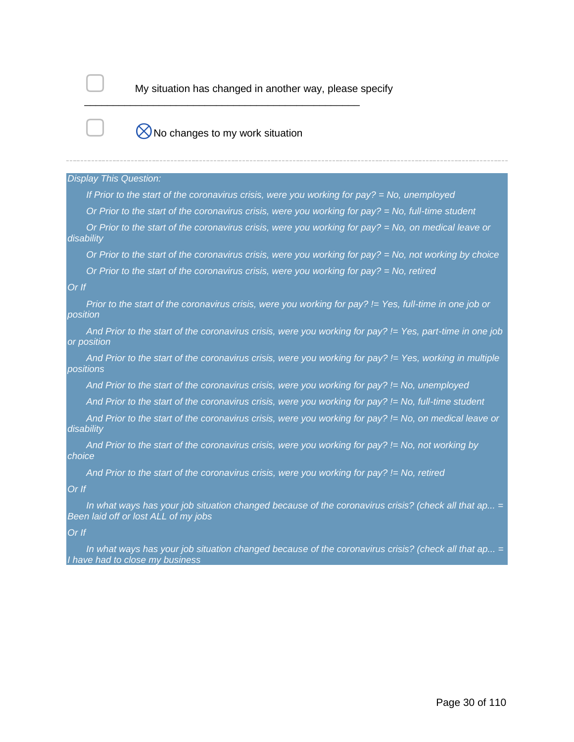- [ ] My situation has changed in another way, please specify

\_\_\_\_\_\_\_\_\_\_\_\_\_\_\_\_\_\_\_\_\_\_\_\_\_\_\_\_\_\_\_\_\_\_\_\_\_\_\_\_\_\_\_\_\_\_\_\_\_\_\_\_\_\_

- [ ] ⊗ No changes to my work situation

---

*Display This Question:*

*If Prior to the start of the coronavirus crisis, were you working for pay? = No, unemployed*

*Or Prior to the start of the coronavirus crisis, were you working for pay? = No, full-time student*

*Or Prior to the start of the coronavirus crisis, were you working for pay? = No, on medical leave or disability*

*Or Prior to the start of the coronavirus crisis, were you working for pay? = No, not working by choice*

*Or Prior to the start of the coronavirus crisis, were you working for pay? = No, retired*

*Or If*

*Prior to the start of the coronavirus crisis, were you working for pay? != Yes, full-time in one job or position*

*And Prior to the start of the coronavirus crisis, were you working for pay? != Yes, part-time in one job or position*

*And Prior to the start of the coronavirus crisis, were you working for pay? != Yes, working in multiple positions*

*And Prior to the start of the coronavirus crisis, were you working for pay? != No, unemployed*

*And Prior to the start of the coronavirus crisis, were you working for pay? != No, full-time student*

*And Prior to the start of the coronavirus crisis, were you working for pay? != No, on medical leave or disability*

*And Prior to the start of the coronavirus crisis, were you working for pay? != No, not working by choice*

*And Prior to the start of the coronavirus crisis, were you working for pay? != No, retired*

*Or If*

*In what ways has your job situation changed because of the coronavirus crisis? (check all that ap... = Been laid off or lost ALL of my jobs*

*Or If*

*In what ways has your job situation changed because of the coronavirus crisis? (check all that ap... = I have had to close my business*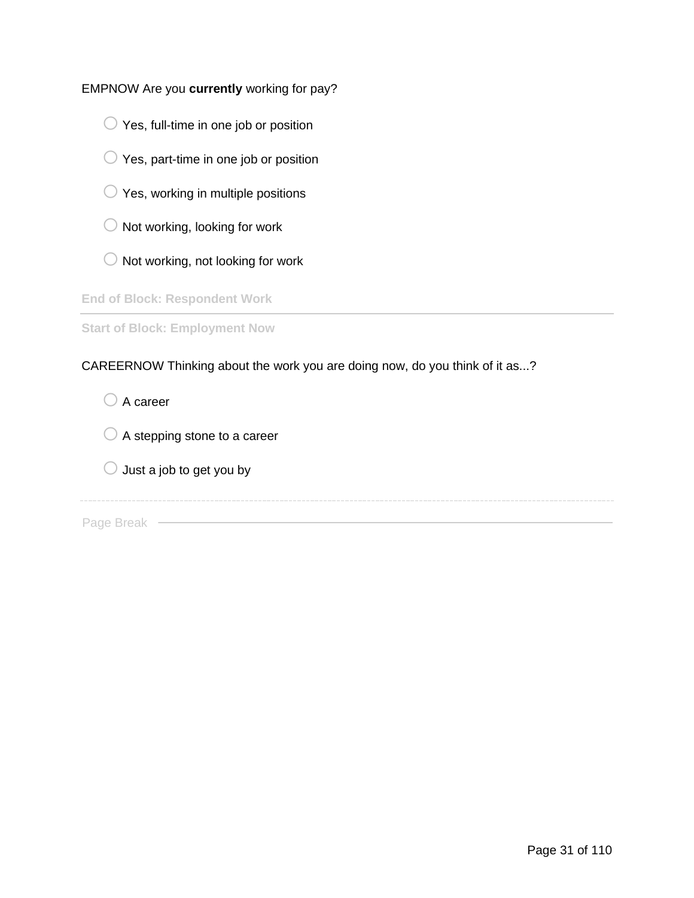EMPNOW Are you **currently** working for pay?

- ○ Yes, full-time in one job or position
- ○ Yes, part-time in one job or position
- ○ Yes, working in multiple positions
- ○ Not working, looking for work
- ○ Not working, not looking for work

**End of Block: Respondent Work**

---

**Start of Block: Employment Now**

CAREERNOW Thinking about the work you are doing now, do you think of it as...?

- ○ A career
- ○ A stepping stone to a career
- ○ Just a job to get you by

Page Break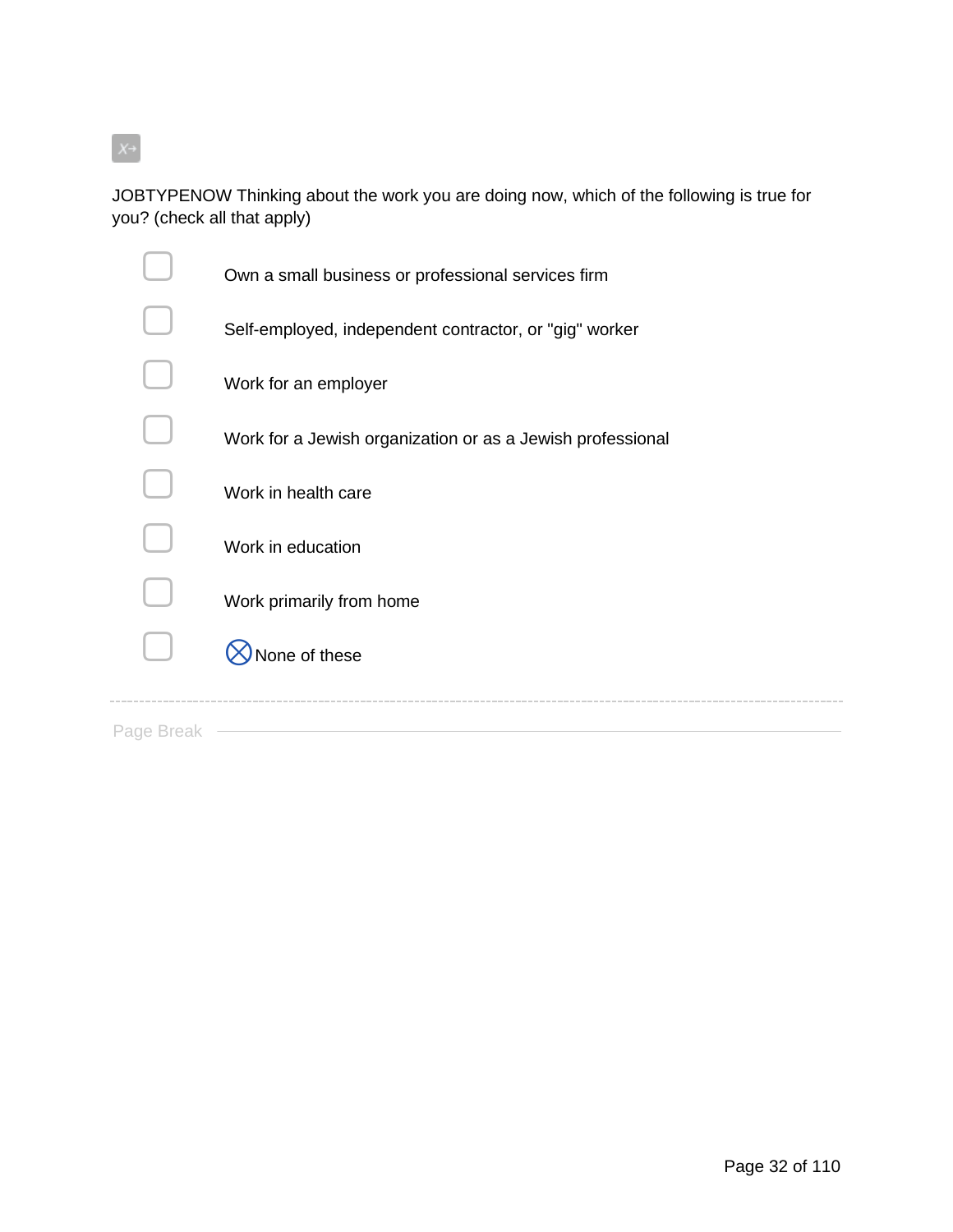JOBTYPENOW Thinking about the work you are doing now, which of the following is true for you? (check all that apply)

- [ ] Own a small business or professional services firm
- [ ] Self-employed, independent contractor, or "gig" worker
- [ ] Work for an employer
- [ ] Work for a Jewish organization or as a Jewish professional
- [ ] Work in health care
- [ ] Work in education
- [ ] Work primarily from home
- [ ] ⊗ None of these

Page Break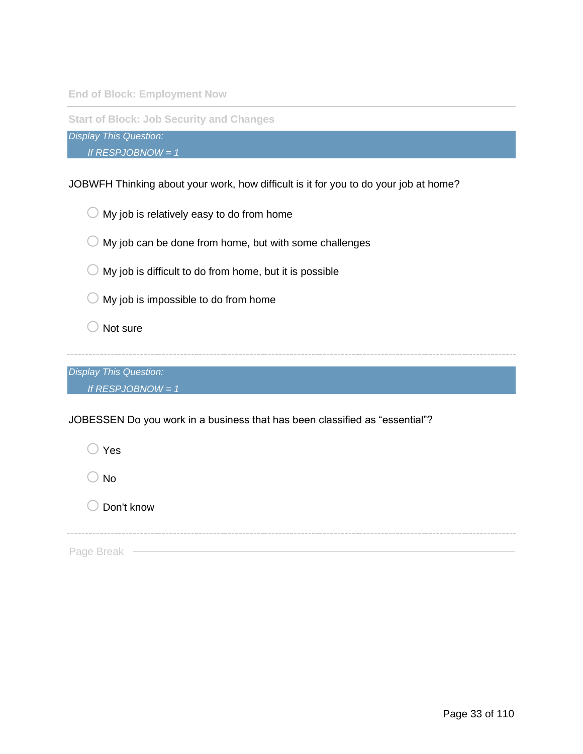End of Block: Employment Now

---

Start of Block: Job Security and Changes

*Display This Question:*

*If RESPJOBNOW = 1*

JOBWFH Thinking about your work, how difficult is it for you to do your job at home?

- My job is relatively easy to do from home
- My job can be done from home, but with some challenges
- My job is difficult to do from home, but it is possible
- My job is impossible to do from home
- Not sure

---

*Display This Question:*

*If RESPJOBNOW = 1*

JOBESSEN Do you work in a business that has been classified as “essential”?

- Yes
- No
- Don't know

---

Page Break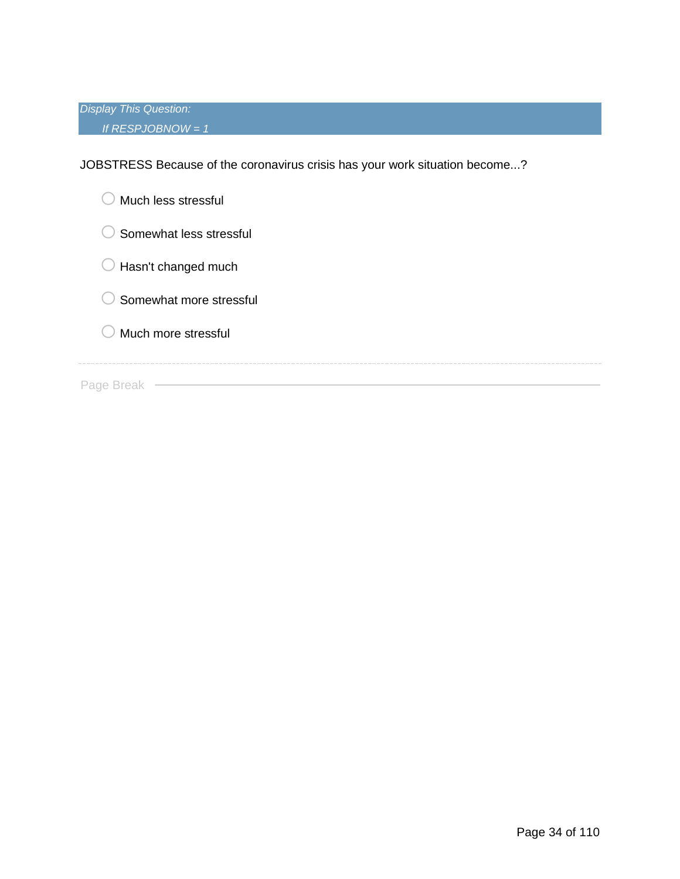*Display This Question:*

*If RESPJOBNOW = 1*

JOBSTRESS Because of the coronavirus crisis has your work situation become...?

- Much less stressful
- Somewhat less stressful
- Hasn't changed much
- Somewhat more stressful
- Much more stressful

Page Break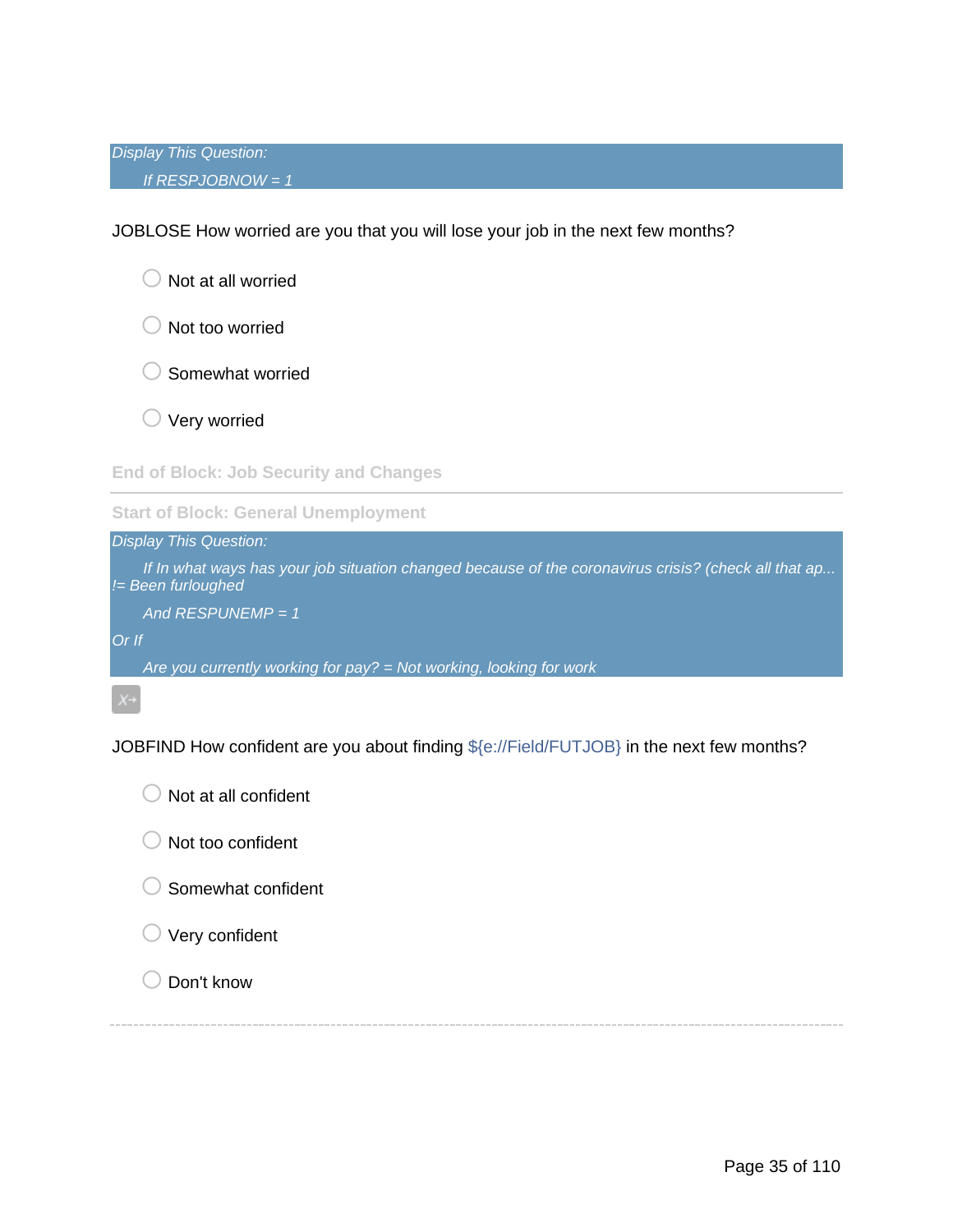*Display This Question:*

*If RESPJOBNOW = 1*

JOBLOSE How worried are you that you will lose your job in the next few months?

- Not at all worried
- Not too worried
- Somewhat worried
- Very worried

**End of Block: Job Security and Changes**

---

**Start of Block: General Unemployment**

*Display This Question:*

*If In what ways has your job situation changed because of the coronavirus crisis? (check all that ap... != Been furloughed*

*And RESPUNEMP = 1*

*Or If*

*Are you currently working for pay? = Not working, looking for work*

JOBFIND How confident are you about finding ${e://Field/FUTJOB} in the next few months?

- Not at all confident
- Not too confident
- Somewhat confident
- Very confident
- Don't know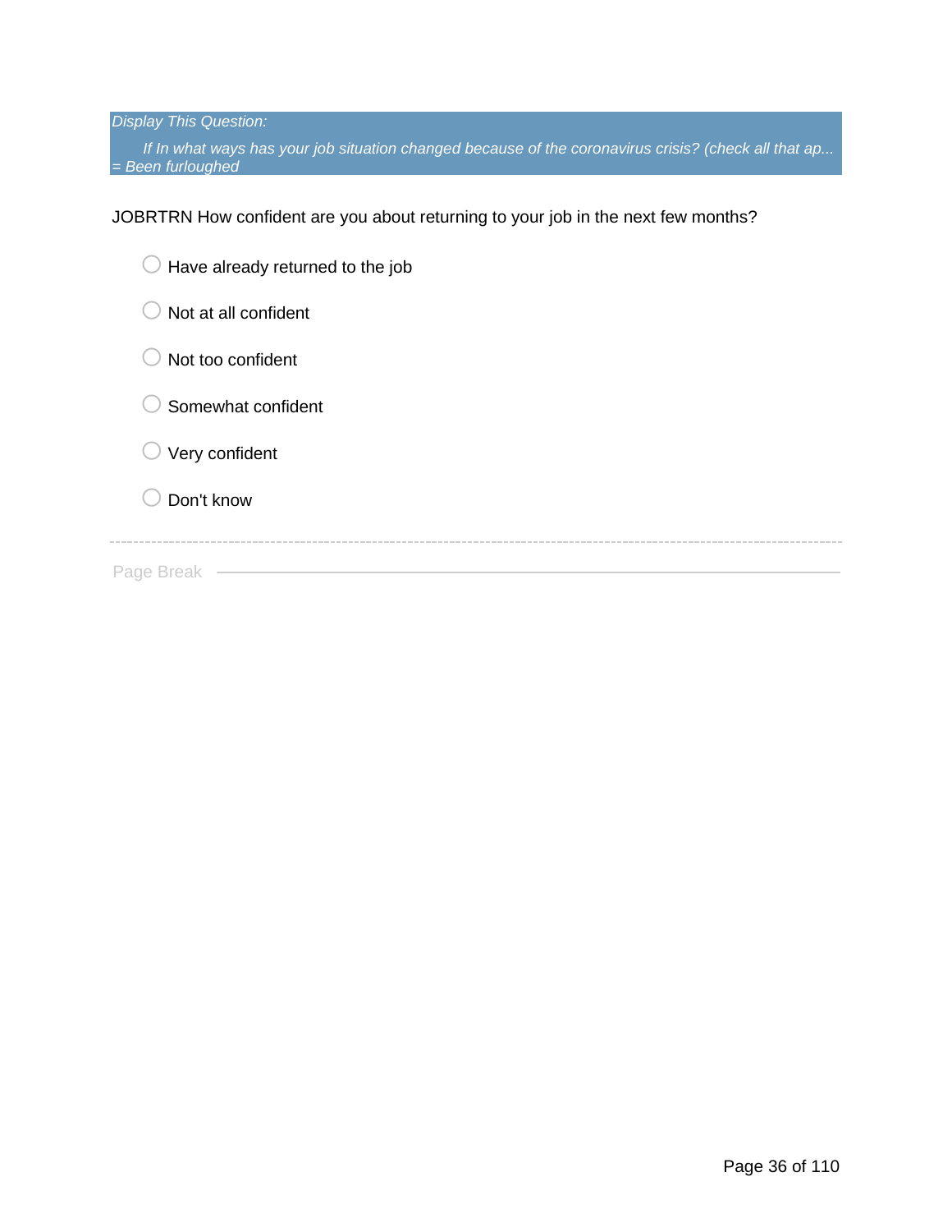*Display This Question:*

*If In what ways has your job situation changed because of the coronavirus crisis? (check all that ap... = Been furloughed*

JOBRTRN How confident are you about returning to your job in the next few months?

- Have already returned to the job
- Not at all confident
- Not too confident
- Somewhat confident
- Very confident
- Don't know

Page Break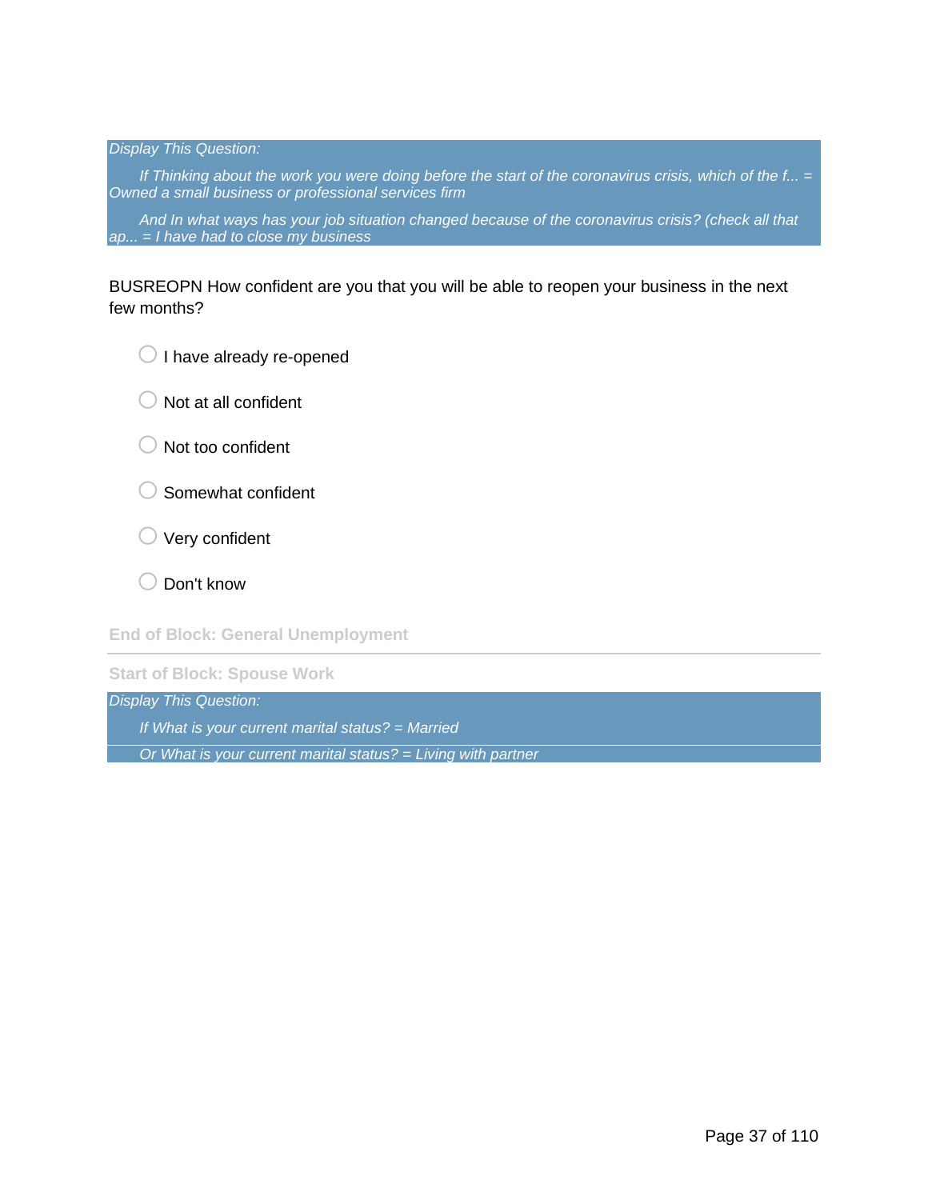*Display This Question:*

*If Thinking about the work you were doing before the start of the coronavirus crisis, which of the f... = Owned a small business or professional services firm*

*And In what ways has your job situation changed because of the coronavirus crisis? (check all that ap... = I have had to close my business*

BUSREOPN How confident are you that you will be able to reopen your business in the next few months?

- I have already re-opened
- Not at all confident
- Not too confident
- Somewhat confident
- Very confident
- Don't know

**End of Block: General Unemployment**

---

**Start of Block: Spouse Work**

*Display This Question:*

*If What is your current marital status? = Married*

*Or What is your current marital status? = Living with partner*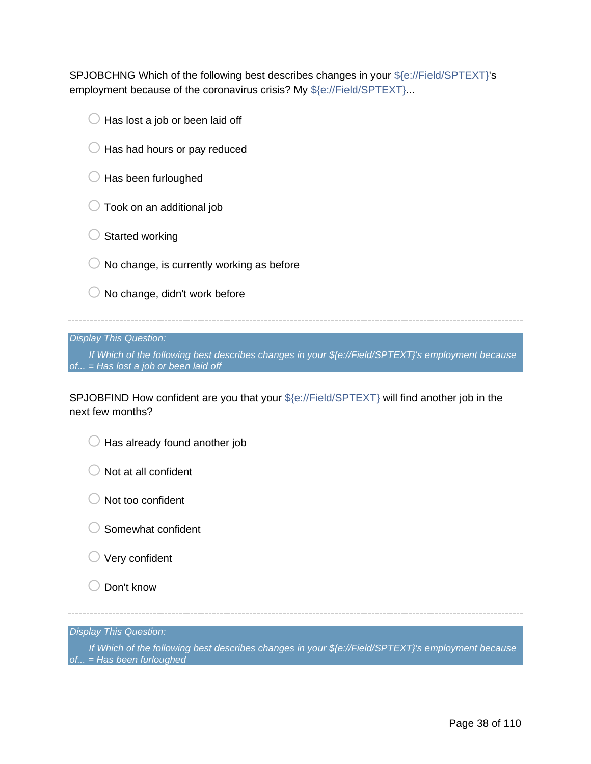SPJOBCHNG Which of the following best describes changes in your ${e://Field/SPTEXT}'s employment because of the coronavirus crisis? My ${e://Field/SPTEXT}...

- Has lost a job or been laid off
- Has had hours or pay reduced
- Has been furloughed
- Took on an additional job
- Started working
- No change, is currently working as before
- No change, didn't work before

---

*Display This Question:*

*If Which of the following best describes changes in your ${e://Field/SPTEXT}'s employment because of... = Has lost a job or been laid off*

SPJOBFIND How confident are you that your ${e://Field/SPTEXT} will find another job in the next few months?

- Has already found another job
- Not at all confident
- Not too confident
- Somewhat confident
- Very confident
- Don't know

---

*Display This Question:*

*If Which of the following best describes changes in your ${e://Field/SPTEXT}'s employment because of... = Has been furloughed*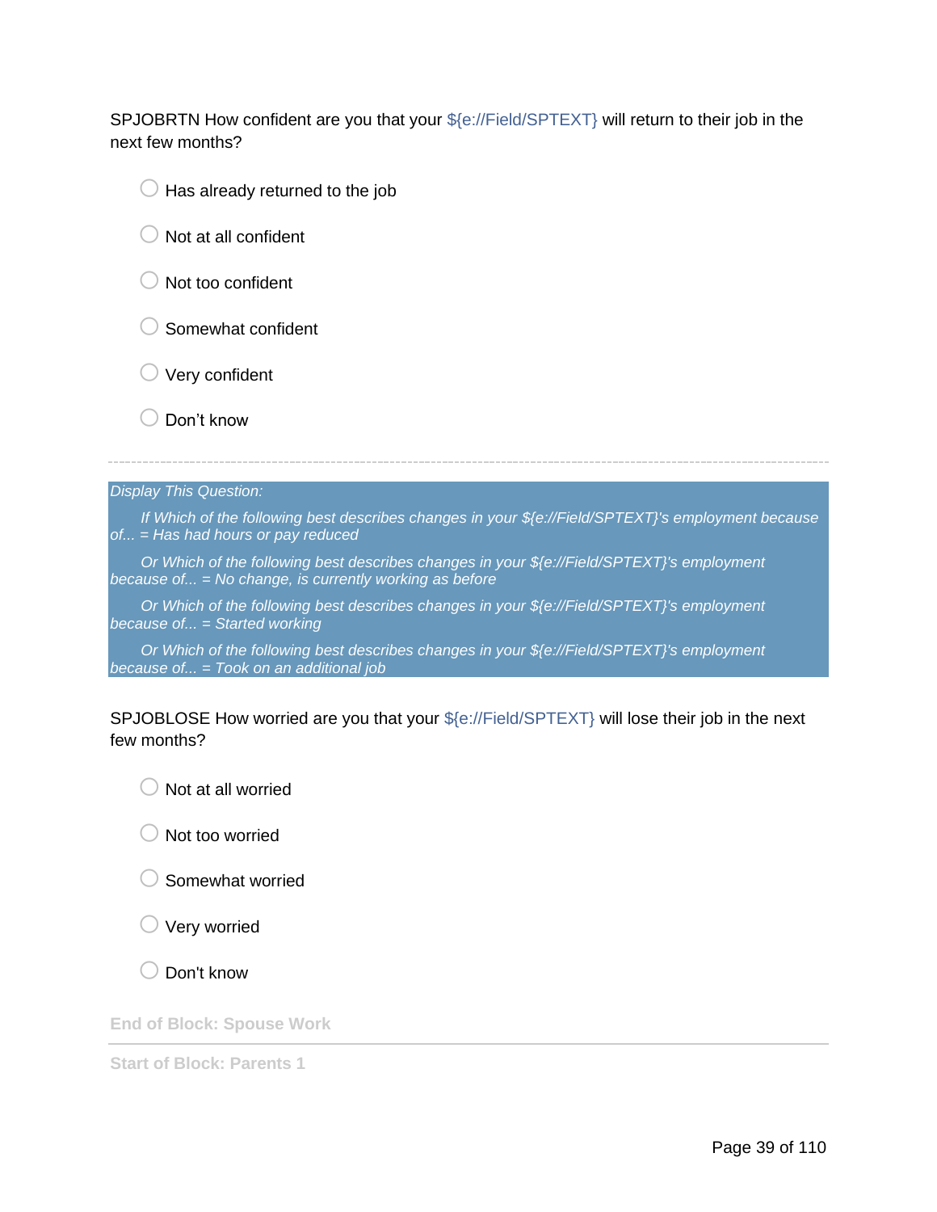SPJOBRTN How confident are you that your ${e://Field/SPTEXT} will return to their job in the next few months?

- ○ Has already returned to the job
- ○ Not at all confident
- ○ Not too confident
- ○ Somewhat confident
- ○ Very confident
- ○ Don’t know

---

*Display This Question:*

*If Which of the following best describes changes in your ${e://Field/SPTEXT}'s employment because of... = Has had hours or pay reduced*

*Or Which of the following best describes changes in your ${e://Field/SPTEXT}'s employment because of... = No change, is currently working as before*

*Or Which of the following best describes changes in your ${e://Field/SPTEXT}'s employment because of... = Started working*

*Or Which of the following best describes changes in your ${e://Field/SPTEXT}'s employment because of... = Took on an additional job*

SPJOBLOSE How worried are you that your ${e://Field/SPTEXT} will lose their job in the next few months?

- ○ Not at all worried
- ○ Not too worried
- ○ Somewhat worried
- ○ Very worried
- ○ Don't know

**End of Block: Spouse Work**

---

**Start of Block: Parents 1**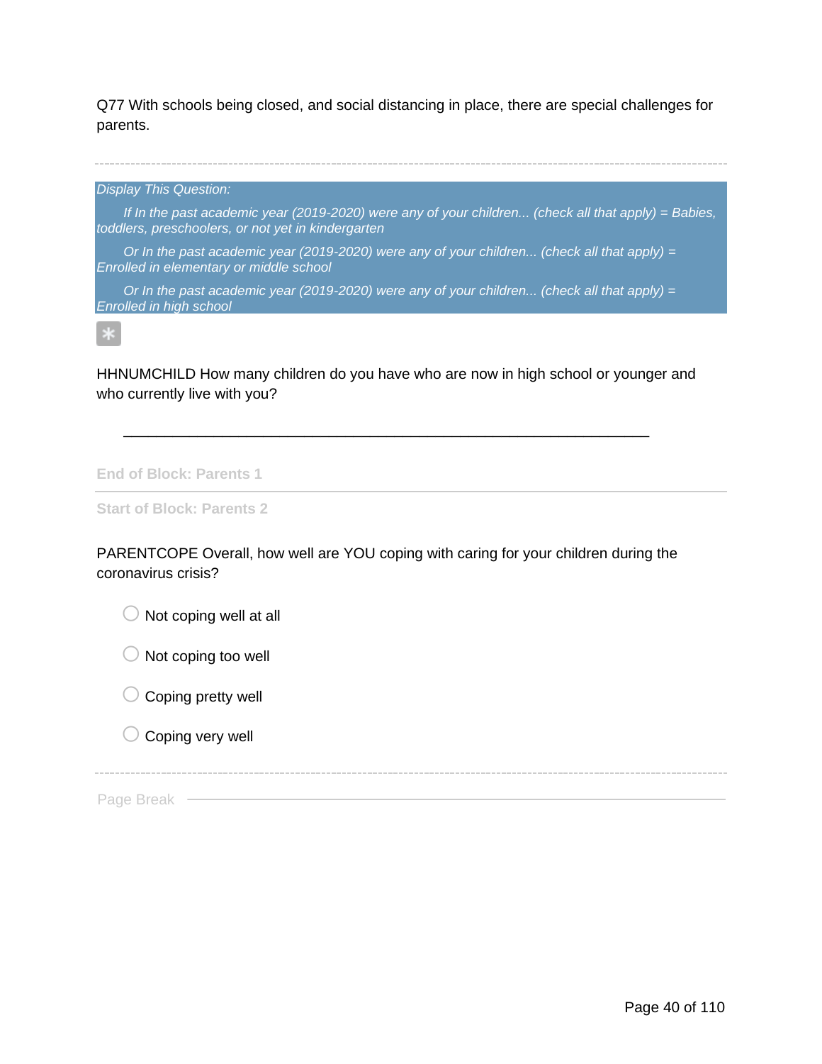Q77 With schools being closed, and social distancing in place, there are special challenges for parents.

---

*Display This Question:*

*If In the past academic year (2019-2020) were any of your children... (check all that apply) = Babies, toddlers, preschoolers, or not yet in kindergarten*

*Or In the past academic year (2019-2020) were any of your children... (check all that apply) = Enrolled in elementary or middle school*

*Or In the past academic year (2019-2020) were any of your children... (check all that apply) = Enrolled in high school*

*

HHNUMCHILD How many children do you have who are now in high school or younger and who currently live with you?

________________________________________________________________

**End of Block: Parents 1**

---

**Start of Block: Parents 2**

PARENTCOPE Overall, how well are YOU coping with caring for your children during the coronavirus crisis?

- ◯ Not coping well at all
- ◯ Not coping too well
- ◯ Coping pretty well
- ◯ Coping very well

---

Page Break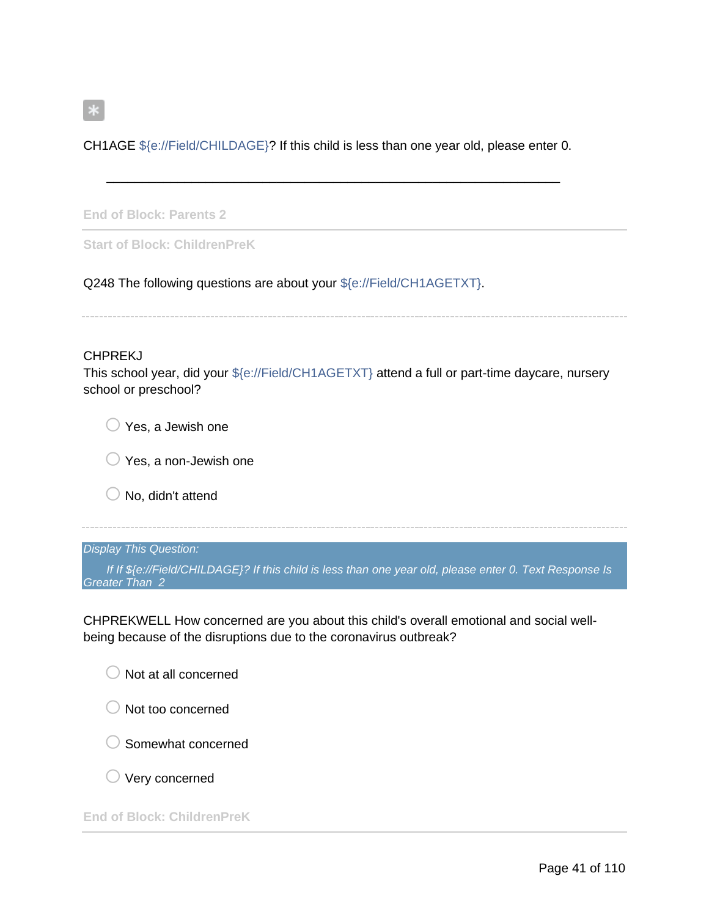*

CH1AGE ${e://Field/CHILDAGE}? If this child is less than one year old, please enter 0.

________________________________________________________________

End of Block: Parents 2

---

Start of Block: ChildrenPreK

Q248 The following questions are about your ${e://Field/CH1AGETXT}.

---

CHPREKJ
This school year, did your ${e://Field/CH1AGETXT} attend a full or part-time daycare, nursery school or preschool?

- Yes, a Jewish one
- Yes, a non-Jewish one
- No, didn't attend

---

*Display This Question:*

*If If ${e://Field/CHILDAGE}? If this child is less than one year old, please enter 0. Text Response Is Greater Than 2*

CHPREKWELL How concerned are you about this child's overall emotional and social well-being because of the disruptions due to the coronavirus outbreak?

- Not at all concerned
- Not too concerned
- Somewhat concerned
- Very concerned

End of Block: ChildrenPreK

---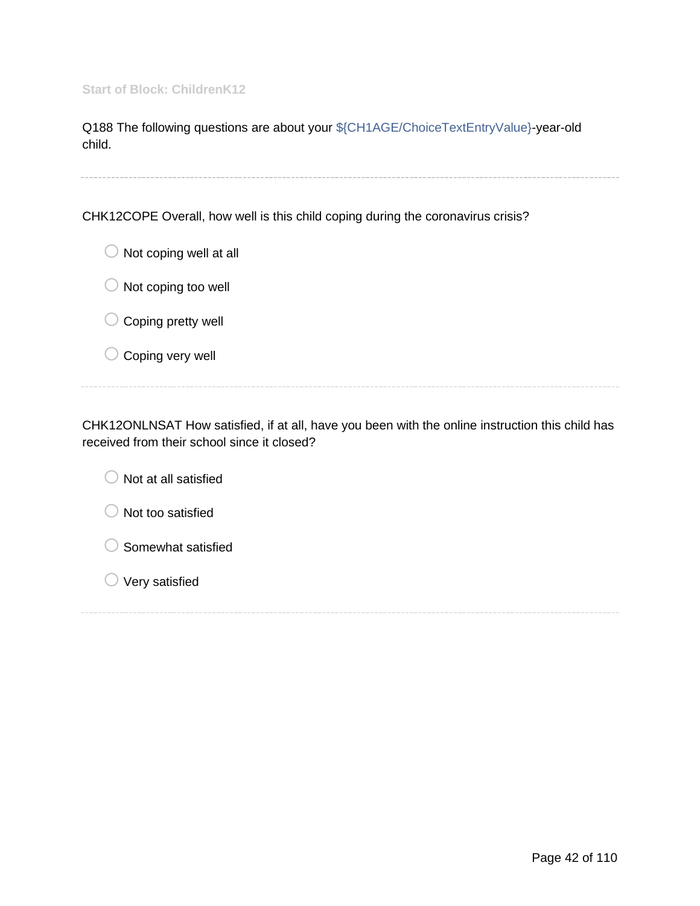Start of Block: ChildrenK12

Q188 The following questions are about your ${CH1AGE/ChoiceTextEntryValue}-year-old child.

---

CHK12COPE Overall, how well is this child coping during the coronavirus crisis?

- Not coping well at all
- Not coping too well
- Coping pretty well
- Coping very well

---

CHK12ONLNSAT How satisfied, if at all, have you been with the online instruction this child has received from their school since it closed?

- Not at all satisfied
- Not too satisfied
- Somewhat satisfied
- Very satisfied

---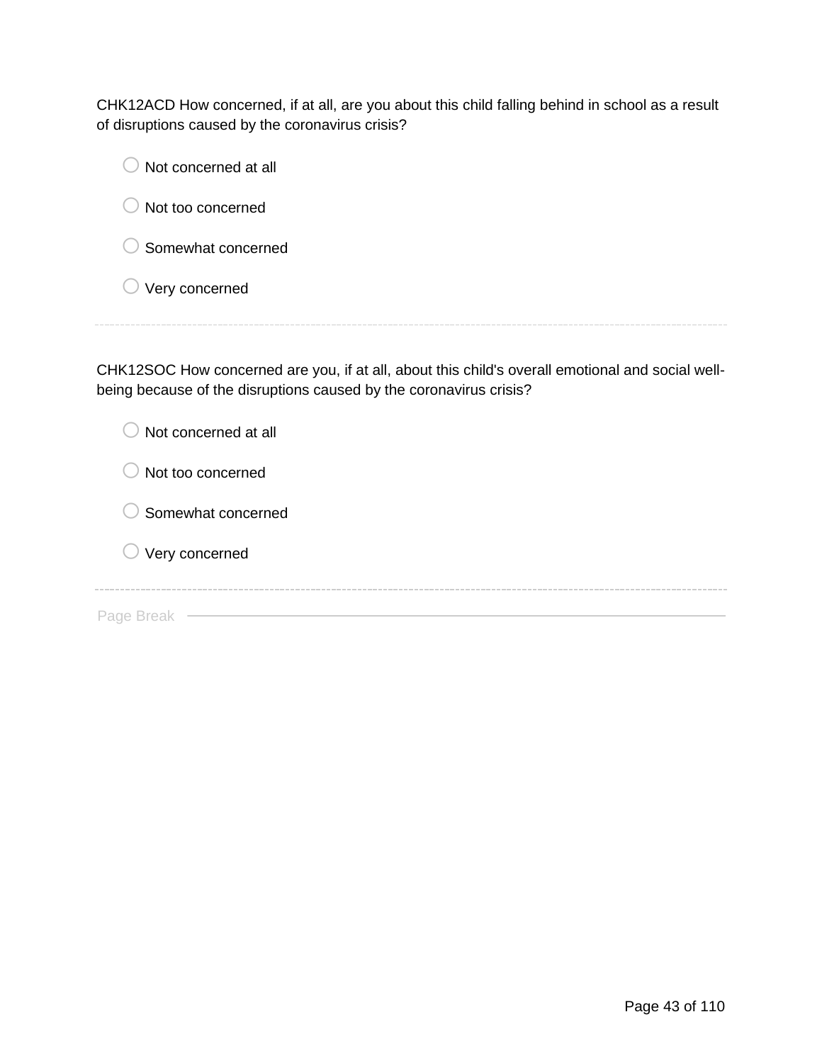CHK12ACD How concerned, if at all, are you about this child falling behind in school as a result of disruptions caused by the coronavirus crisis?

- ○ Not concerned at all
- ○ Not too concerned
- ○ Somewhat concerned
- ○ Very concerned

---

CHK12SOC How concerned are you, if at all, about this child's overall emotional and social well-being because of the disruptions caused by the coronavirus crisis?

- ○ Not concerned at all
- ○ Not too concerned
- ○ Somewhat concerned
- ○ Very concerned

---

Page Break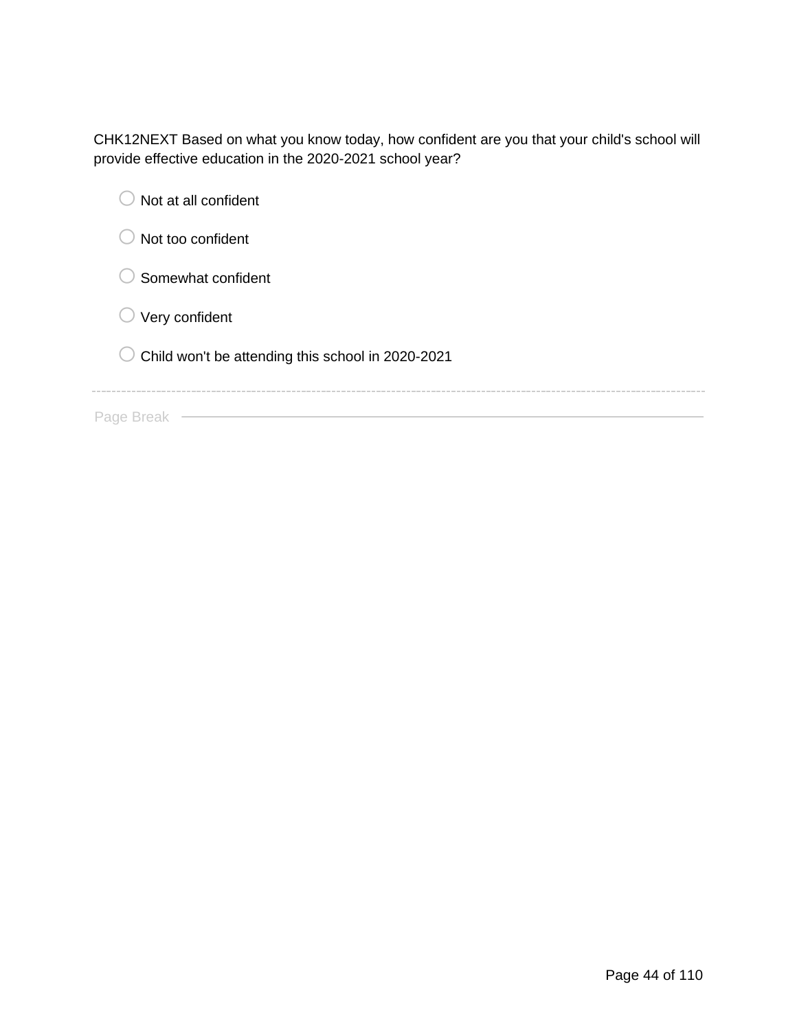CHK12NEXT Based on what you know today, how confident are you that your child's school will provide effective education in the 2020-2021 school year?

- Not at all confident
- Not too confident
- Somewhat confident
- Very confident
- Child won't be attending this school in 2020-2021

Page Break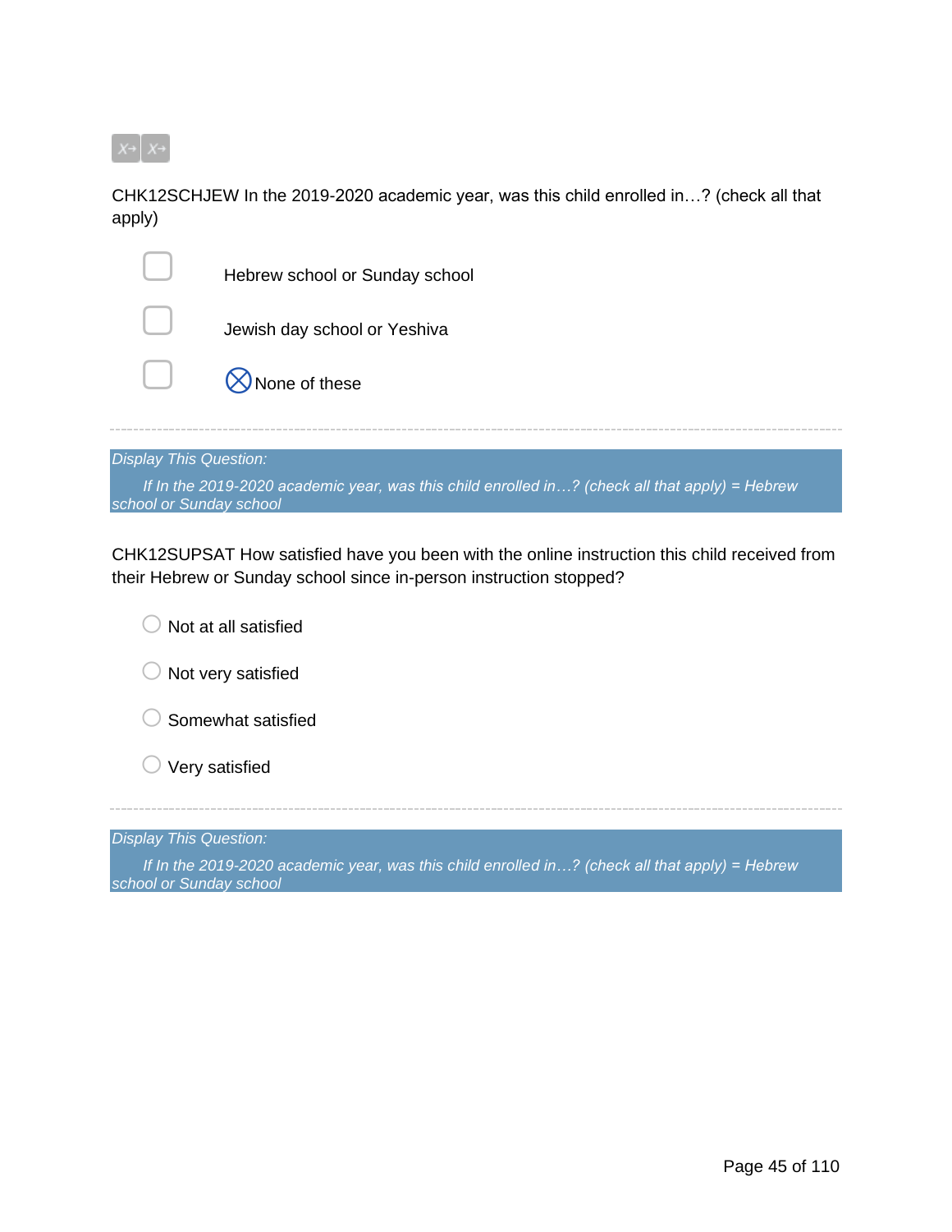CHK12SCHJEW In the 2019-2020 academic year, was this child enrolled in…? (check all that apply)

- ☐ Hebrew school or Sunday school
- ☐ Jewish day school or Yeshiva
- ☐ ⊗ None of these

---

*Display This Question:*

*If In the 2019-2020 academic year, was this child enrolled in…? (check all that apply) = Hebrew school or Sunday school*

CHK12SUPSAT How satisfied have you been with the online instruction this child received from their Hebrew or Sunday school since in-person instruction stopped?

- ○ Not at all satisfied
- ○ Not very satisfied
- ○ Somewhat satisfied
- ○ Very satisfied

---

*Display This Question:*

*If In the 2019-2020 academic year, was this child enrolled in…? (check all that apply) = Hebrew school or Sunday school*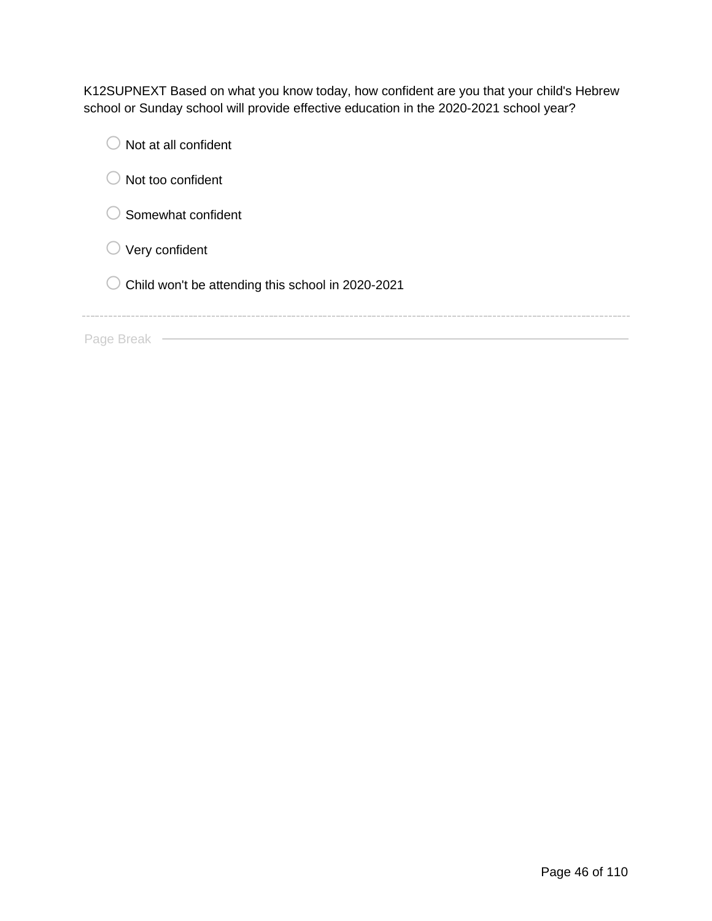K12SUPNEXT Based on what you know today, how confident are you that your child's Hebrew school or Sunday school will provide effective education in the 2020-2021 school year?

- Not at all confident
- Not too confident
- Somewhat confident
- Very confident
- Child won't be attending this school in 2020-2021

---

Page Break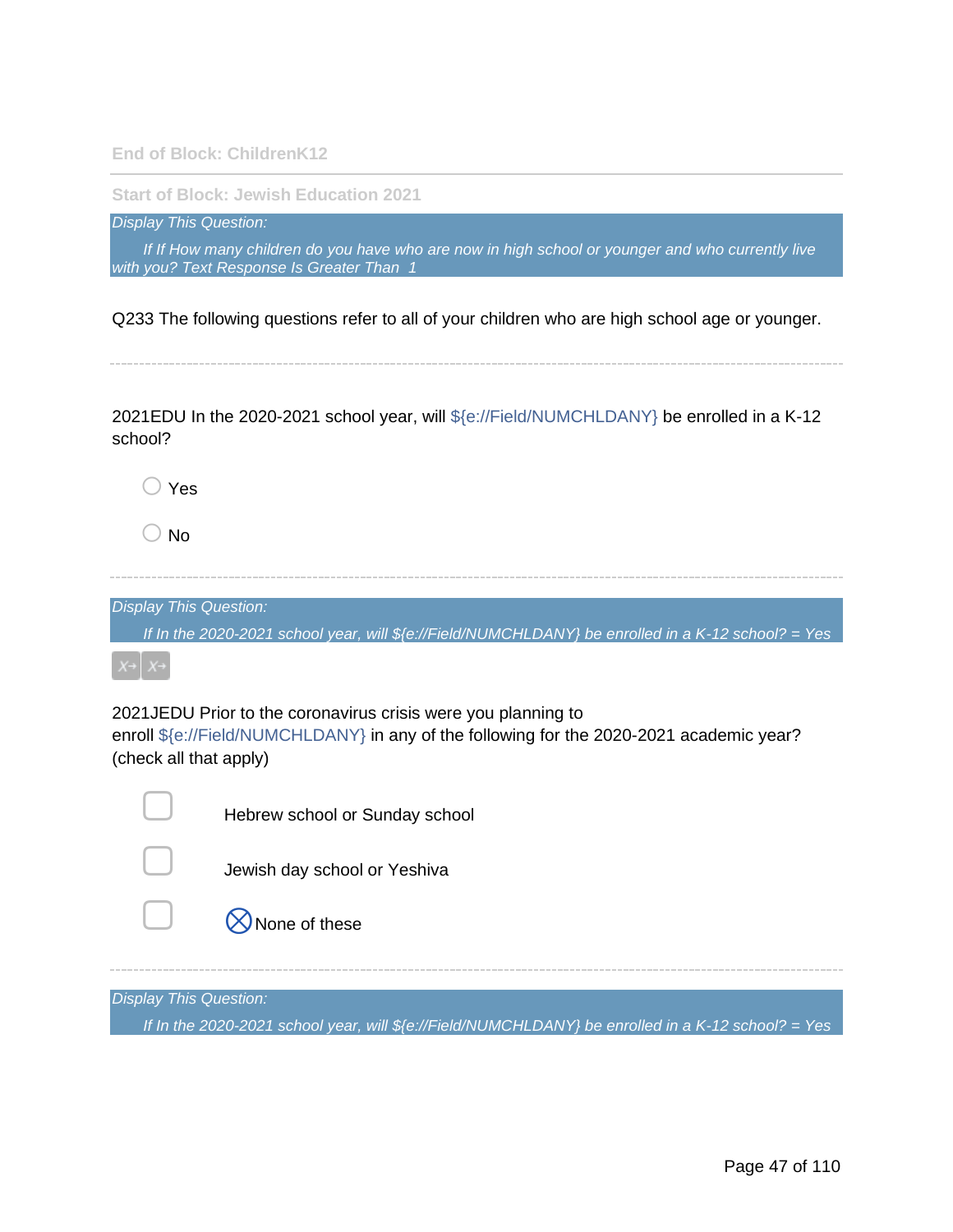End of Block: ChildrenK12

---

Start of Block: Jewish Education 2021

*Display This Question:*

*If If How many children do you have who are now in high school or younger and who currently live with you? Text Response Is Greater Than 1*

Q233 The following questions refer to all of your children who are high school age or younger.

---

2021EDU In the 2020-2021 school year, will ${e://Field/NUMCHLDANY} be enrolled in a K-12 school?

- Yes
- No

---

*Display This Question:*

*If In the 2020-2021 school year, will ${e://Field/NUMCHLDANY} be enrolled in a K-12 school? = Yes*

2021JEDU Prior to the coronavirus crisis were you planning to enroll ${e://Field/NUMCHLDANY} in any of the following for the 2020-2021 academic year? (check all that apply)

- Hebrew school or Sunday school
- Jewish day school or Yeshiva
- ⊗None of these

---

*Display This Question:*

*If In the 2020-2021 school year, will ${e://Field/NUMCHLDANY} be enrolled in a K-12 school? = Yes*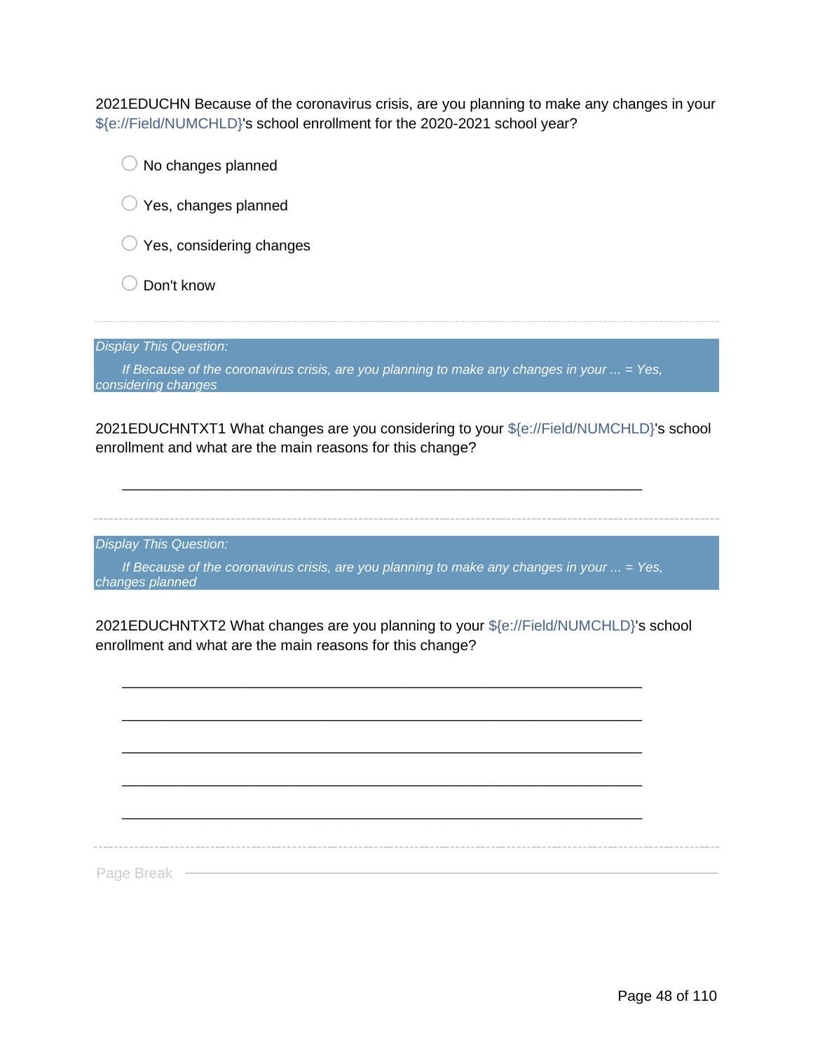2021EDUCHN Because of the coronavirus crisis, are you planning to make any changes in your ${e://Field/NUMCHLD}'s school enrollment for the 2020-2021 school year?

- ○ No changes planned
- ○ Yes, changes planned
- ○ Yes, considering changes
- ○ Don't know

---

*Display This Question:*

*If Because of the coronavirus crisis, are you planning to make any changes in your ... = Yes, considering changes*

2021EDUCHNTXT1 What changes are you considering to your ${e://Field/NUMCHLD}'s school enrollment and what are the main reasons for this change?

________________________________________________________________

---

*Display This Question:*

*If Because of the coronavirus crisis, are you planning to make any changes in your ... = Yes, changes planned*

2021EDUCHNTXT2 What changes are you planning to your ${e://Field/NUMCHLD}'s school enrollment and what are the main reasons for this change?

________________________________________________________________

________________________________________________________________

________________________________________________________________

________________________________________________________________

________________________________________________________________

---

Page Break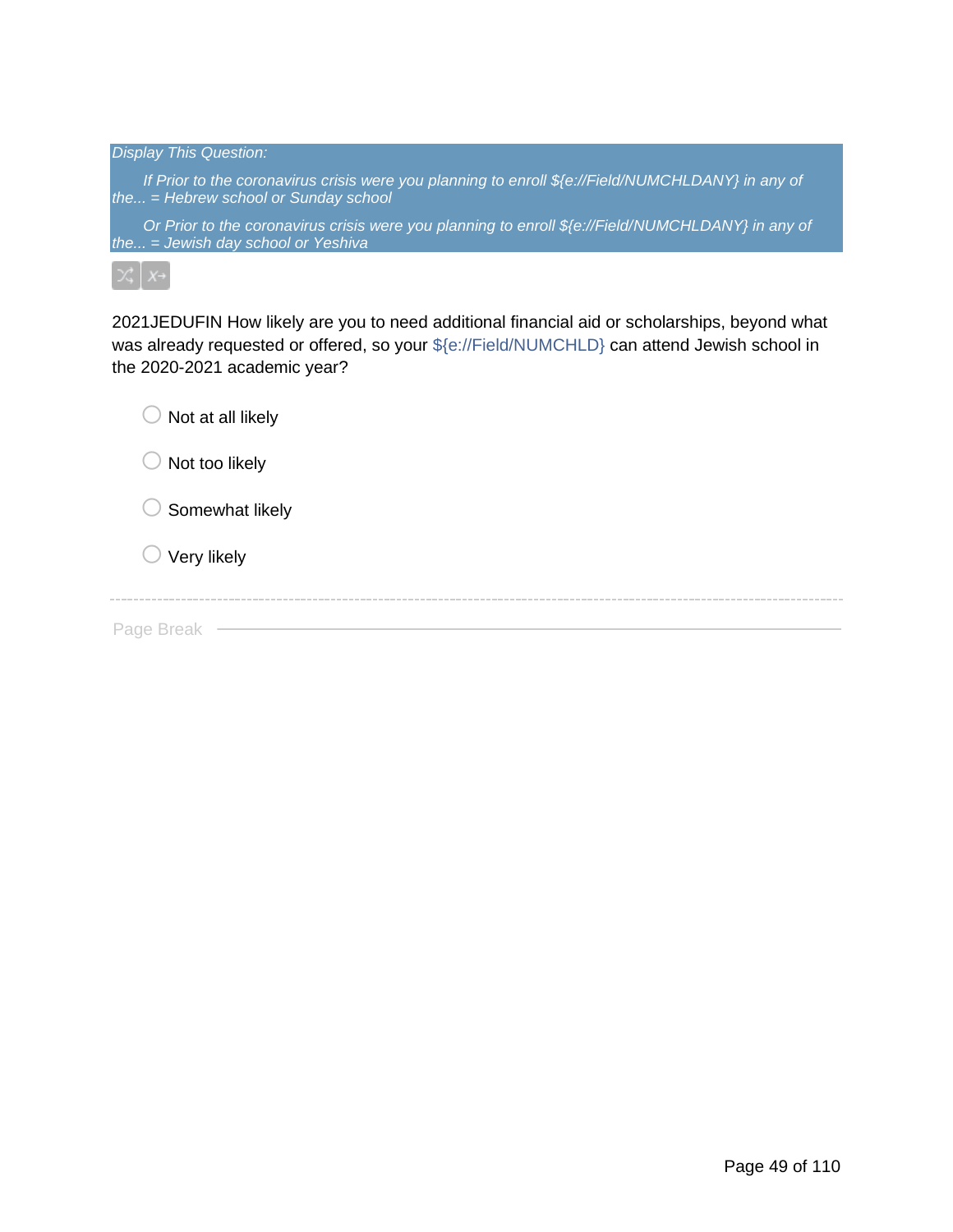*Display This Question:*

*If Prior to the coronavirus crisis were you planning to enroll ${e://Field/NUMCHLDANY} in any of the... = Hebrew school or Sunday school*

*Or Prior to the coronavirus crisis were you planning to enroll ${e://Field/NUMCHLDANY} in any of the... = Jewish day school or Yeshiva*

2021JEDUFIN How likely are you to need additional financial aid or scholarships, beyond what was already requested or offered, so your ${e://Field/NUMCHLD} can attend Jewish school in the 2020-2021 academic year?

- Not at all likely
- Not too likely
- Somewhat likely
- Very likely

Page Break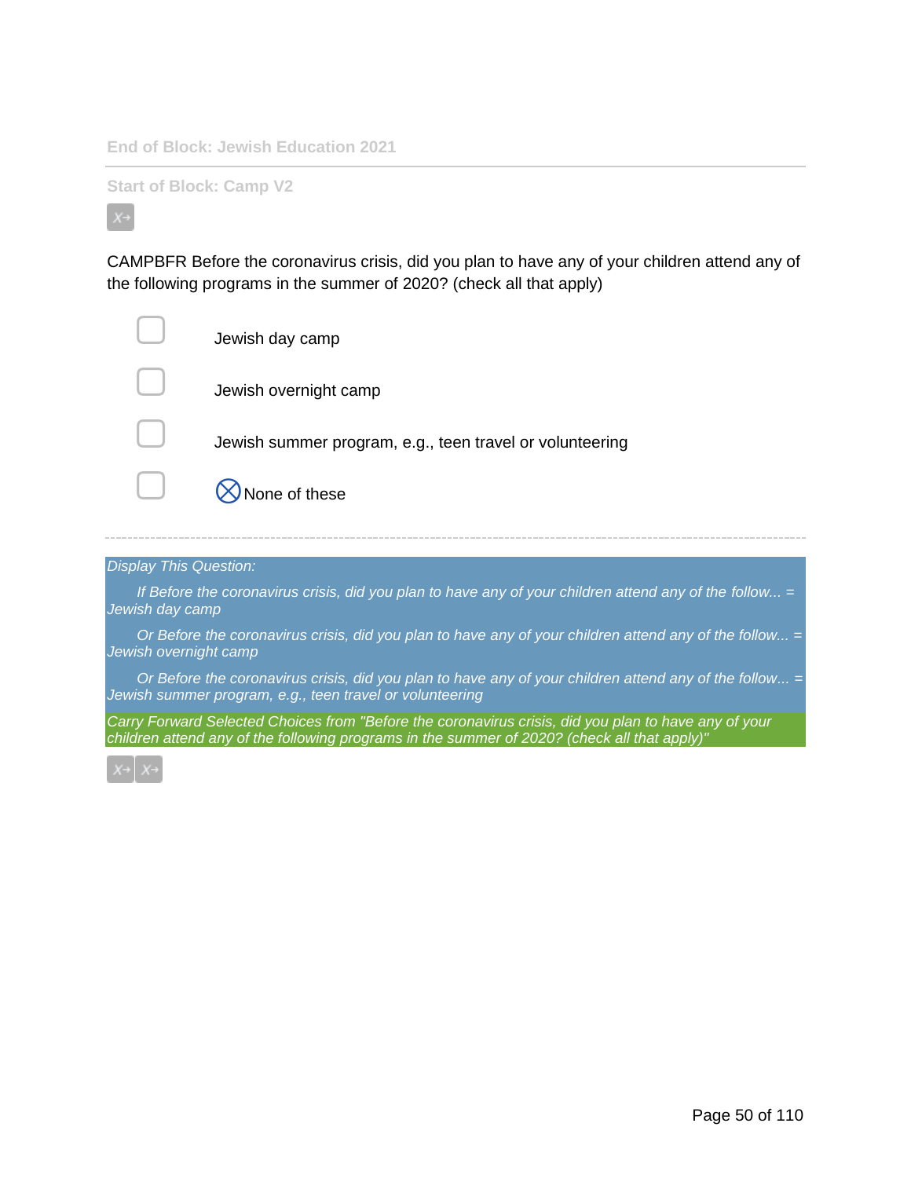End of Block: Jewish Education 2021

---

Start of Block: Camp V2

CAMPBFR Before the coronavirus crisis, did you plan to have any of your children attend any of the following programs in the summer of 2020? (check all that apply)

- ☐ Jewish day camp
- ☐ Jewish overnight camp
- ☐ Jewish summer program, e.g., teen travel or volunteering
- ☐ ⊗None of these

---

*Display This Question:*

*If Before the coronavirus crisis, did you plan to have any of your children attend any of the follow... = Jewish day camp*

*Or Before the coronavirus crisis, did you plan to have any of your children attend any of the follow... = Jewish overnight camp*

*Or Before the coronavirus crisis, did you plan to have any of your children attend any of the follow... = Jewish summer program, e.g., teen travel or volunteering*

*Carry Forward Selected Choices from "Before the coronavirus crisis, did you plan to have any of your children attend any of the following programs in the summer of 2020? (check all that apply)"*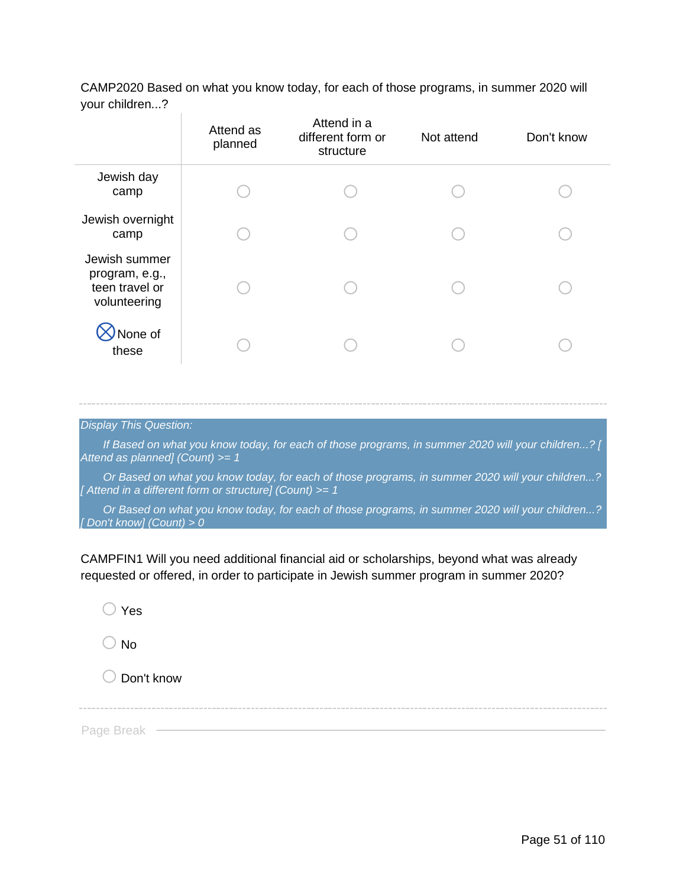CAMP2020 Based on what you know today, for each of those programs, in summer 2020 will your children...?

| | Attend as planned | Attend in a different form or structure | Not attend | Don't know |
|---|---|---|---|---|
| Jewish day camp | ○ | ○ | ○ | ○ |
| Jewish overnight camp | ○ | ○ | ○ | ○ |
| Jewish summer program, e.g., teen travel or volunteering | ○ | ○ | ○ | ○ |
| ⊗ None of these | ○ | ○ | ○ | ○ |

---

*Display This Question:*

*If Based on what you know today, for each of those programs, in summer 2020 will your children...? [ Attend as planned] (Count) >= 1*

*Or Based on what you know today, for each of those programs, in summer 2020 will your children...? [ Attend in a different form or structure] (Count) >= 1*

*Or Based on what you know today, for each of those programs, in summer 2020 will your children...? [ Don't know] (Count) > 0*

CAMPFIN1 Will you need additional financial aid or scholarships, beyond what was already requested or offered, in order to participate in Jewish summer program in summer 2020?

○ Yes

○ No

○ Don't know

---

Page Break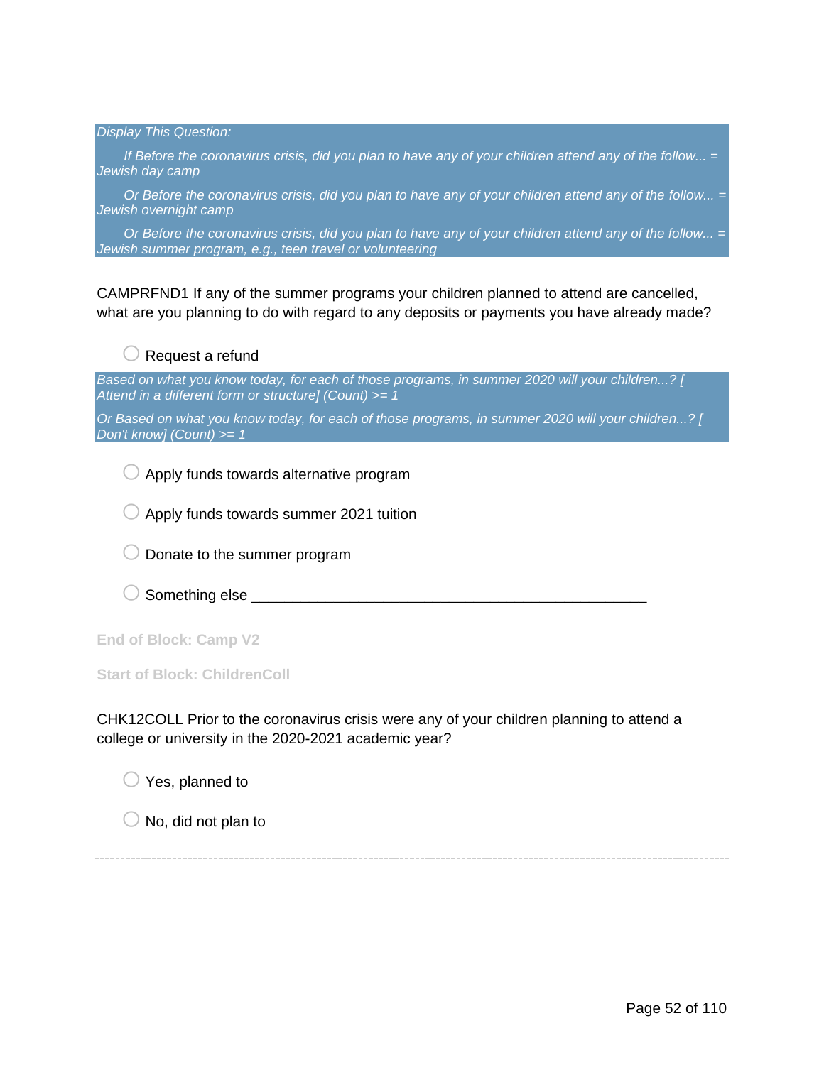*Display This Question:*

*If Before the coronavirus crisis, did you plan to have any of your children attend any of the follow... = Jewish day camp*

*Or Before the coronavirus crisis, did you plan to have any of your children attend any of the follow... = Jewish overnight camp*

*Or Before the coronavirus crisis, did you plan to have any of your children attend any of the follow... = Jewish summer program, e.g., teen travel or volunteering*

CAMPRFND1 If any of the summer programs your children planned to attend are cancelled, what are you planning to do with regard to any deposits or payments you have already made?

- ◯ Request a refund

*Based on what you know today, for each of those programs, in summer 2020 will your children...? [ Attend in a different form or structure] (Count) >= 1*

*Or Based on what you know today, for each of those programs, in summer 2020 will your children...? [ Don't know] (Count) >= 1*

- ◯ Apply funds towards alternative program
- ◯ Apply funds towards summer 2021 tuition
- ◯ Donate to the summer program
- ◯ Something else ________________________________________________

End of Block: Camp V2

---

Start of Block: ChildrenColl

CHK12COLL Prior to the coronavirus crisis were any of your children planning to attend a college or university in the 2020-2021 academic year?

- ◯ Yes, planned to
- ◯ No, did not plan to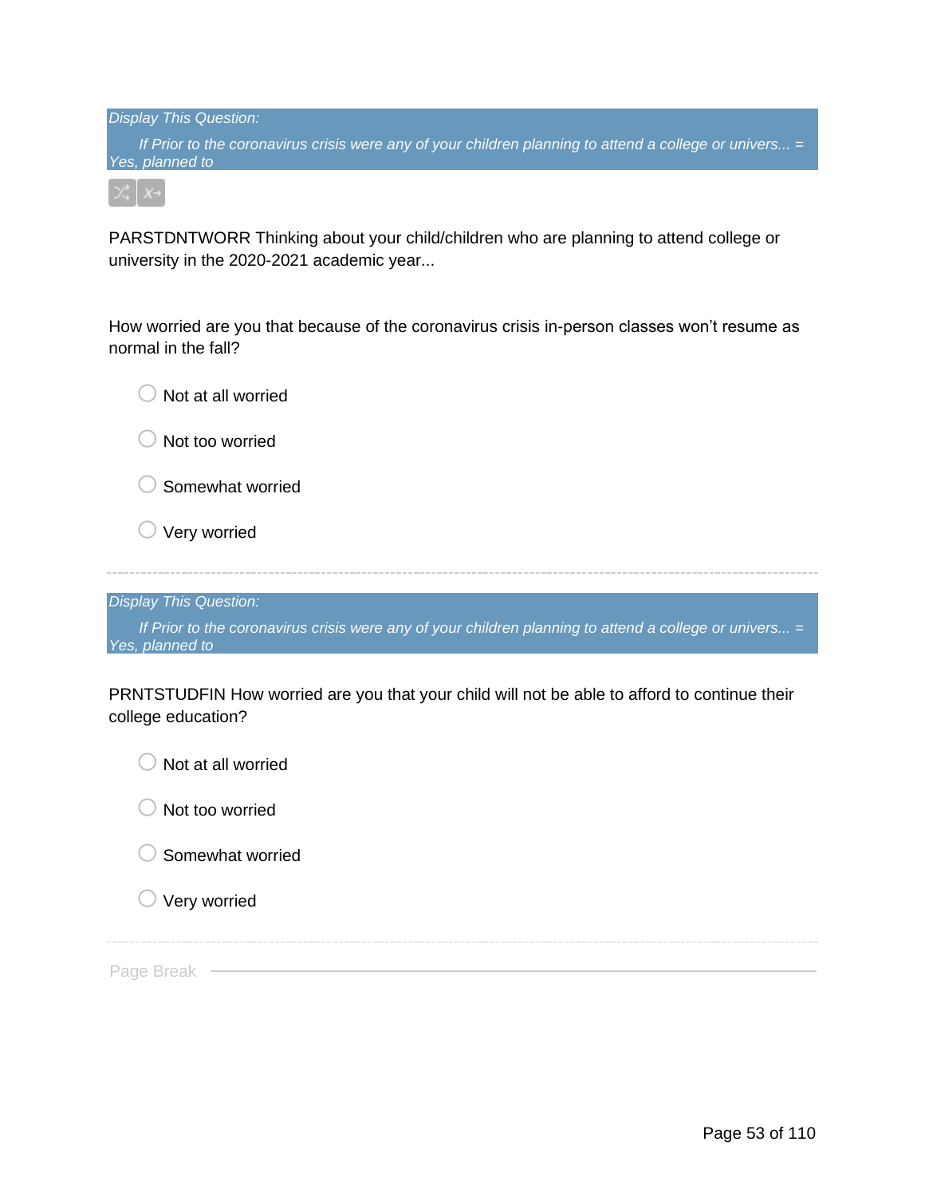*Display This Question:*

*If Prior to the coronavirus crisis were any of your children planning to attend a college or univers... = Yes, planned to*

PARSTDNTWORR Thinking about your child/children who are planning to attend college or university in the 2020-2021 academic year...

How worried are you that because of the coronavirus crisis in-person classes won't resume as normal in the fall?

- Not at all worried
- Not too worried
- Somewhat worried
- Very worried

---

*Display This Question:*

*If Prior to the coronavirus crisis were any of your children planning to attend a college or univers... = Yes, planned to*

PRNTSTUDFIN How worried are you that your child will not be able to afford to continue their college education?

- Not at all worried
- Not too worried
- Somewhat worried
- Very worried

---

Page Break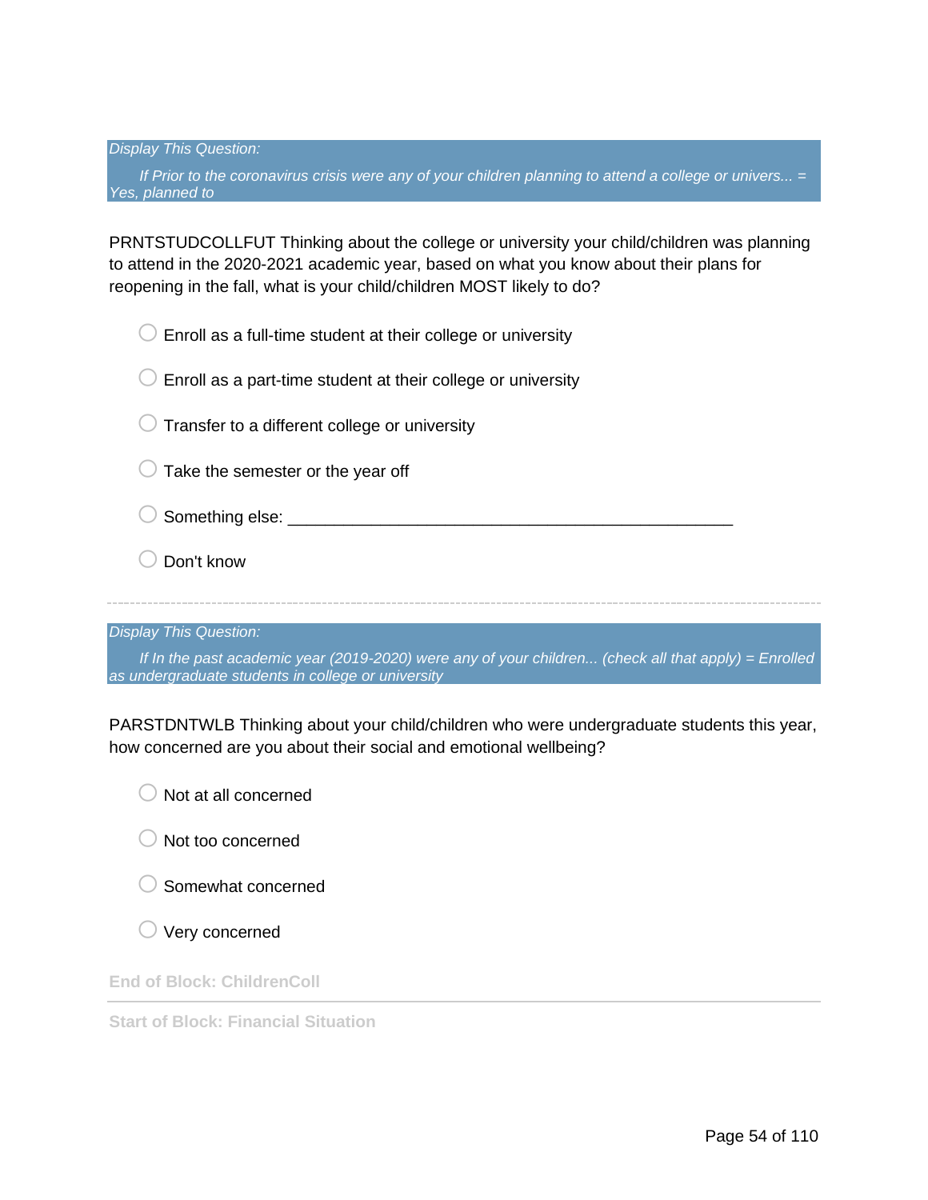*Display This Question:*

*If Prior to the coronavirus crisis were any of your children planning to attend a college or univers... = Yes, planned to*

PRNTSTUDCOLLFUT Thinking about the college or university your child/children was planning to attend in the 2020-2021 academic year, based on what you know about their plans for reopening in the fall, what is your child/children MOST likely to do?

- ○ Enroll as a full-time student at their college or university
- ○ Enroll as a part-time student at their college or university
- ○ Transfer to a different college or university
- ○ Take the semester or the year off
- ○ Something else: ________________________________________________
- ○ Don't know

---

*Display This Question:*

*If In the past academic year (2019-2020) were any of your children... (check all that apply) = Enrolled as undergraduate students in college or university*

PARSTDNTWLB Thinking about your child/children who were undergraduate students this year, how concerned are you about their social and emotional wellbeing?

- ○ Not at all concerned
- ○ Not too concerned
- ○ Somewhat concerned
- ○ Very concerned

**End of Block: ChildrenColl**

---

**Start of Block: Financial Situation**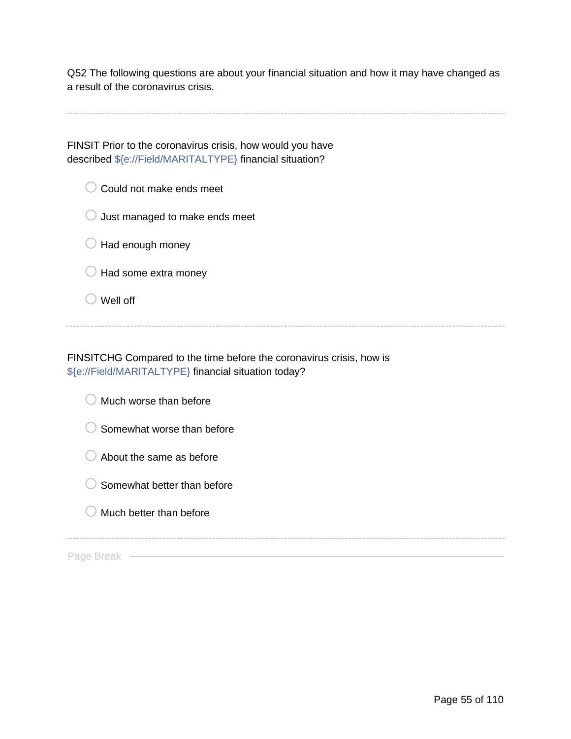Q52 The following questions are about your financial situation and how it may have changed as a result of the coronavirus crisis.

---

FINSIT Prior to the coronavirus crisis, how would you have described ${e://Field/MARITALTYPE} financial situation?

- Could not make ends meet
- Just managed to make ends meet
- Had enough money
- Had some extra money
- Well off

---

FINSITCHG Compared to the time before the coronavirus crisis, how is ${e://Field/MARITALTYPE} financial situation today?

- Much worse than before
- Somewhat worse than before
- About the same as before
- Somewhat better than before
- Much better than before

---

Page Break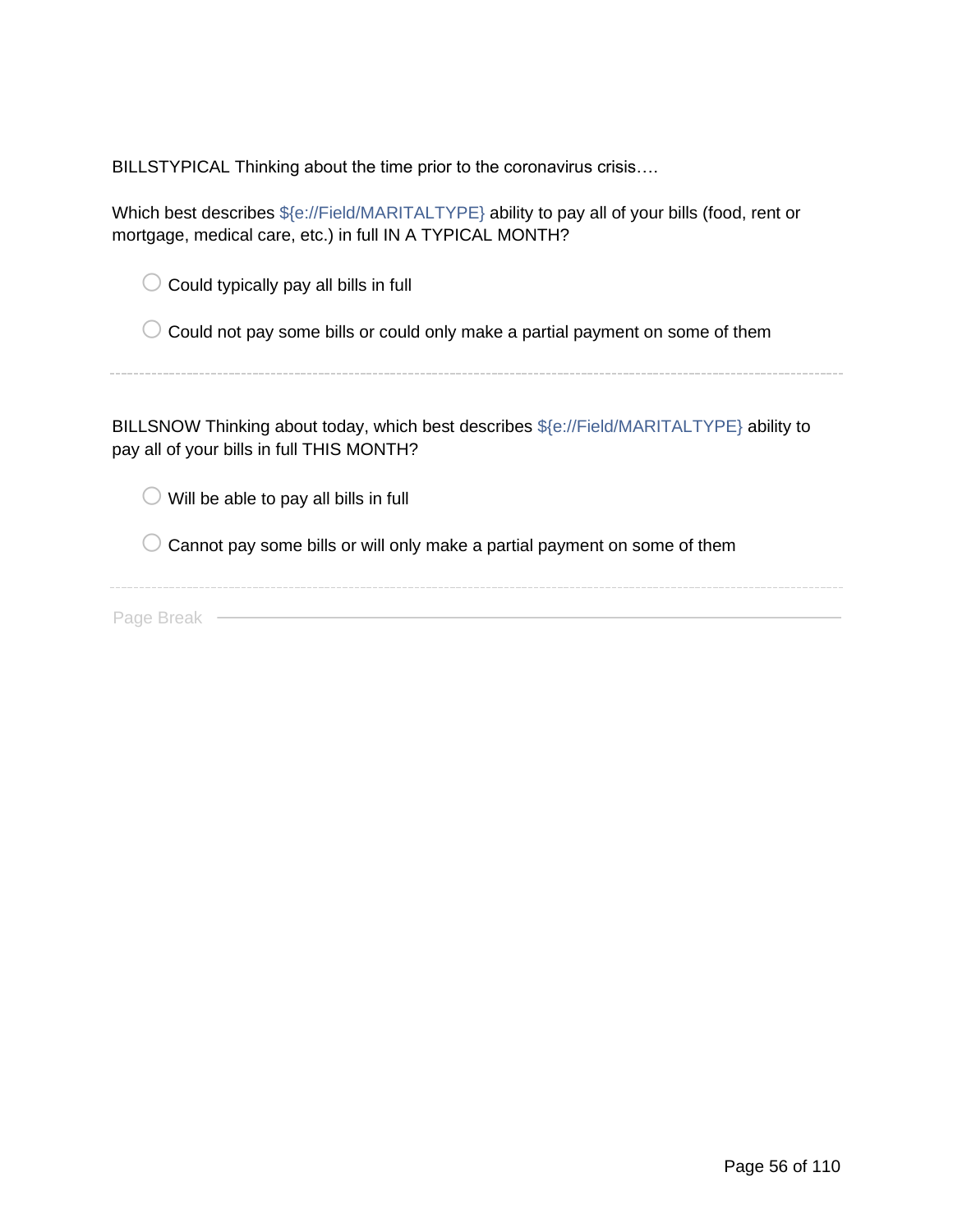BILLSTYPICAL Thinking about the time prior to the coronavirus crisis….

Which best describes ${e://Field/MARITALTYPE} ability to pay all of your bills (food, rent or mortgage, medical care, etc.) in full IN A TYPICAL MONTH?

- Could typically pay all bills in full
- Could not pay some bills or could only make a partial payment on some of them

---

BILLSNOW Thinking about today, which best describes ${e://Field/MARITALTYPE} ability to pay all of your bills in full THIS MONTH?

- Will be able to pay all bills in full
- Cannot pay some bills or will only make a partial payment on some of them

---

Page Break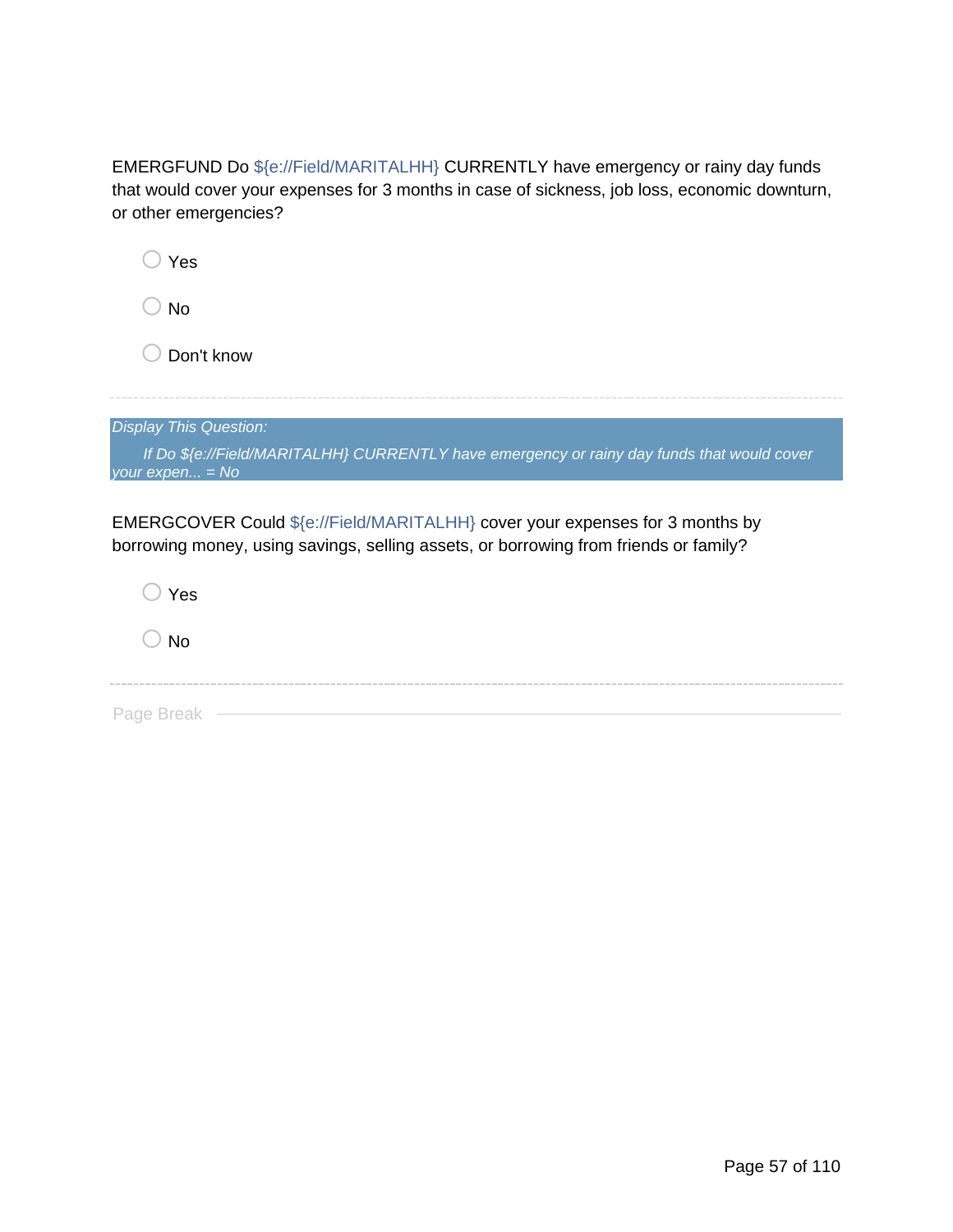EMERGFUND Do ${e://Field/MARITALHH} CURRENTLY have emergency or rainy day funds that would cover your expenses for 3 months in case of sickness, job loss, economic downturn, or other emergencies?

◯ Yes

◯ No

◯ Don't know

---

*Display This Question:*

*If Do ${e://Field/MARITALHH} CURRENTLY have emergency or rainy day funds that would cover your expen... = No*

EMERGCOVER Could ${e://Field/MARITALHH} cover your expenses for 3 months by borrowing money, using savings, selling assets, or borrowing from friends or family?

◯ Yes

◯ No

---

Page Break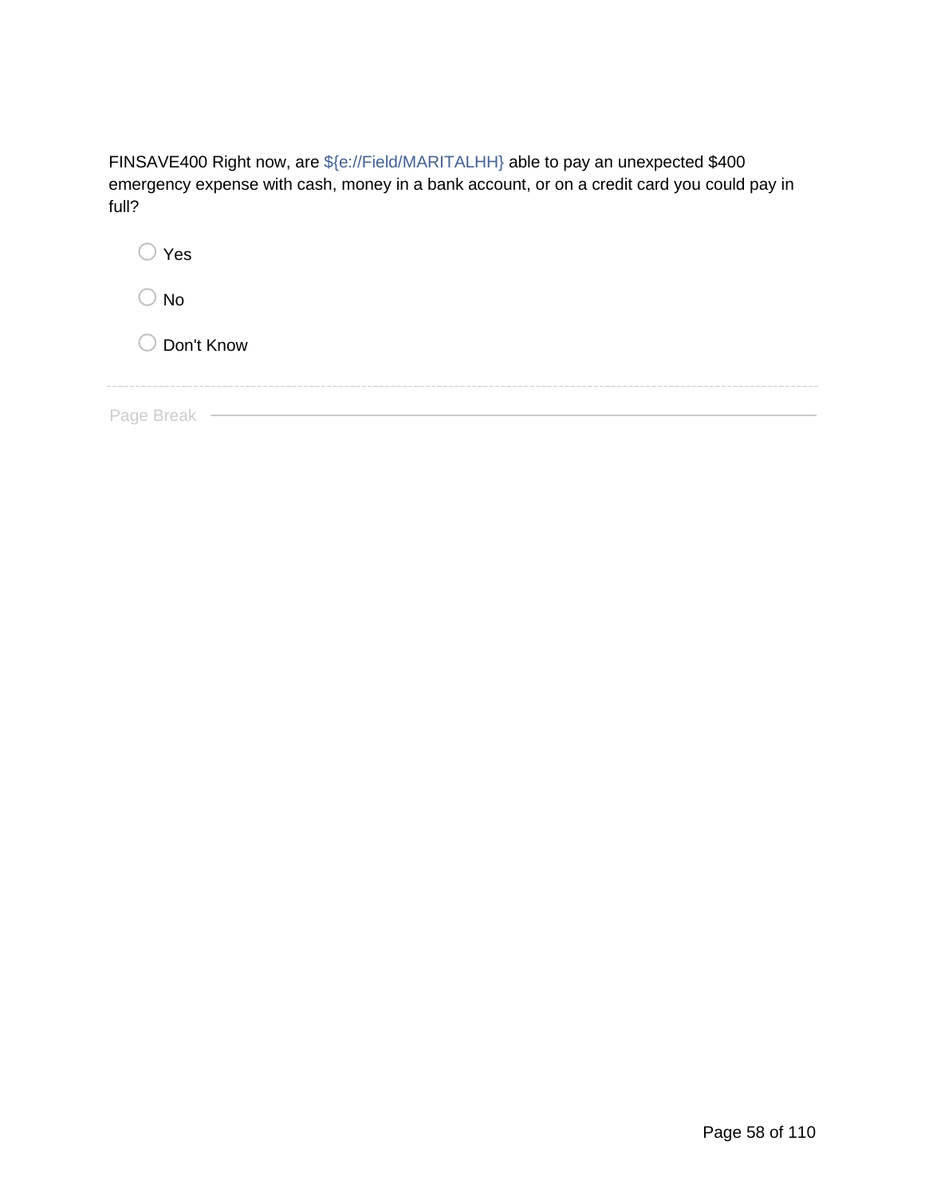FINSAVE400 Right now, are ${e://Field/MARITALHH} able to pay an unexpected $400 emergency expense with cash, money in a bank account, or on a credit card you could pay in full?

- Yes
- No
- Don't Know

Page Break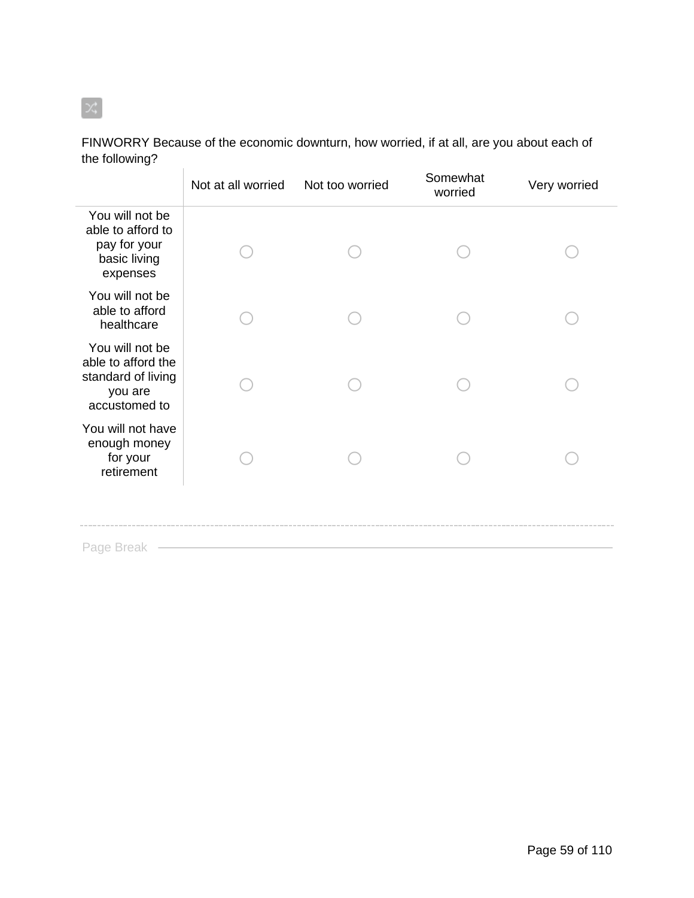FINWORRY Because of the economic downturn, how worried, if at all, are you about each of the following?

| | Not at all worried | Not too worried | Somewhat worried | Very worried |
|---|---|---|---|---|
| You will not be able to afford to pay for your basic living expenses | ○ | ○ | ○ | ○ |
| You will not be able to afford healthcare | ○ | ○ | ○ | ○ |
| You will not be able to afford the standard of living you are accustomed to | ○ | ○ | ○ | ○ |
| You will not have enough money for your retirement | ○ | ○ | ○ | ○ |

Page Break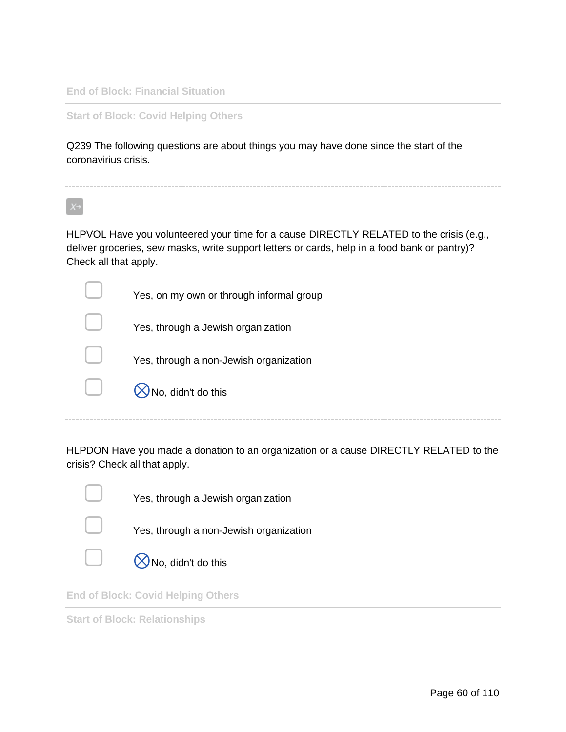End of Block: Financial Situation

---

Start of Block: Covid Helping Others

Q239 The following questions are about things you may have done since the start of the coronavirius crisis.

---

HLPVOL Have you volunteered your time for a cause DIRECTLY RELATED to the crisis (e.g., deliver groceries, sew masks, write support letters or cards, help in a food bank or pantry)? Check all that apply.

- ▢ Yes, on my own or through informal group
- ▢ Yes, through a Jewish organization
- ▢ Yes, through a non-Jewish organization
- ▢ ⊗No, didn't do this

---

HLPDON Have you made a donation to an organization or a cause DIRECTLY RELATED to the crisis? Check all that apply.

- ▢ Yes, through a Jewish organization
- ▢ Yes, through a non-Jewish organization
- ▢ ⊗No, didn't do this

End of Block: Covid Helping Others

---

Start of Block: Relationships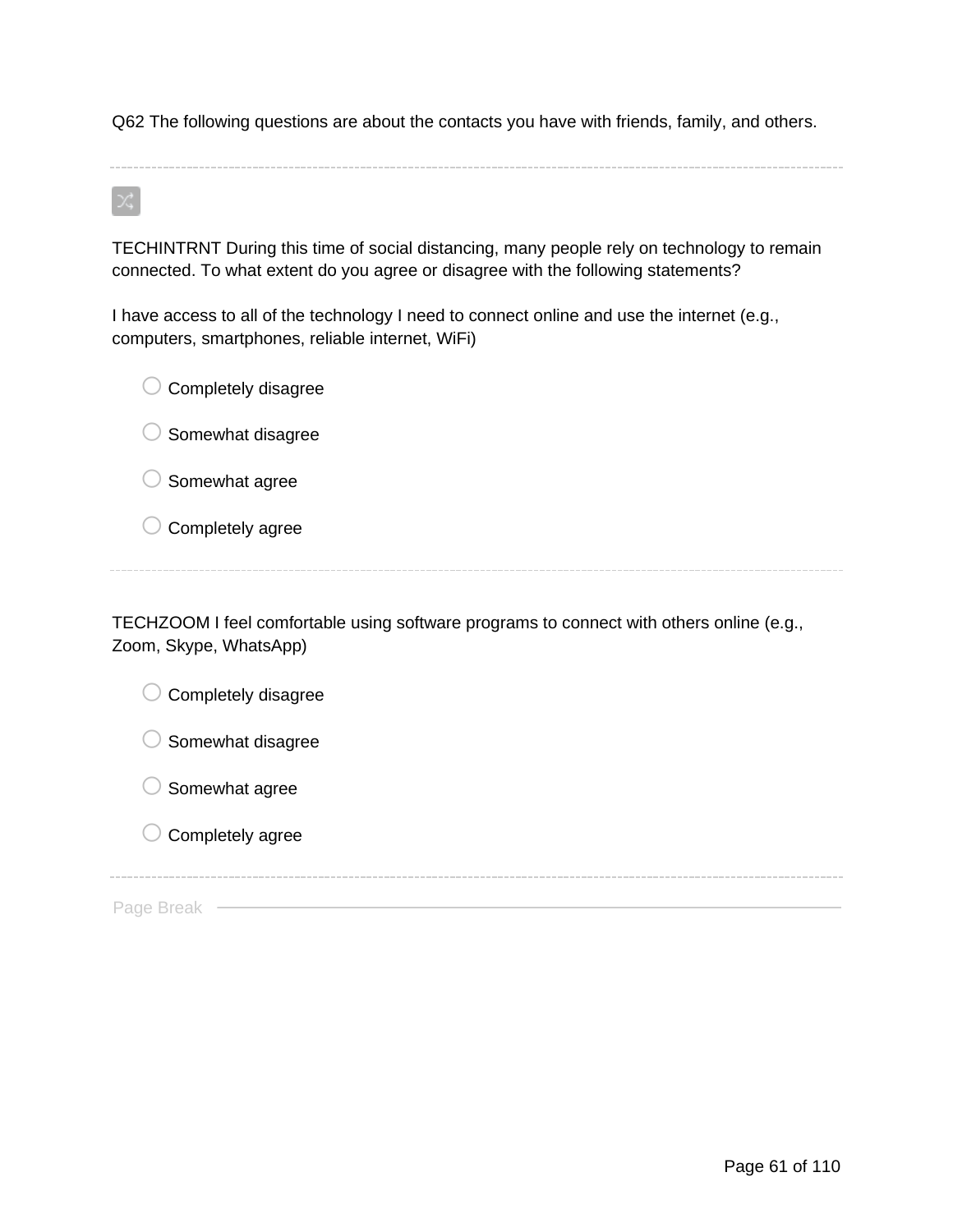Q62 The following questions are about the contacts you have with friends, family, and others.

---

TECHINTRNT During this time of social distancing, many people rely on technology to remain connected. To what extent do you agree or disagree with the following statements?

I have access to all of the technology I need to connect online and use the internet (e.g., computers, smartphones, reliable internet, WiFi)

- ○ Completely disagree
- ○ Somewhat disagree
- ○ Somewhat agree
- ○ Completely agree

---

TECHZOOM I feel comfortable using software programs to connect with others online (e.g., Zoom, Skype, WhatsApp)

- ○ Completely disagree
- ○ Somewhat disagree
- ○ Somewhat agree
- ○ Completely agree

---

Page Break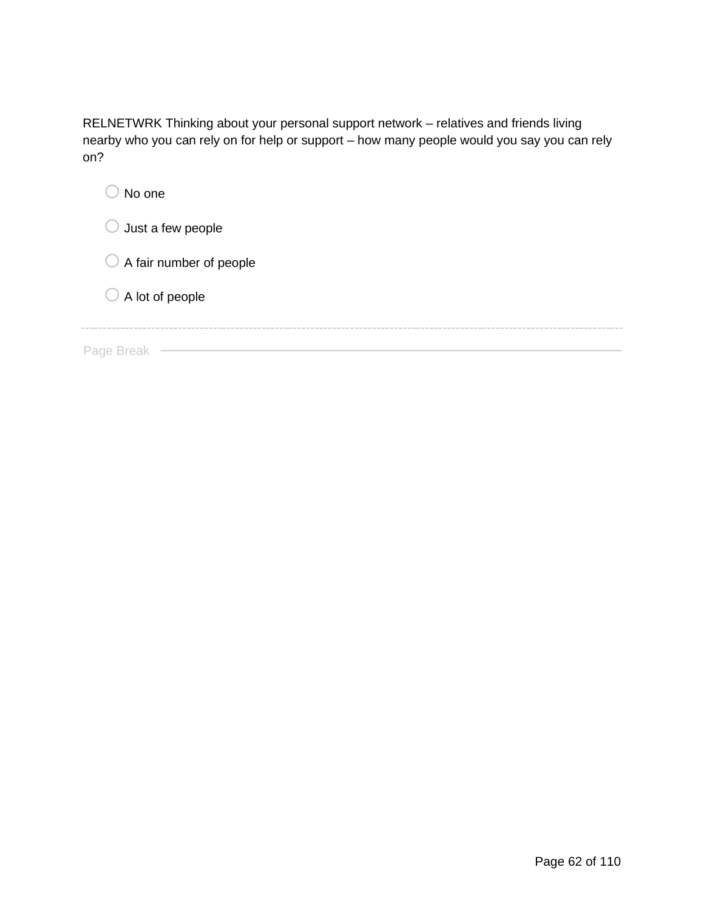RELNETWRK Thinking about your personal support network – relatives and friends living nearby who you can rely on for help or support – how many people would you say you can rely on?

- ○ No one
- ○ Just a few people
- ○ A fair number of people
- ○ A lot of people

---

Page Break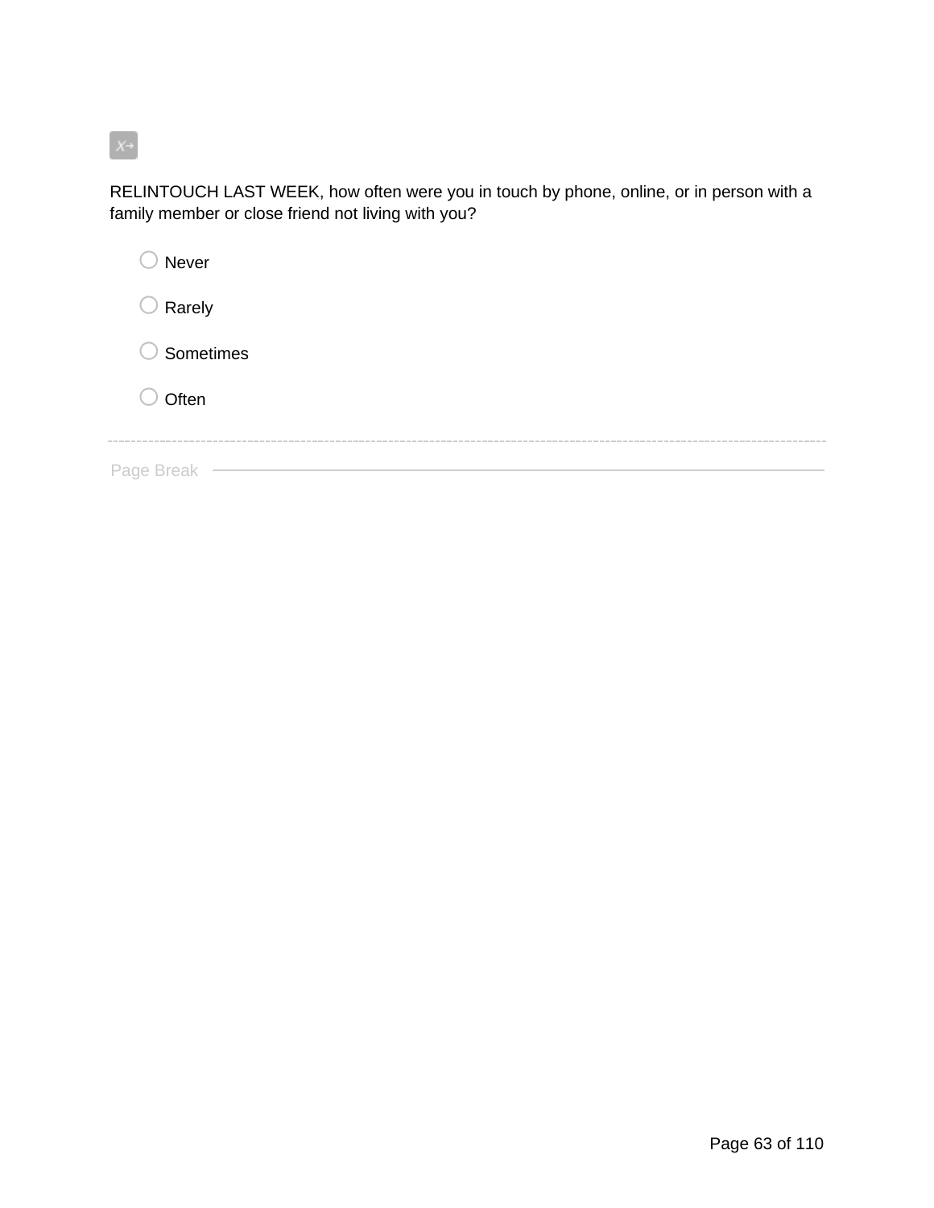RELINTOUCH LAST WEEK, how often were you in touch by phone, online, or in person with a family member or close friend not living with you?

- Never
- Rarely
- Sometimes
- Often

Page Break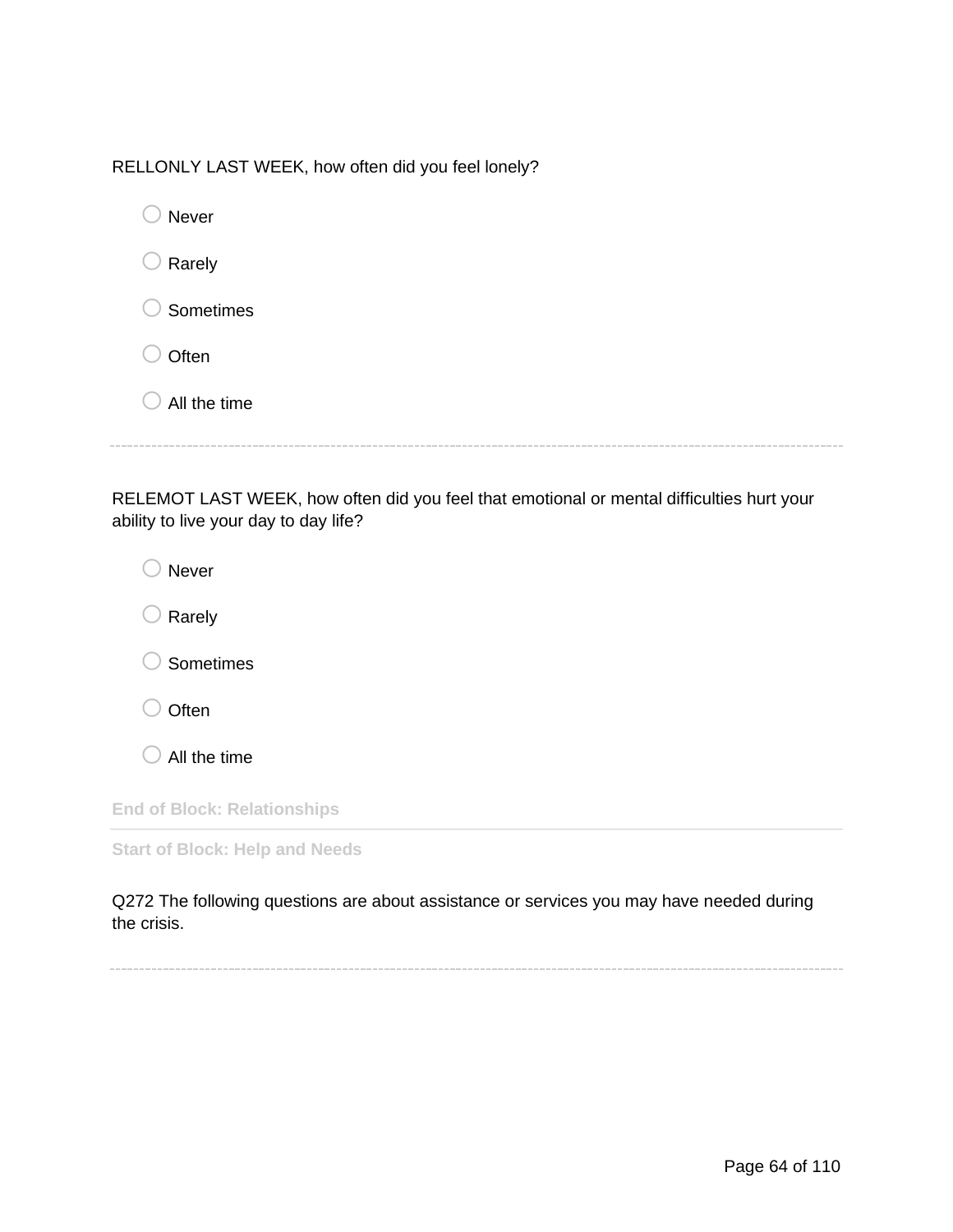RELLONLY LAST WEEK, how often did you feel lonely?

- Never
- Rarely
- Sometimes
- Often
- All the time

---

RELEMOT LAST WEEK, how often did you feel that emotional or mental difficulties hurt your ability to live your day to day life?

- Never
- Rarely
- Sometimes
- Often
- All the time

**End of Block: Relationships**

---

**Start of Block: Help and Needs**

Q272 The following questions are about assistance or services you may have needed during the crisis.

---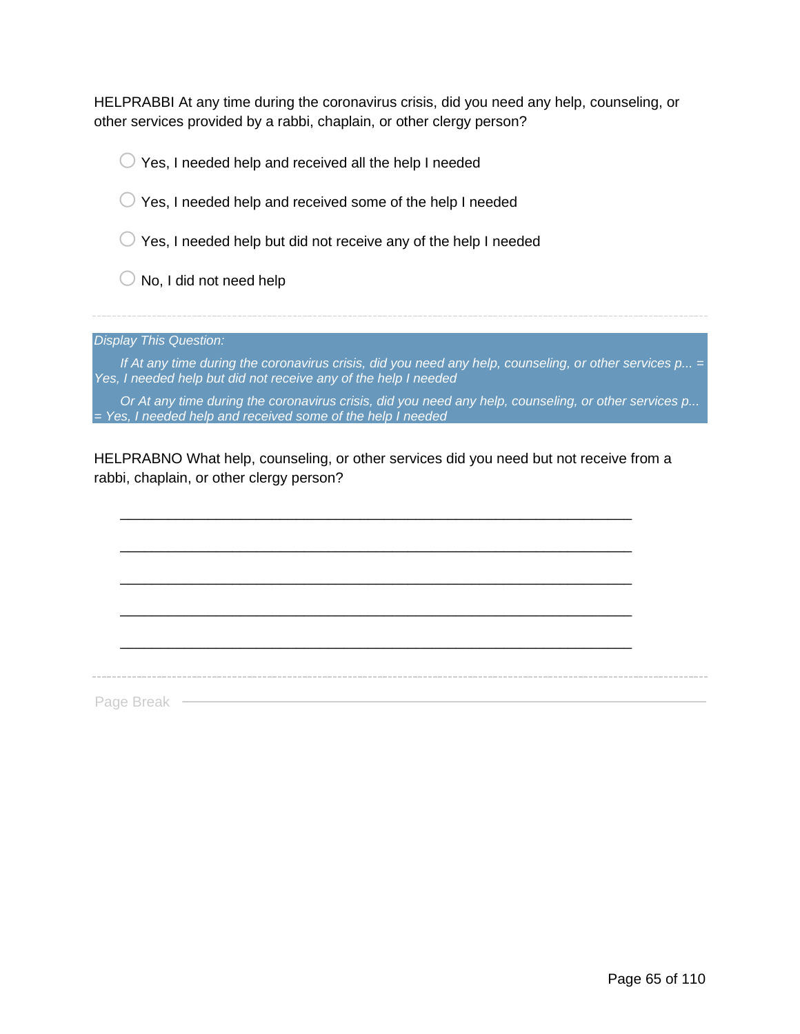HELPRABBI At any time during the coronavirus crisis, did you need any help, counseling, or other services provided by a rabbi, chaplain, or other clergy person?

- Yes, I needed help and received all the help I needed
- Yes, I needed help and received some of the help I needed
- Yes, I needed help but did not receive any of the help I needed
- No, I did not need help

---

*Display This Question:*

*If At any time during the coronavirus crisis, did you need any help, counseling, or other services p... = Yes, I needed help but did not receive any of the help I needed*

*Or At any time during the coronavirus crisis, did you need any help, counseling, or other services p... = Yes, I needed help and received some of the help I needed*

HELPRABNO What help, counseling, or other services did you need but not receive from a rabbi, chaplain, or other clergy person?

________________________________________________________________

________________________________________________________________

________________________________________________________________

________________________________________________________________

________________________________________________________________

---

Page Break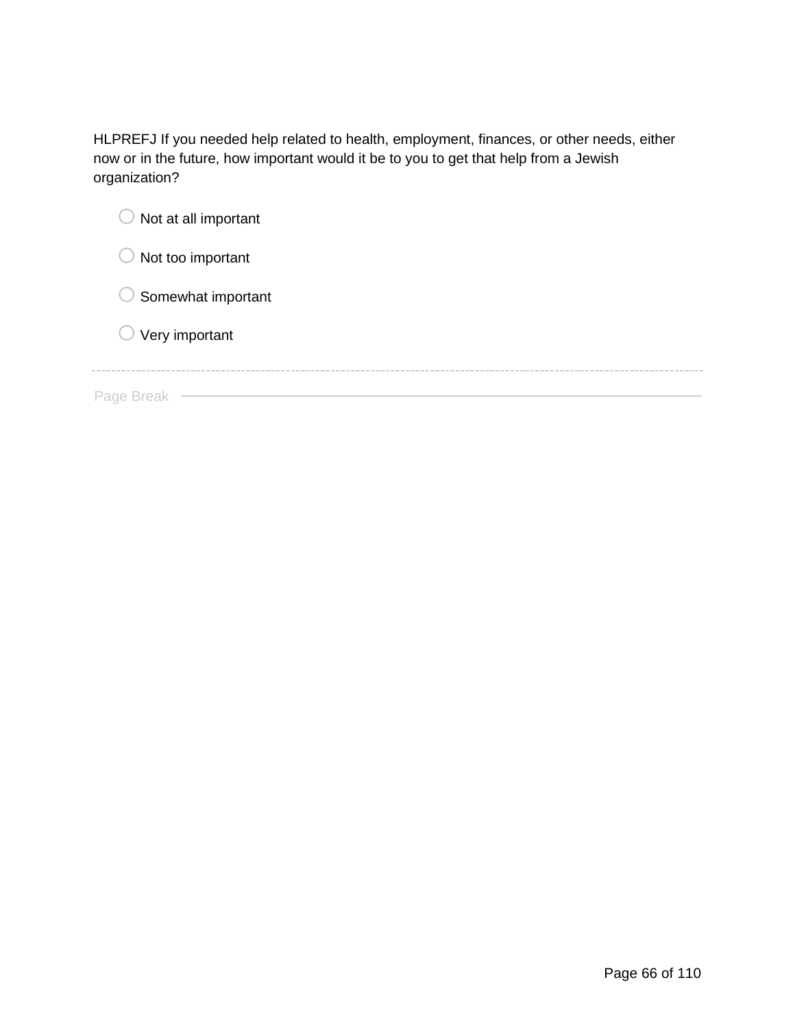HLPREFJ If you needed help related to health, employment, finances, or other needs, either now or in the future, how important would it be to you to get that help from a Jewish organization?

- ○ Not at all important
- ○ Not too important
- ○ Somewhat important
- ○ Very important

---

Page Break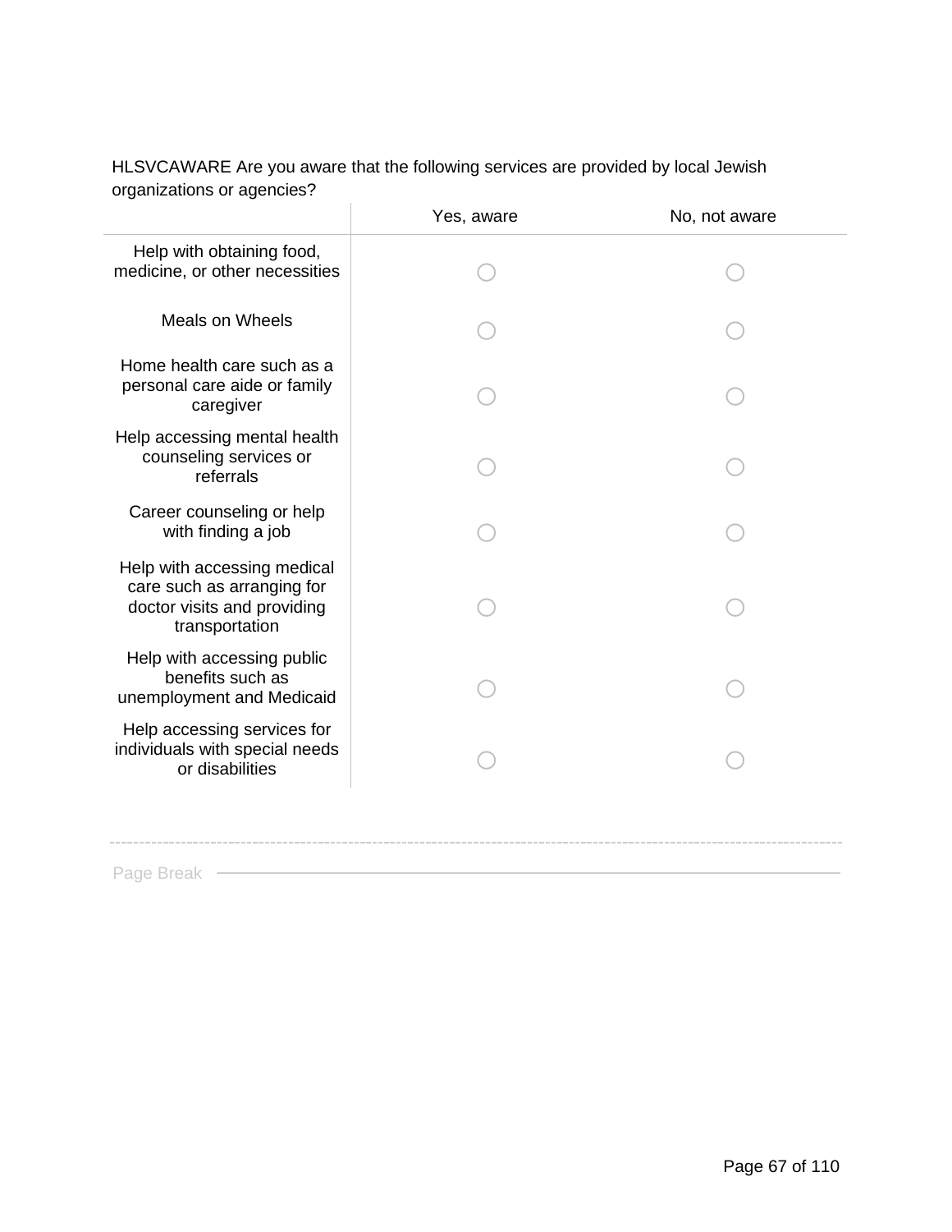HLSVCAWARE Are you aware that the following services are provided by local Jewish organizations or agencies?

| | Yes, aware | No, not aware |
|---|---|---|
| Help with obtaining food, medicine, or other necessities | ◯ | ◯ |
| Meals on Wheels | ◯ | ◯ |
| Home health care such as a personal care aide or family caregiver | ◯ | ◯ |
| Help accessing mental health counseling services or referrals | ◯ | ◯ |
| Career counseling or help with finding a job | ◯ | ◯ |
| Help with accessing medical care such as arranging for doctor visits and providing transportation | ◯ | ◯ |
| Help with accessing public benefits such as unemployment and Medicaid | ◯ | ◯ |
| Help accessing services for individuals with special needs or disabilities | ◯ | ◯ |

---

Page Break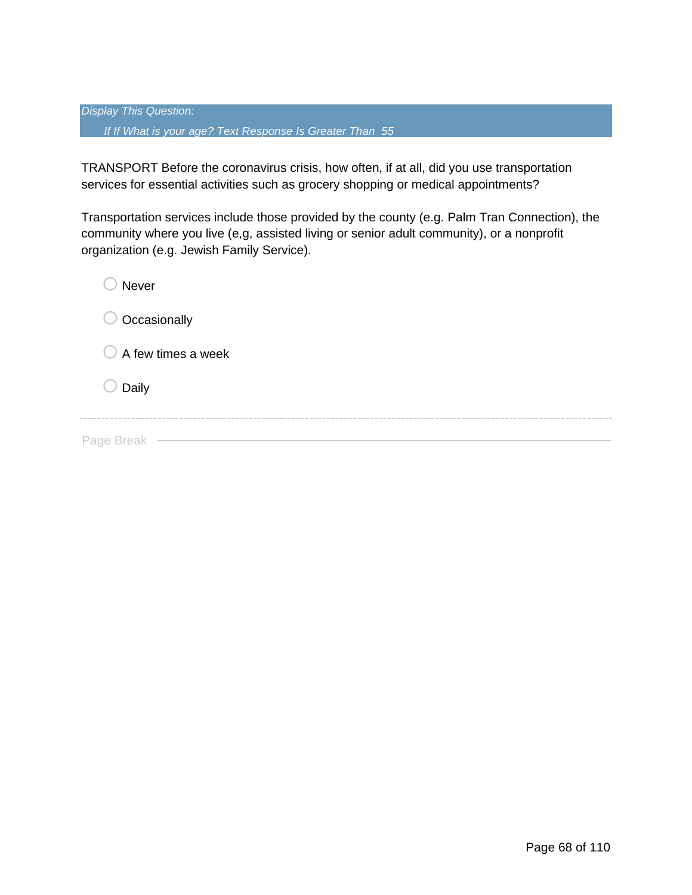*Display This Question:*

*If If What is your age? Text Response Is Greater Than 55*

TRANSPORT Before the coronavirus crisis, how often, if at all, did you use transportation services for essential activities such as grocery shopping or medical appointments?

Transportation services include those provided by the county (e.g. Palm Tran Connection), the community where you live (e,g, assisted living or senior adult community), or a nonprofit organization (e.g. Jewish Family Service).

- Never
- Occasionally
- A few times a week
- Daily

Page Break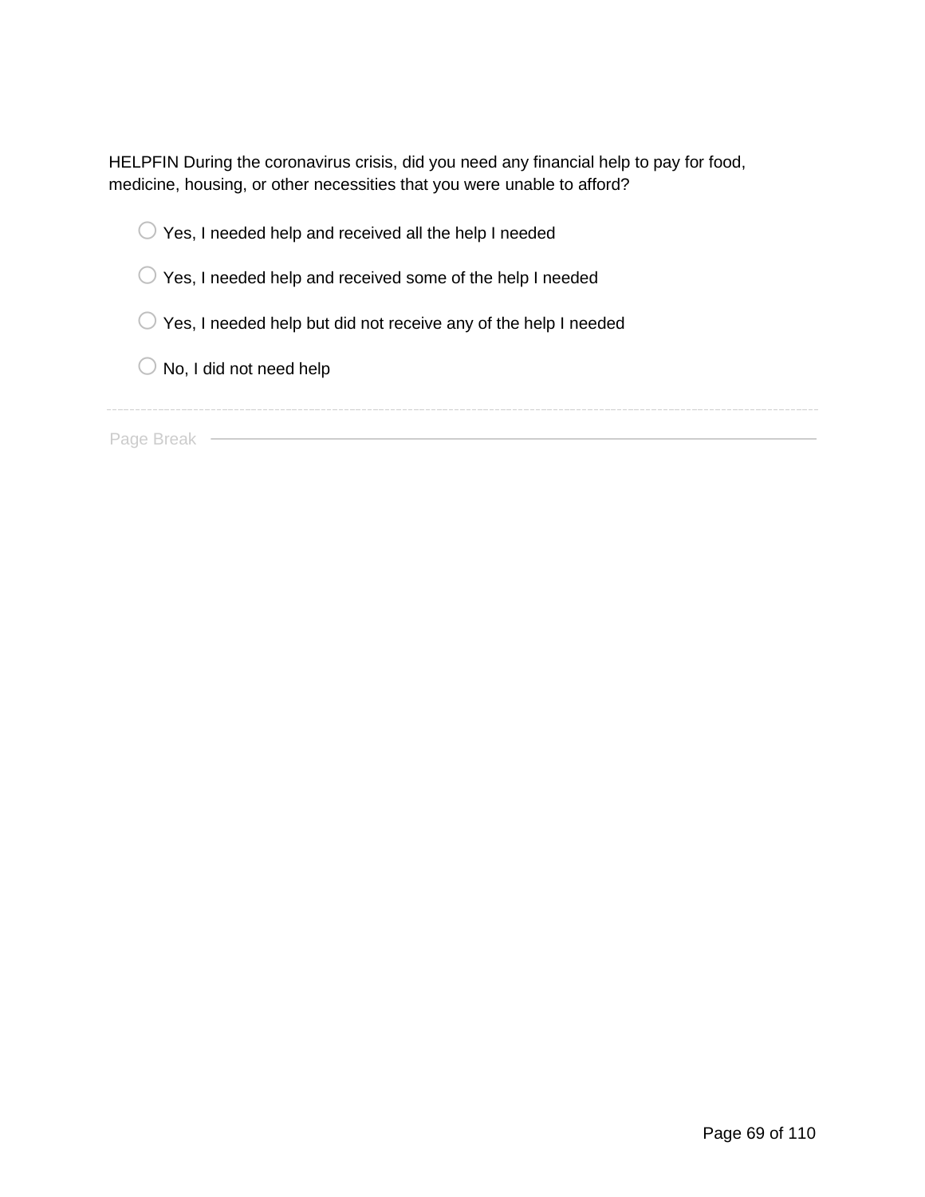HELPFIN During the coronavirus crisis, did you need any financial help to pay for food, medicine, housing, or other necessities that you were unable to afford?

- ○ Yes, I needed help and received all the help I needed
- ○ Yes, I needed help and received some of the help I needed
- ○ Yes, I needed help but did not receive any of the help I needed
- ○ No, I did not need help

---

Page Break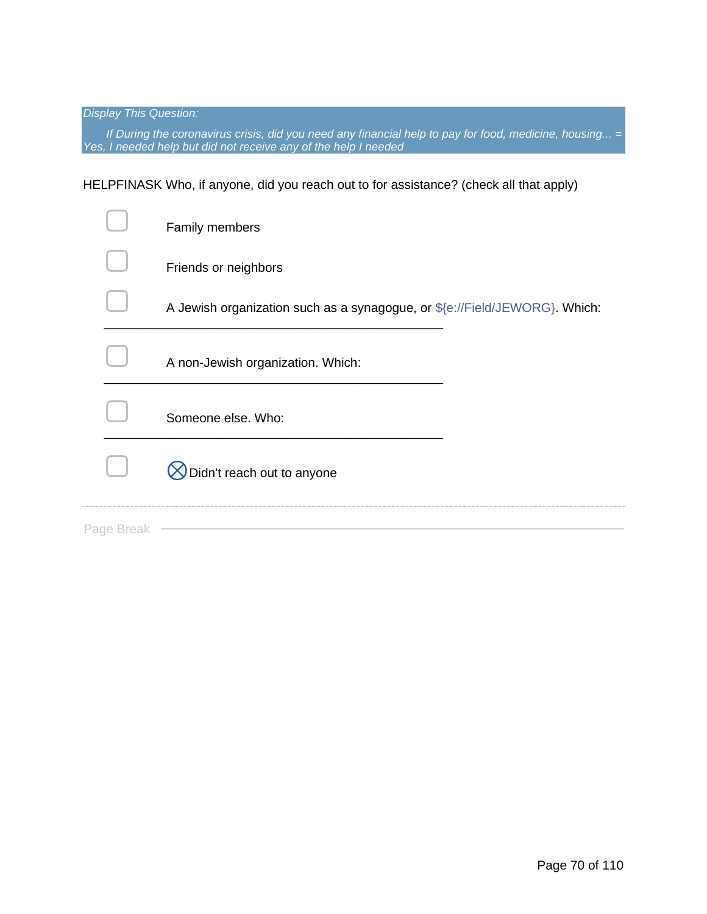*Display This Question:*

*If During the coronavirus crisis, did you need any financial help to pay for food, medicine, housing... = Yes, I needed help but did not receive any of the help I needed*

HELPFINASK Who, if anyone, did you reach out to for assistance? (check all that apply)

- [ ] Family members
- [ ] Friends or neighbors
- [ ] A Jewish organization such as a synagogue, or ${e://Field/JEWORG}. Which: ________________________________________________
- [ ] A non-Jewish organization. Which: ________________________________________________
- [ ] Someone else. Who: ________________________________________________
- [ ] ⊗ Didn't reach out to anyone

---

Page Break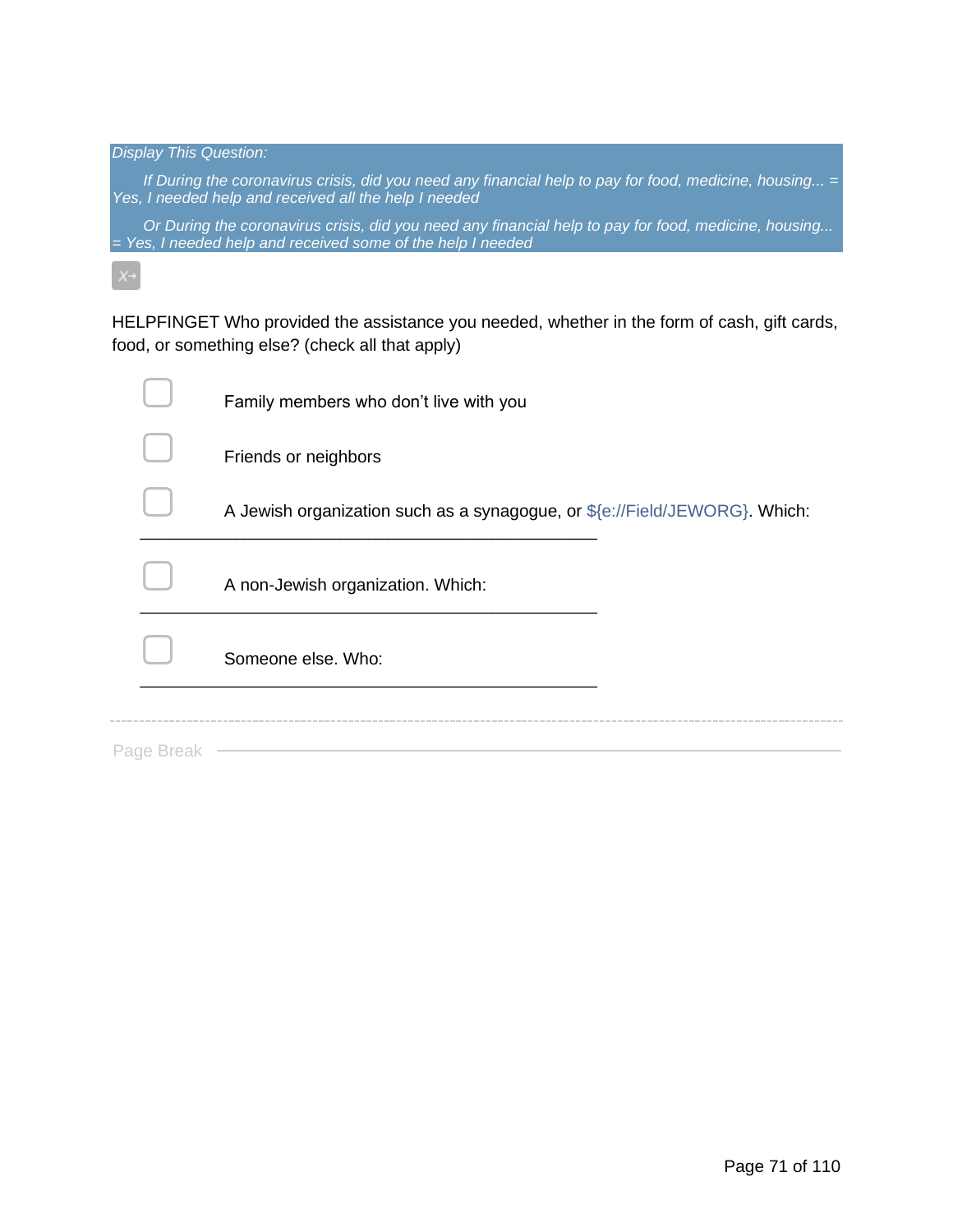*Display This Question:*

*If During the coronavirus crisis, did you need any financial help to pay for food, medicine, housing... = Yes, I needed help and received all the help I needed*

*Or During the coronavirus crisis, did you need any financial help to pay for food, medicine, housing... = Yes, I needed help and received some of the help I needed*

HELPFINGET Who provided the assistance you needed, whether in the form of cash, gift cards, food, or something else? (check all that apply)

- ▢ Family members who don't live with you
- ▢ Friends or neighbors
- ▢ A Jewish organization such as a synagogue, or ${e://Field/JEWORG}. Which: ________________________________________________
- ▢ A non-Jewish organization. Which: ________________________________________________
- ▢ Someone else. Who: ________________________________________________

Page Break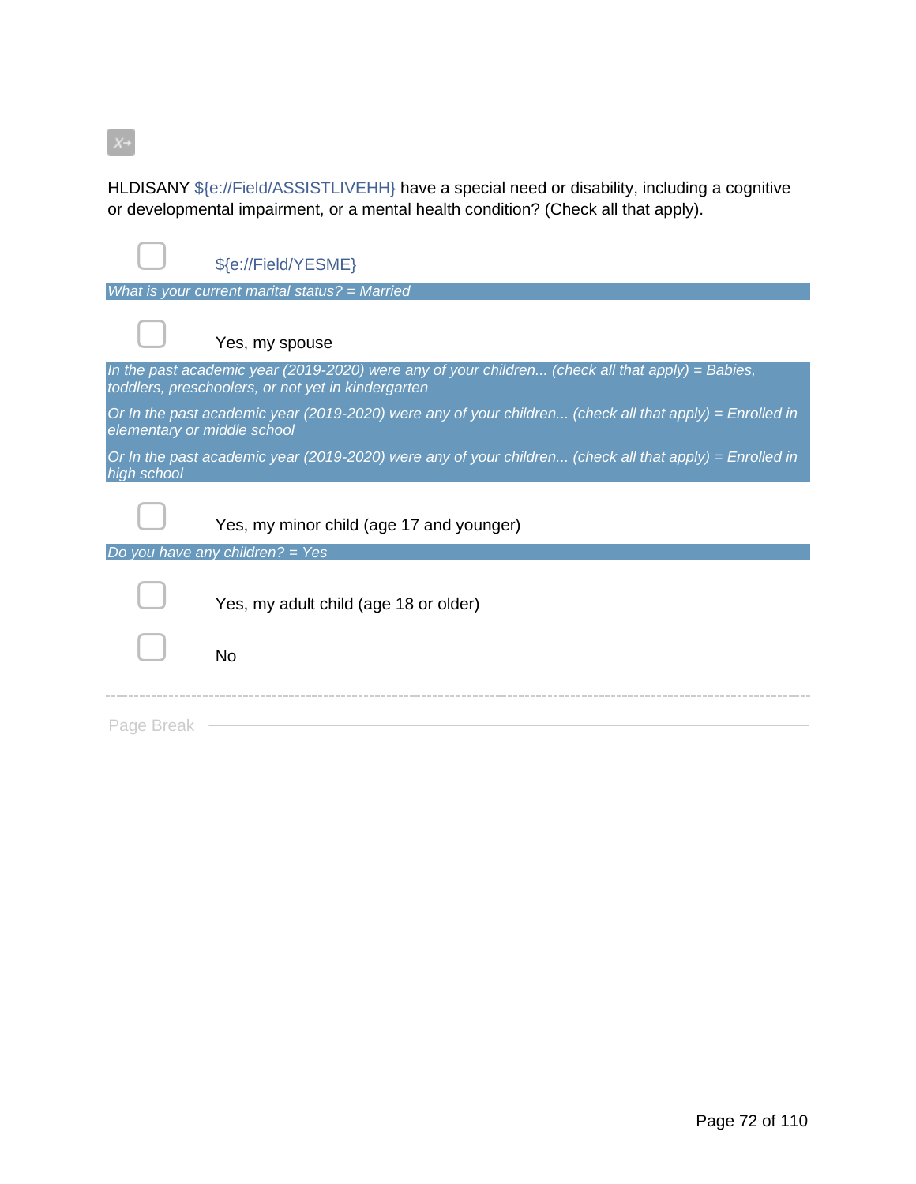HLDISANY ${e://Field/ASSISTLIVEHH} have a special need or disability, including a cognitive or developmental impairment, or a mental health condition? (Check all that apply).

- ☐ ${e://Field/YESME}

*What is your current marital status? = Married*

- ☐ Yes, my spouse

*In the past academic year (2019-2020) were any of your children... (check all that apply) = Babies, toddlers, preschoolers, or not yet in kindergarten*

*Or In the past academic year (2019-2020) were any of your children... (check all that apply) = Enrolled in elementary or middle school*

*Or In the past academic year (2019-2020) were any of your children... (check all that apply) = Enrolled in high school*

- ☐ Yes, my minor child (age 17 and younger)

*Do you have any children? = Yes*

- ☐ Yes, my adult child (age 18 or older)
- ☐ No

---

Page Break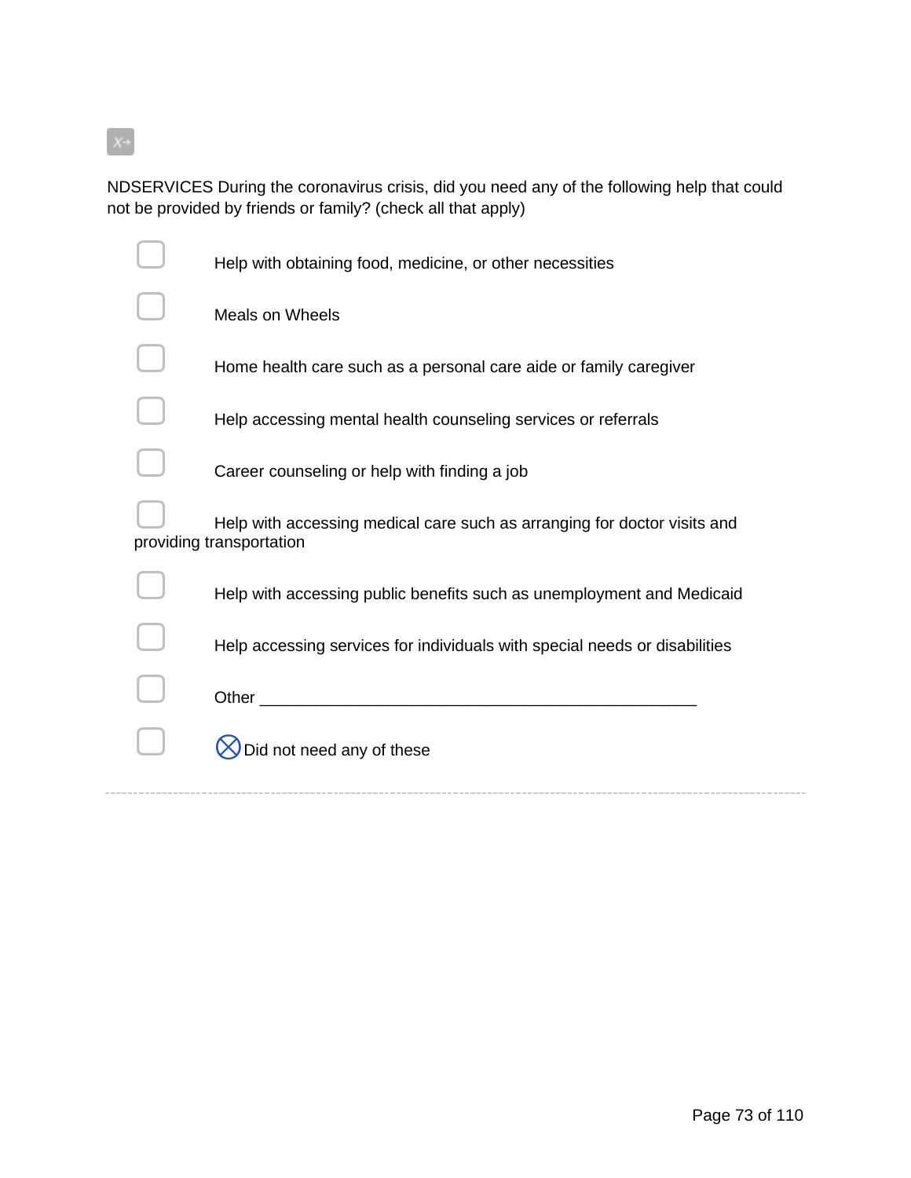NDSERVICES During the coronavirus crisis, did you need any of the following help that could not be provided by friends or family? (check all that apply)

- [ ] Help with obtaining food, medicine, or other necessities
- [ ] Meals on Wheels
- [ ] Home health care such as a personal care aide or family caregiver
- [ ] Help accessing mental health counseling services or referrals
- [ ] Career counseling or help with finding a job
- [ ] Help with accessing medical care such as arranging for doctor visits and providing transportation
- [ ] Help with accessing public benefits such as unemployment and Medicaid
- [ ] Help accessing services for individuals with special needs or disabilities
- [ ] Other __________________________________________________
- [ ] ⊗ Did not need any of these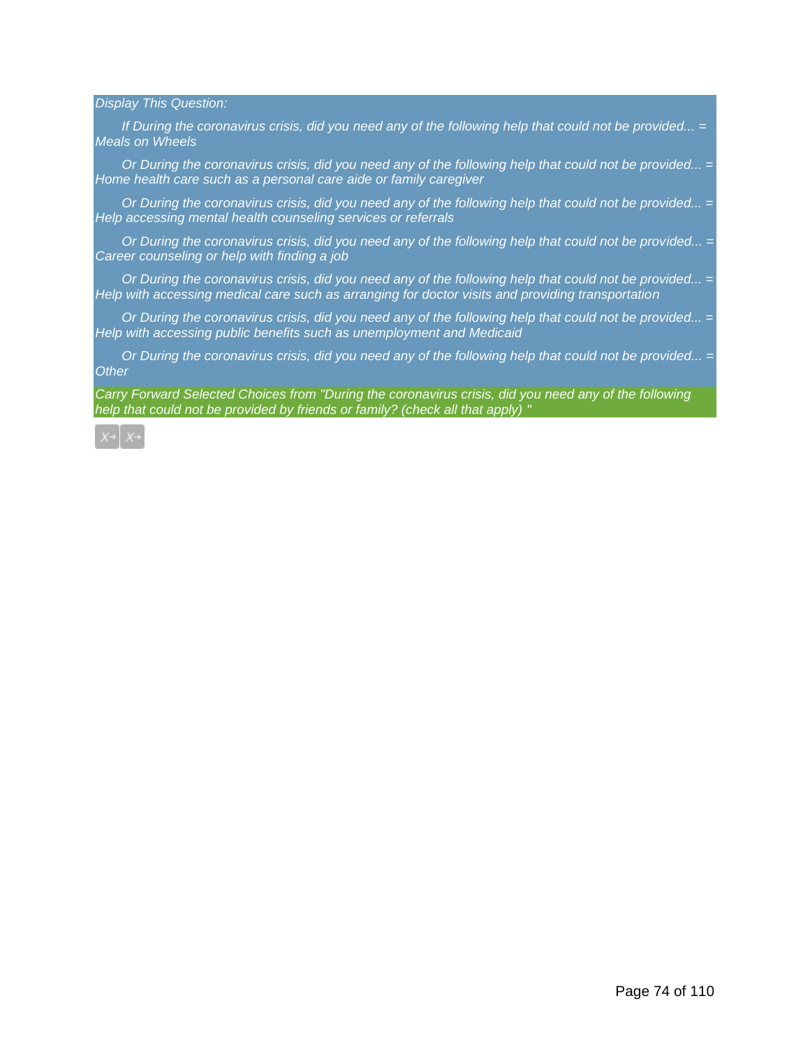*Display This Question:*

*If During the coronavirus crisis, did you need any of the following help that could not be provided... = Meals on Wheels*

*Or During the coronavirus crisis, did you need any of the following help that could not be provided... = Home health care such as a personal care aide or family caregiver*

*Or During the coronavirus crisis, did you need any of the following help that could not be provided... = Help accessing mental health counseling services or referrals*

*Or During the coronavirus crisis, did you need any of the following help that could not be provided... = Career counseling or help with finding a job*

*Or During the coronavirus crisis, did you need any of the following help that could not be provided... = Help with accessing medical care such as arranging for doctor visits and providing transportation*

*Or During the coronavirus crisis, did you need any of the following help that could not be provided... = Help with accessing public benefits such as unemployment and Medicaid*

*Or During the coronavirus crisis, did you need any of the following help that could not be provided... = Other*

*Carry Forward Selected Choices from "During the coronavirus crisis, did you need any of the following help that could not be provided by friends or family? (check all that apply) "*

X→ X→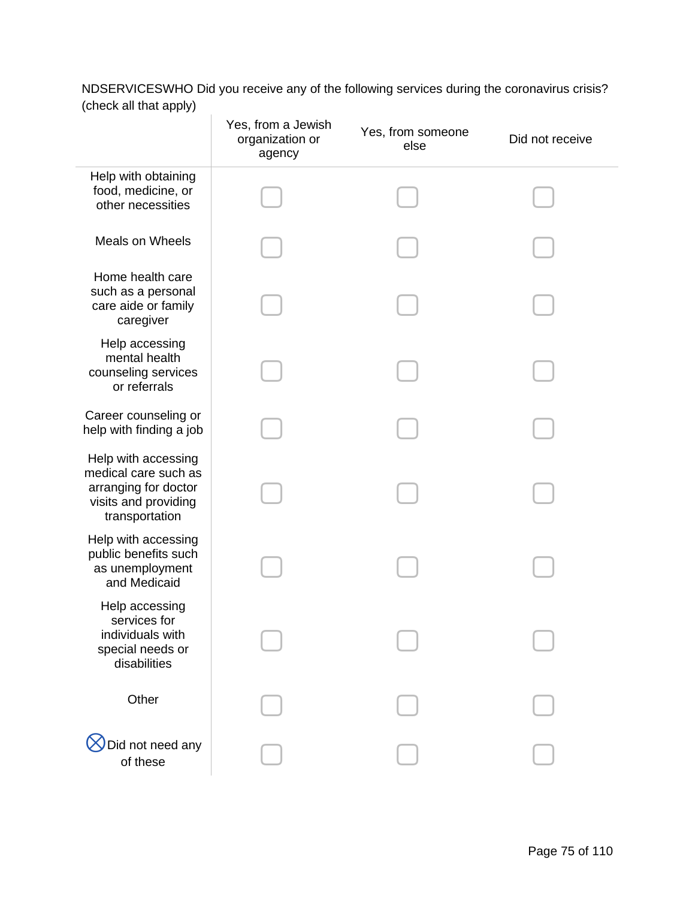NDSERVICESWHO Did you receive any of the following services during the coronavirus crisis? (check all that apply)

| | Yes, from a Jewish organization or agency | Yes, from someone else | Did not receive |
|---|---|---|---|
| Help with obtaining food, medicine, or other necessities | ☐ | ☐ | ☐ |
| Meals on Wheels | ☐ | ☐ | ☐ |
| Home health care such as a personal care aide or family caregiver | ☐ | ☐ | ☐ |
| Help accessing mental health counseling services or referrals | ☐ | ☐ | ☐ |
| Career counseling or help with finding a job | ☐ | ☐ | ☐ |
| Help with accessing medical care such as arranging for doctor visits and providing transportation | ☐ | ☐ | ☐ |
| Help with accessing public benefits such as unemployment and Medicaid | ☐ | ☐ | ☐ |
| Help accessing services for individuals with special needs or disabilities | ☐ | ☐ | ☐ |
| Other | ☐ | ☐ | ☐ |
| ⊗ Did not need any of these | ☐ | ☐ | ☐ |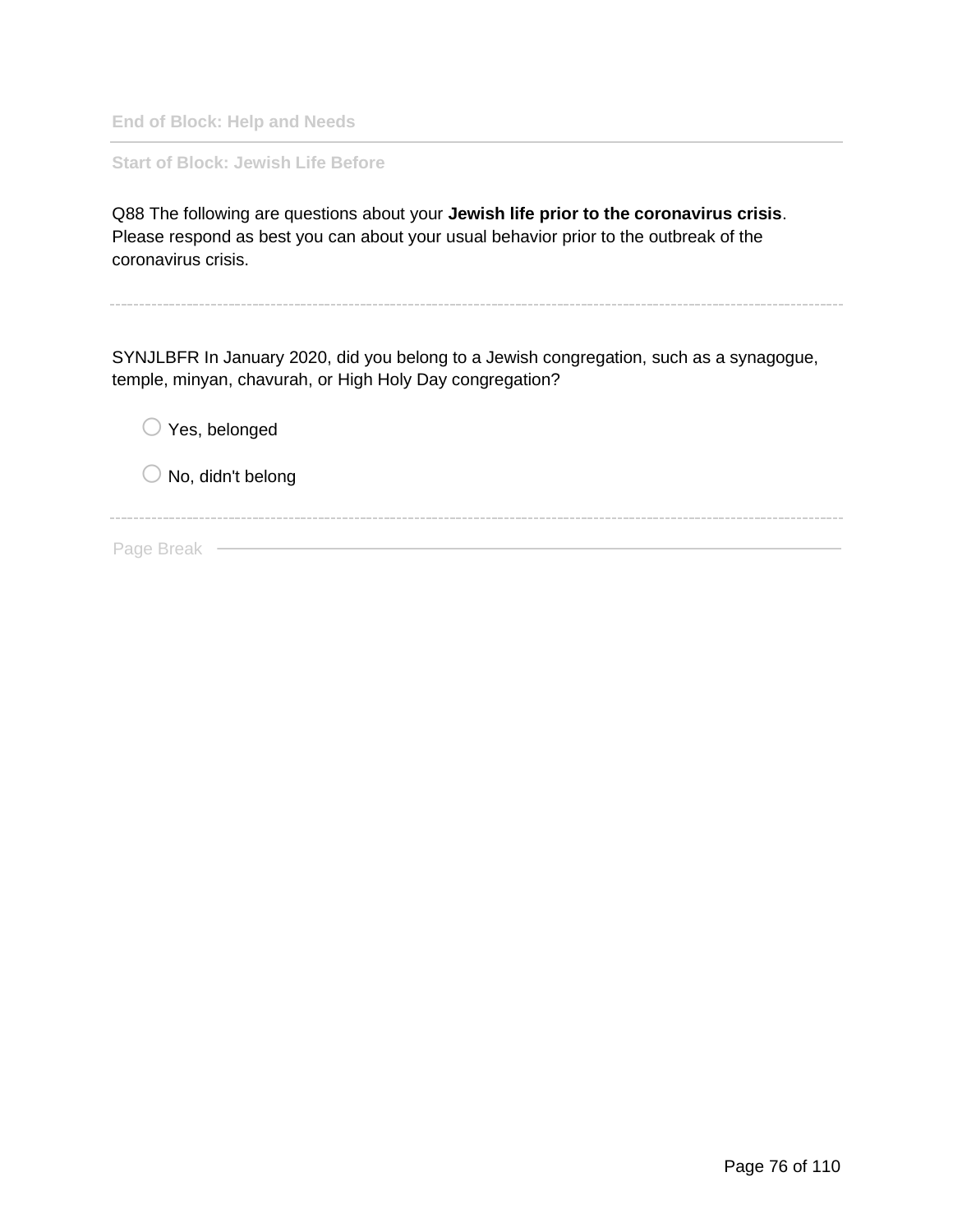End of Block: Help and Needs

---

Start of Block: Jewish Life Before

Q88 The following are questions about your **Jewish life prior to the coronavirus crisis**. Please respond as best you can about your usual behavior prior to the outbreak of the coronavirus crisis.

---

SYNJLBFR In January 2020, did you belong to a Jewish congregation, such as a synagogue, temple, minyan, chavurah, or High Holy Day congregation?

○ Yes, belonged

○ No, didn't belong

---

Page Break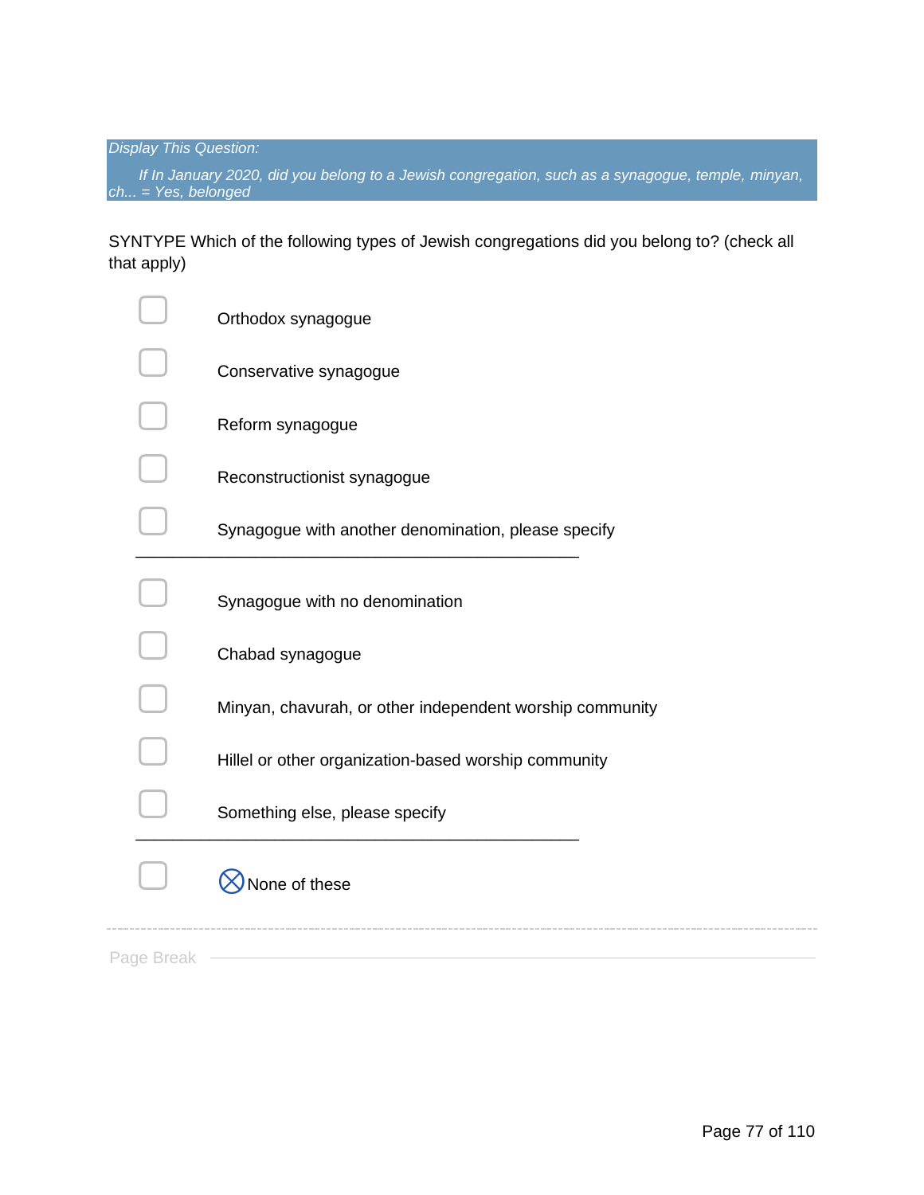*Display This Question:*

*If In January 2020, did you belong to a Jewish congregation, such as a synagogue, temple, minyan, ch... = Yes, belonged*

SYNTYPE Which of the following types of Jewish congregations did you belong to? (check all that apply)

- ☐ Orthodox synagogue
- ☐ Conservative synagogue
- ☐ Reform synagogue
- ☐ Reconstructionist synagogue
- ☐ Synagogue with another denomination, please specify \_\_\_\_\_\_\_\_\_\_\_\_\_\_\_\_\_\_\_\_\_\_\_\_\_\_\_\_\_\_\_\_\_\_\_\_\_\_\_\_\_\_\_\_\_\_\_\_
- ☐ Synagogue with no denomination
- ☐ Chabad synagogue
- ☐ Minyan, chavurah, or other independent worship community
- ☐ Hillel or other organization-based worship community
- ☐ Something else, please specify \_\_\_\_\_\_\_\_\_\_\_\_\_\_\_\_\_\_\_\_\_\_\_\_\_\_\_\_\_\_\_\_\_\_\_\_\_\_\_\_\_\_\_\_\_\_\_\_
- ☐ ⊗ None of these

Page Break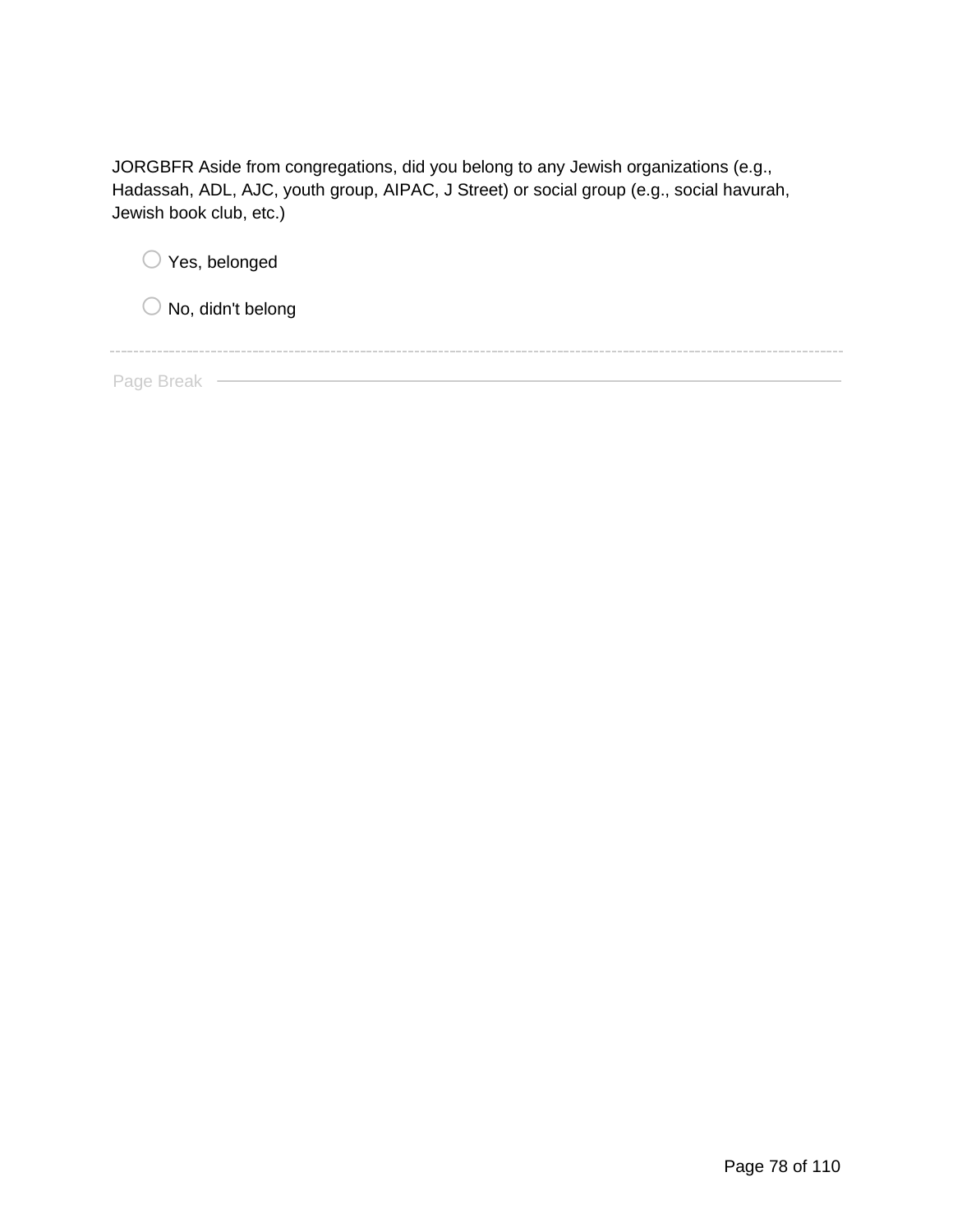JORGBFR Aside from congregations, did you belong to any Jewish organizations (e.g., Hadassah, ADL, AJC, youth group, AIPAC, J Street) or social group (e.g., social havurah, Jewish book club, etc.)

○ Yes, belonged

○ No, didn't belong

---

Page Break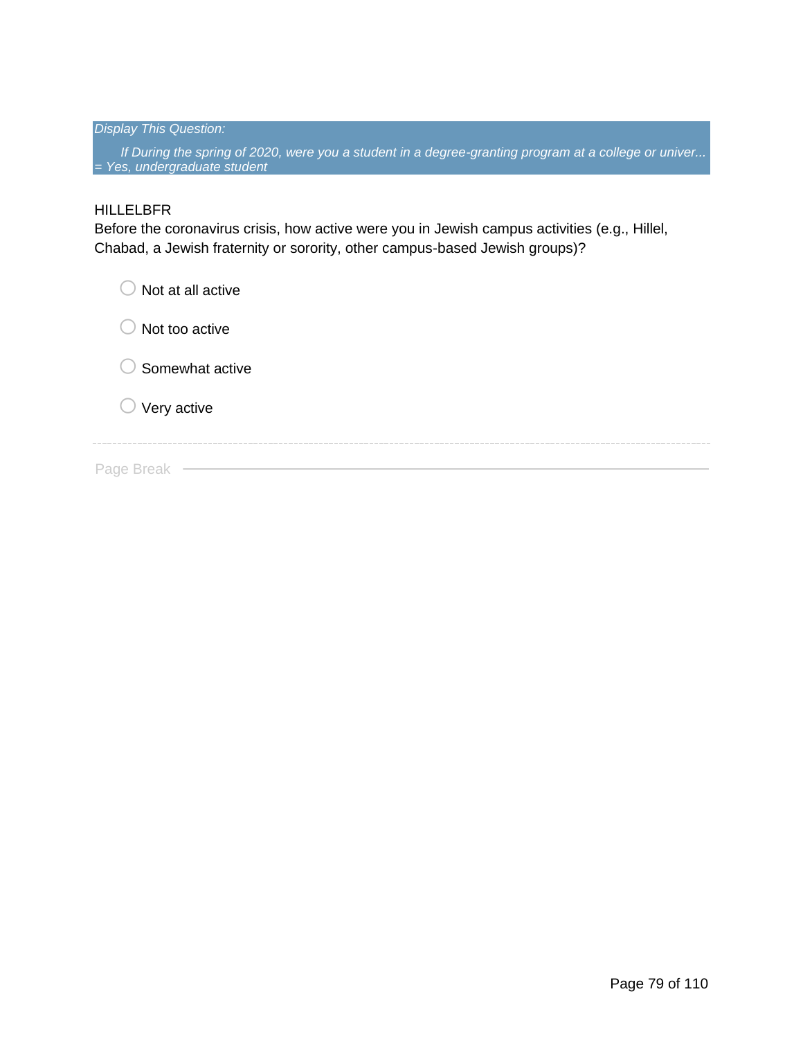*Display This Question:*

*If During the spring of 2020, were you a student in a degree-granting program at a college or univer... = Yes, undergraduate student*

HILLELBFR
Before the coronavirus crisis, how active were you in Jewish campus activities (e.g., Hillel, Chabad, a Jewish fraternity or sorority, other campus-based Jewish groups)?

- Not at all active
- Not too active
- Somewhat active
- Very active

Page Break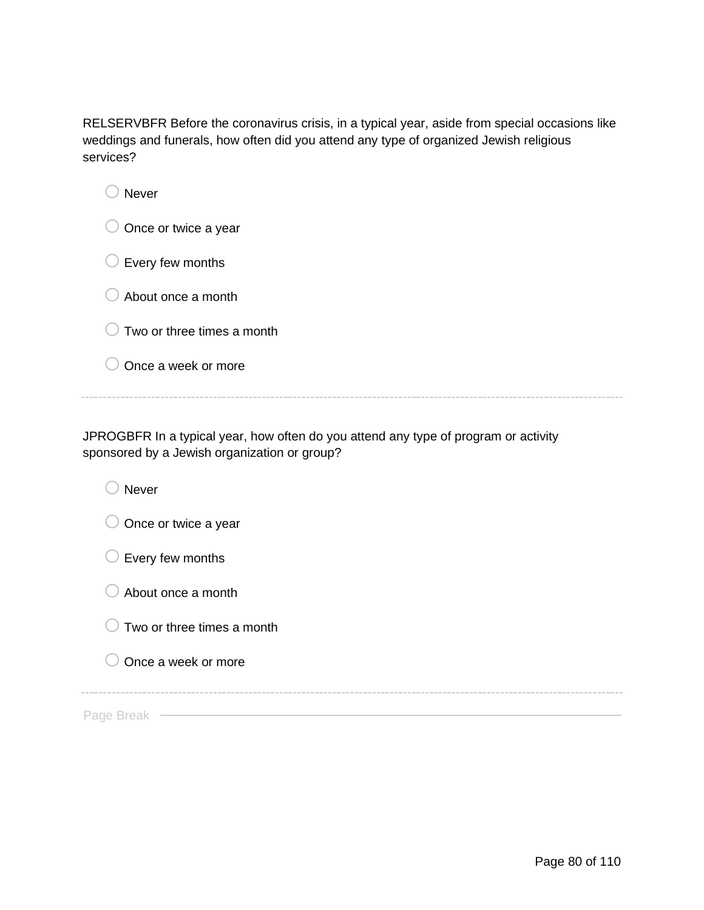RELSERVBFR Before the coronavirus crisis, in a typical year, aside from special occasions like weddings and funerals, how often did you attend any type of organized Jewish religious services?

- Never
- Once or twice a year
- Every few months
- About once a month
- Two or three times a month
- Once a week or more

---

JPROGBFR In a typical year, how often do you attend any type of program or activity sponsored by a Jewish organization or group?

- Never
- Once or twice a year
- Every few months
- About once a month
- Two or three times a month
- Once a week or more

---

Page Break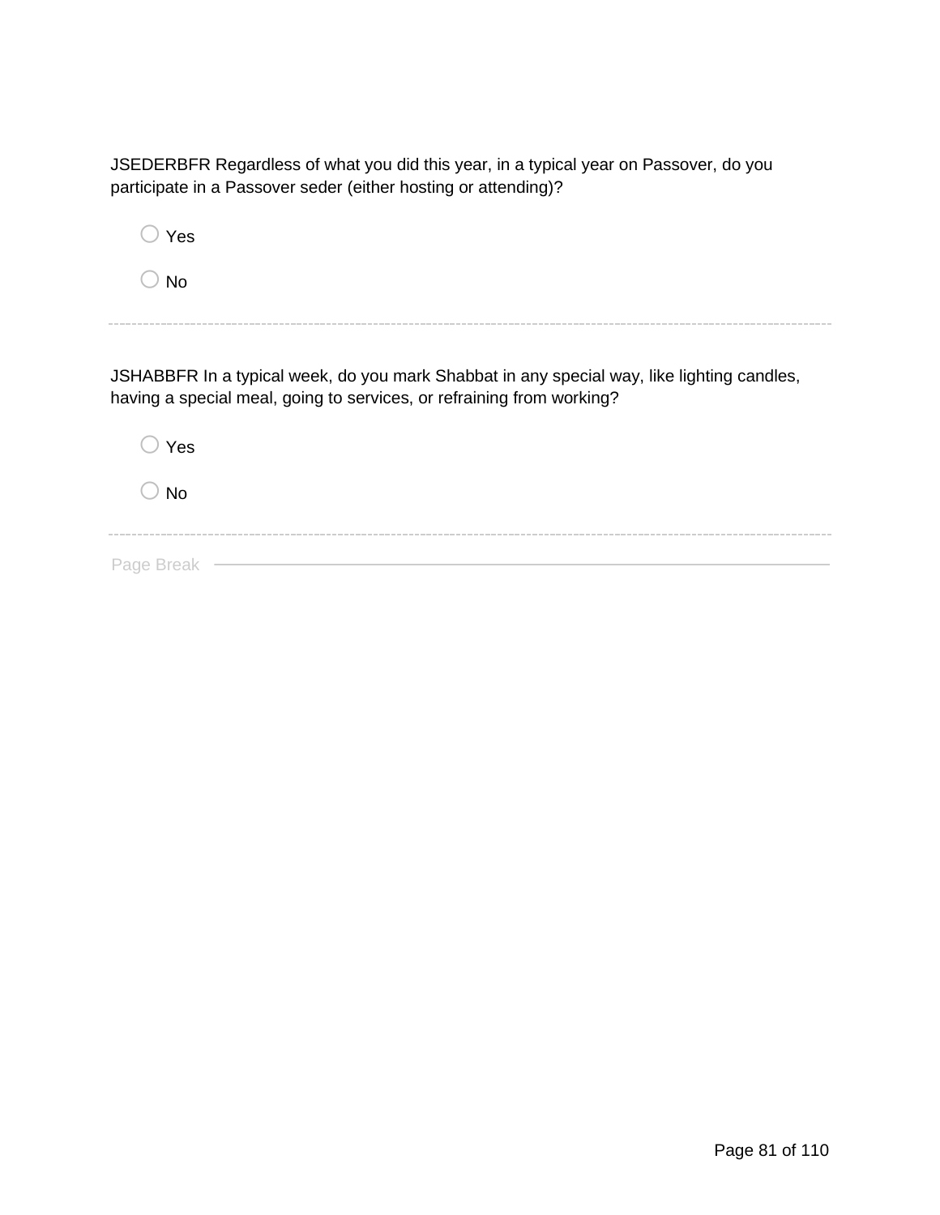JSEDERBFR Regardless of what you did this year, in a typical year on Passover, do you participate in a Passover seder (either hosting or attending)?

- Yes
- No

---

JSHABBFR In a typical week, do you mark Shabbat in any special way, like lighting candles, having a special meal, going to services, or refraining from working?

- Yes
- No

---

Page Break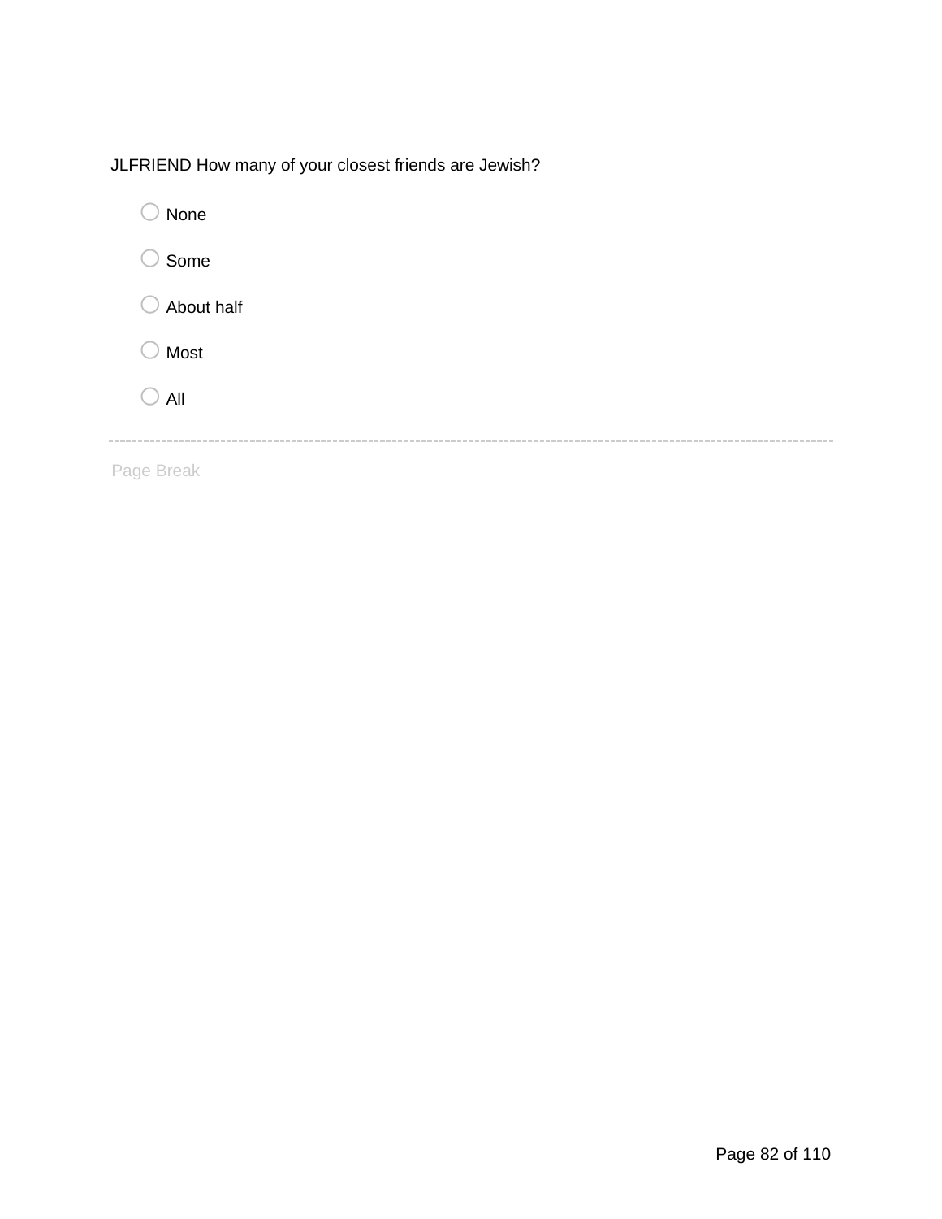JLFRIEND How many of your closest friends are Jewish?

- None
- Some
- About half
- Most
- All

---

Page Break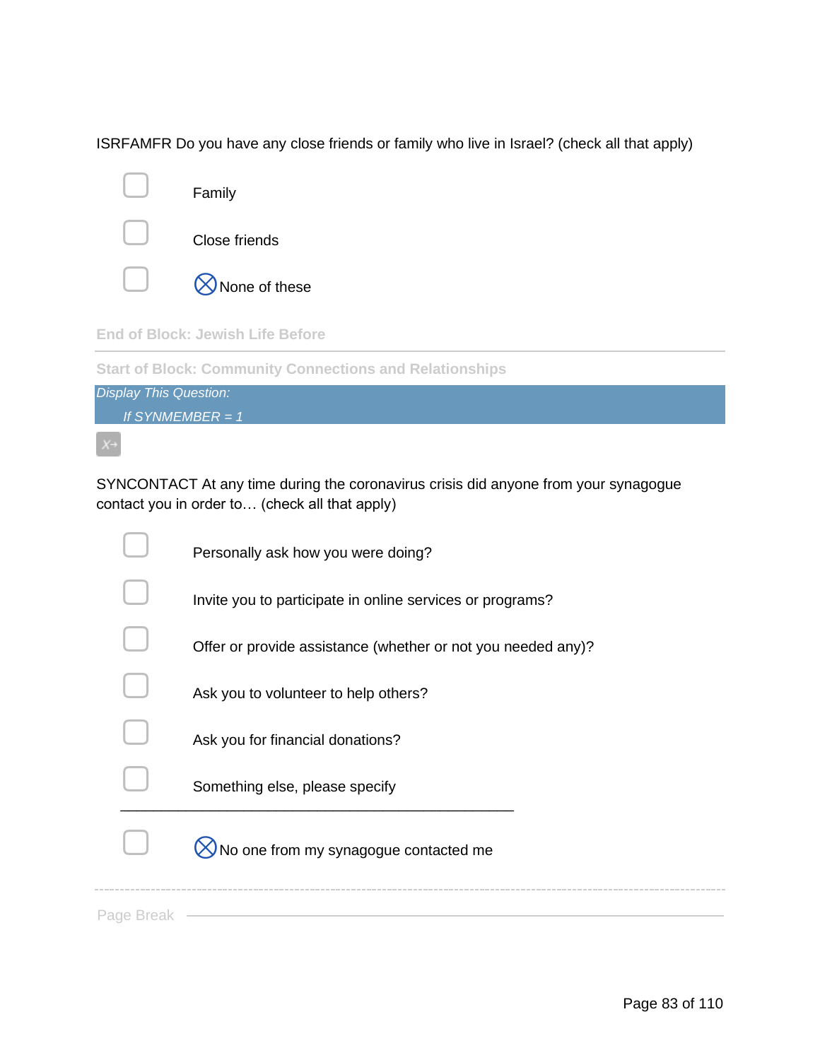ISRFAMFR Do you have any close friends or family who live in Israel? (check all that apply)

- ☐ Family
- ☐ Close friends
- ☐ ⊗None of these

End of Block: Jewish Life Before

---

Start of Block: Community Connections and Relationships

*Display This Question:*

*If SYNMEMBER = 1*

SYNCONTACT At any time during the coronavirus crisis did anyone from your synagogue contact you in order to… (check all that apply)

- ☐ Personally ask how you were doing?
- ☐ Invite you to participate in online services or programs?
- ☐ Offer or provide assistance (whether or not you needed any)?
- ☐ Ask you to volunteer to help others?
- ☐ Ask you for financial donations?
- ☐ Something else, please specify __________________________________________________
- ☐ ⊗No one from my synagogue contacted me

Page Break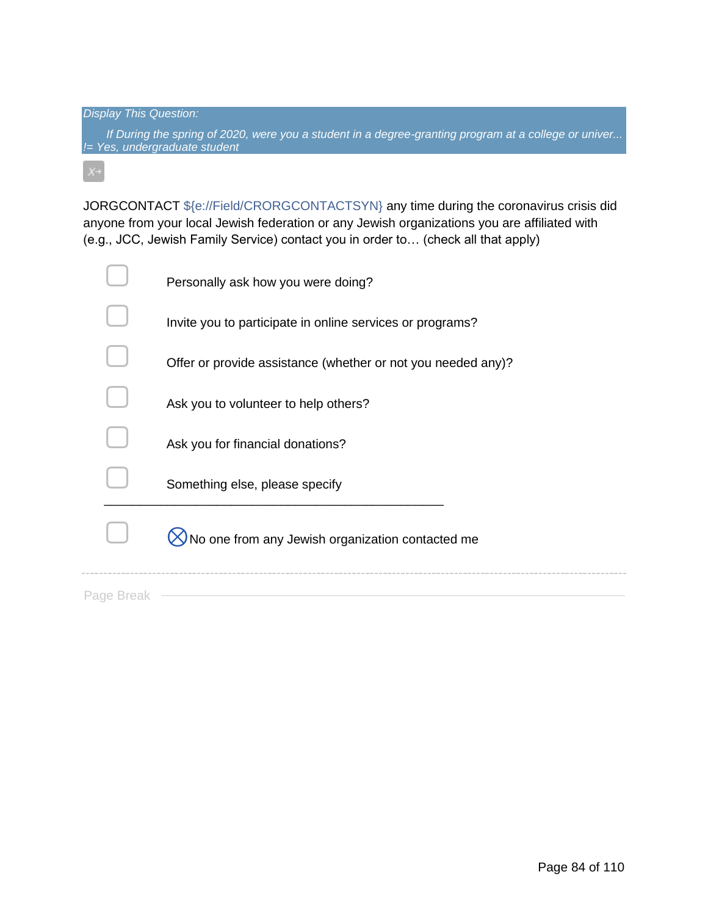*Display This Question:*

*If During the spring of 2020, were you a student in a degree-granting program at a college or univer... != Yes, undergraduate student*

JORGCONTACT ${e://Field/CRORGCONTACTSYN} any time during the coronavirus crisis did anyone from your local Jewish federation or any Jewish organizations you are affiliated with (e.g., JCC, Jewish Family Service) contact you in order to… (check all that apply)

- ☐ Personally ask how you were doing?
- ☐ Invite you to participate in online services or programs?
- ☐ Offer or provide assistance (whether or not you needed any)?
- ☐ Ask you to volunteer to help others?
- ☐ Ask you for financial donations?
- ☐ Something else, please specify __________________________________________________
- ☐ ⊗No one from any Jewish organization contacted me

Page Break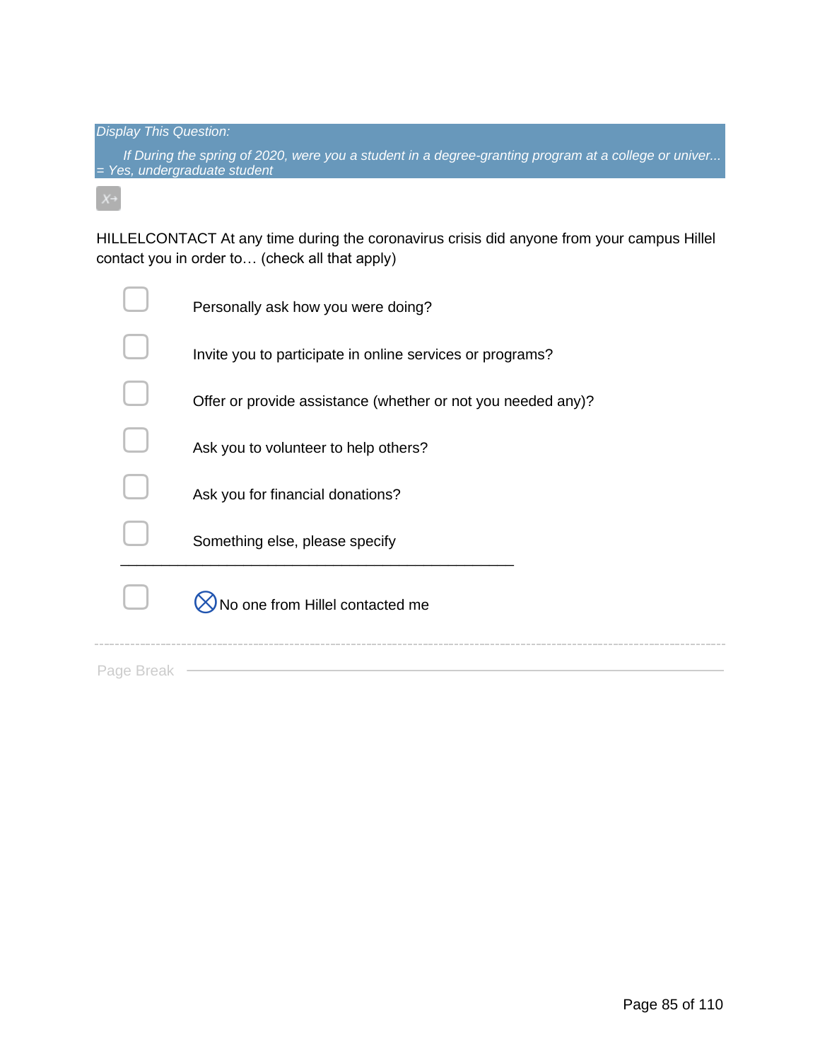*Display This Question:*

*If During the spring of 2020, were you a student in a degree-granting program at a college or univer... = Yes, undergraduate student*

HILLELCONTACT At any time during the coronavirus crisis did anyone from your campus Hillel contact you in order to… (check all that apply)

- ▢ Personally ask how you were doing?
- ▢ Invite you to participate in online services or programs?
- ▢ Offer or provide assistance (whether or not you needed any)?
- ▢ Ask you to volunteer to help others?
- ▢ Ask you for financial donations?
- ▢ Something else, please specify \_\_\_\_\_\_\_\_\_\_\_\_\_\_\_\_\_\_\_\_\_\_\_\_\_\_\_\_\_\_\_\_\_\_\_\_\_\_\_\_\_\_\_\_\_\_\_\_
- ▢ ⊗No one from Hillel contacted me

Page Break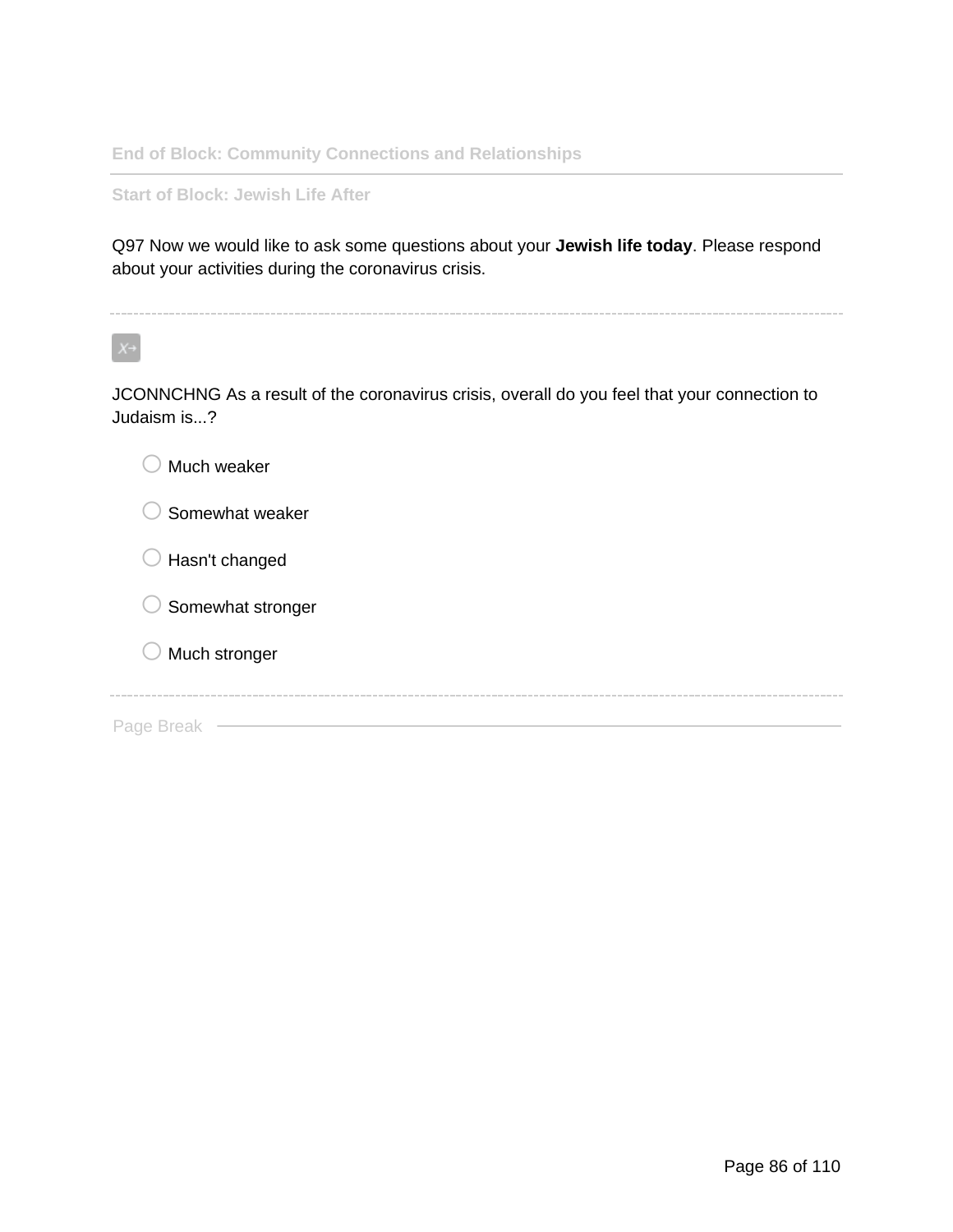End of Block: Community Connections and Relationships

---

Start of Block: Jewish Life After

Q97 Now we would like to ask some questions about your **Jewish life today**. Please respond about your activities during the coronavirus crisis.

---

JCONNCHNG As a result of the coronavirus crisis, overall do you feel that your connection to Judaism is...?

- ○ Much weaker
- ○ Somewhat weaker
- ○ Hasn't changed
- ○ Somewhat stronger
- ○ Much stronger

---

Page Break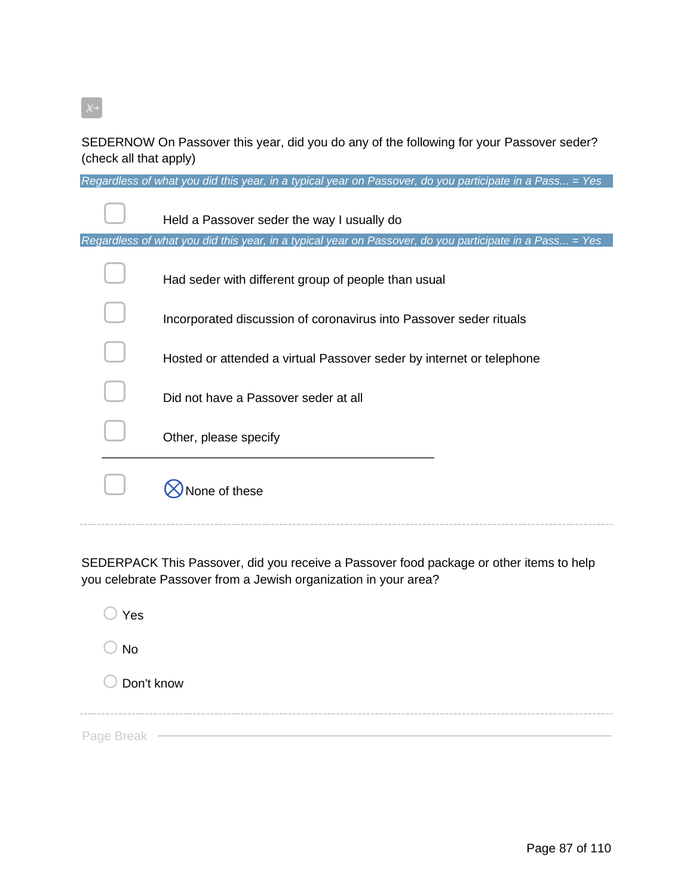SEDERNOW On Passover this year, did you do any of the following for your Passover seder? (check all that apply)

*Regardless of what you did this year, in a typical year on Passover, do you participate in a Pass... = Yes*

- ☐ Held a Passover seder the way I usually do

*Regardless of what you did this year, in a typical year on Passover, do you participate in a Pass... = Yes*

- ☐ Had seder with different group of people than usual
- ☐ Incorporated discussion of coronavirus into Passover seder rituals
- ☐ Hosted or attended a virtual Passover seder by internet or telephone
- ☐ Did not have a Passover seder at all
- ☐ Other, please specify ________________________________________________
- ☐ ⊗None of these

---

SEDERPACK This Passover, did you receive a Passover food package or other items to help you celebrate Passover from a Jewish organization in your area?

- ○ Yes
- ○ No
- ○ Don't know

---

Page Break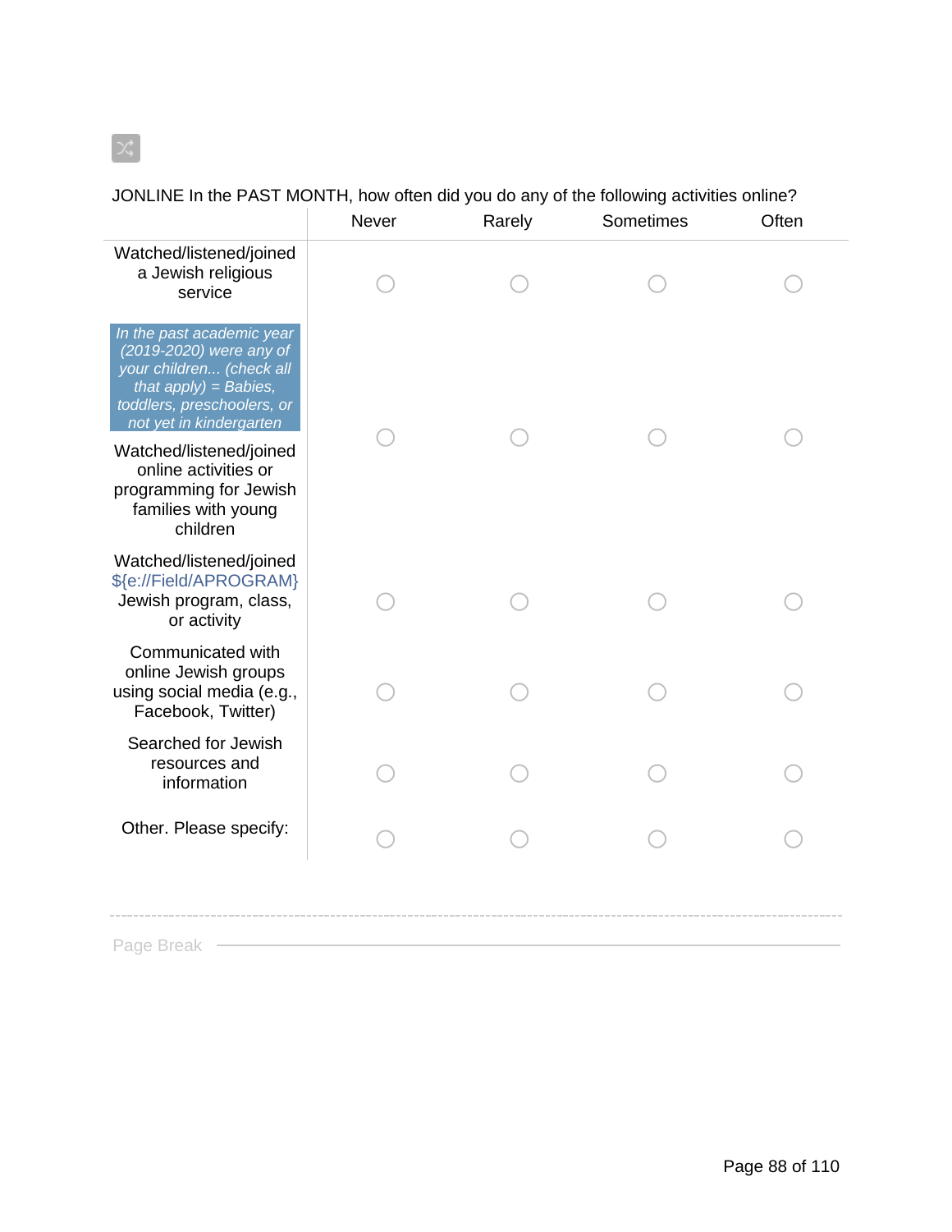JONLINE In the PAST MONTH, how often did you do any of the following activities online?

| | Never | Rarely | Sometimes | Often |
|---|---|---|---|---|
| Watched/listened/joined a Jewish religious service | ○ | ○ | ○ | ○ |
| *In the past academic year (2019-2020) were any of your children... (check all that apply) = Babies, toddlers, preschoolers, or not yet in kindergarten* Watched/listened/joined online activities or programming for Jewish families with young children | ○ | ○ | ○ | ○ |
| Watched/listened/joined ${e://Field/APROGRAM} Jewish program, class, or activity | ○ | ○ | ○ | ○ |
| Communicated with online Jewish groups using social media (e.g., Facebook, Twitter) | ○ | ○ | ○ | ○ |
| Searched for Jewish resources and information | ○ | ○ | ○ | ○ |
| Other. Please specify: | ○ | ○ | ○ | ○ |

Page Break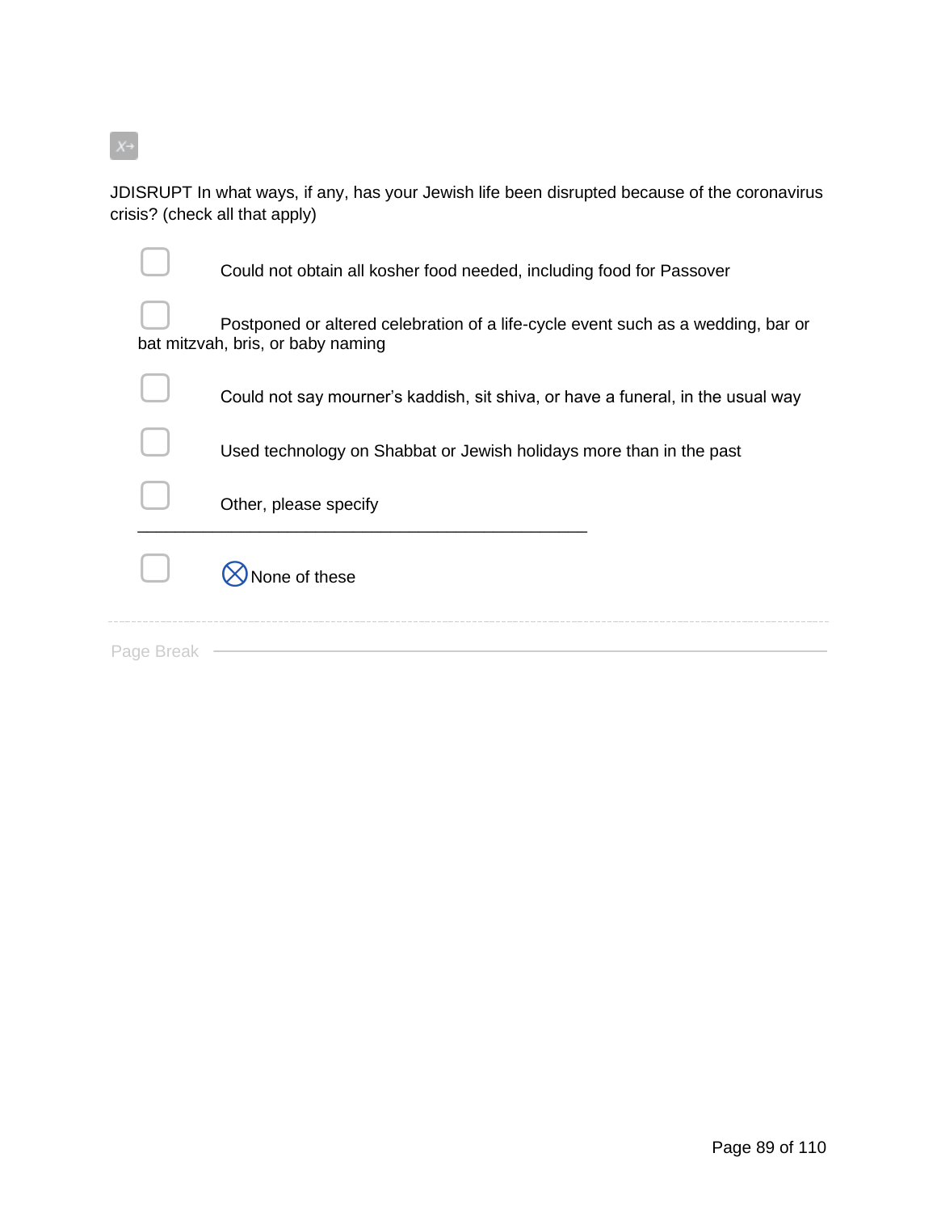JDISRUPT In what ways, if any, has your Jewish life been disrupted because of the coronavirus crisis? (check all that apply)

- ☐ Could not obtain all kosher food needed, including food for Passover
- ☐ Postponed or altered celebration of a life-cycle event such as a wedding, bar or bat mitzvah, bris, or baby naming
- ☐ Could not say mourner's kaddish, sit shiva, or have a funeral, in the usual way
- ☐ Used technology on Shabbat or Jewish holidays more than in the past
- ☐ Other, please specify \_\_\_\_\_\_\_\_\_\_\_\_\_\_\_\_\_\_\_\_\_\_\_\_\_\_\_\_\_\_\_\_\_\_\_\_\_\_\_\_\_\_\_\_\_\_\_\_
- ☐ ⊗ None of these

Page Break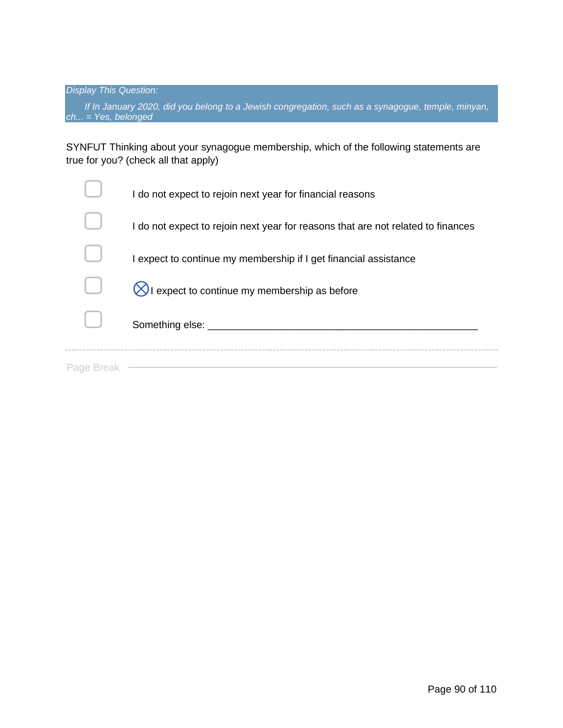*Display This Question:*

*If In January 2020, did you belong to a Jewish congregation, such as a synagogue, temple, minyan, ch... = Yes, belonged*

SYNFUT Thinking about your synagogue membership, which of the following statements are true for you? (check all that apply)

- ▢ I do not expect to rejoin next year for financial reasons
- ▢ I do not expect to rejoin next year for reasons that are not related to finances
- ▢ I expect to continue my membership if I get financial assistance
- ▢ ⊗I expect to continue my membership as before
- ▢ Something else: ________________________________________________

Page Break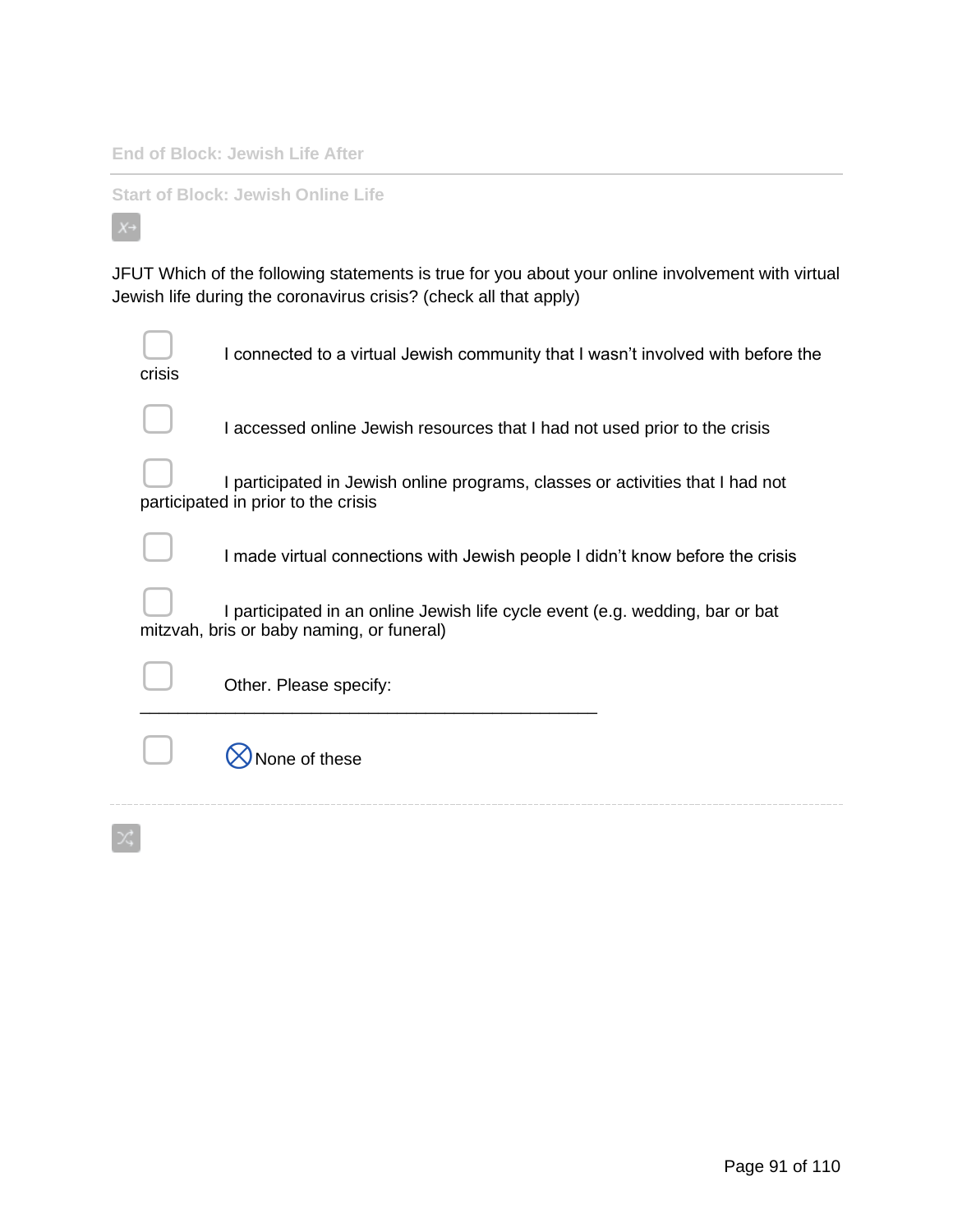End of Block: Jewish Life After

Start of Block: Jewish Online Life

JFUT Which of the following statements is true for you about your online involvement with virtual Jewish life during the coronavirus crisis? (check all that apply)

- ☐ I connected to a virtual Jewish community that I wasn't involved with before the crisis
- ☐ I accessed online Jewish resources that I had not used prior to the crisis
- ☐ I participated in Jewish online programs, classes or activities that I had not participated in prior to the crisis
- ☐ I made virtual connections with Jewish people I didn't know before the crisis
- ☐ I participated in an online Jewish life cycle event (e.g. wedding, bar or bat mitzvah, bris or baby naming, or funeral)
- ☐ Other. Please specify: ________________________________________________
- ☐ ⊗None of these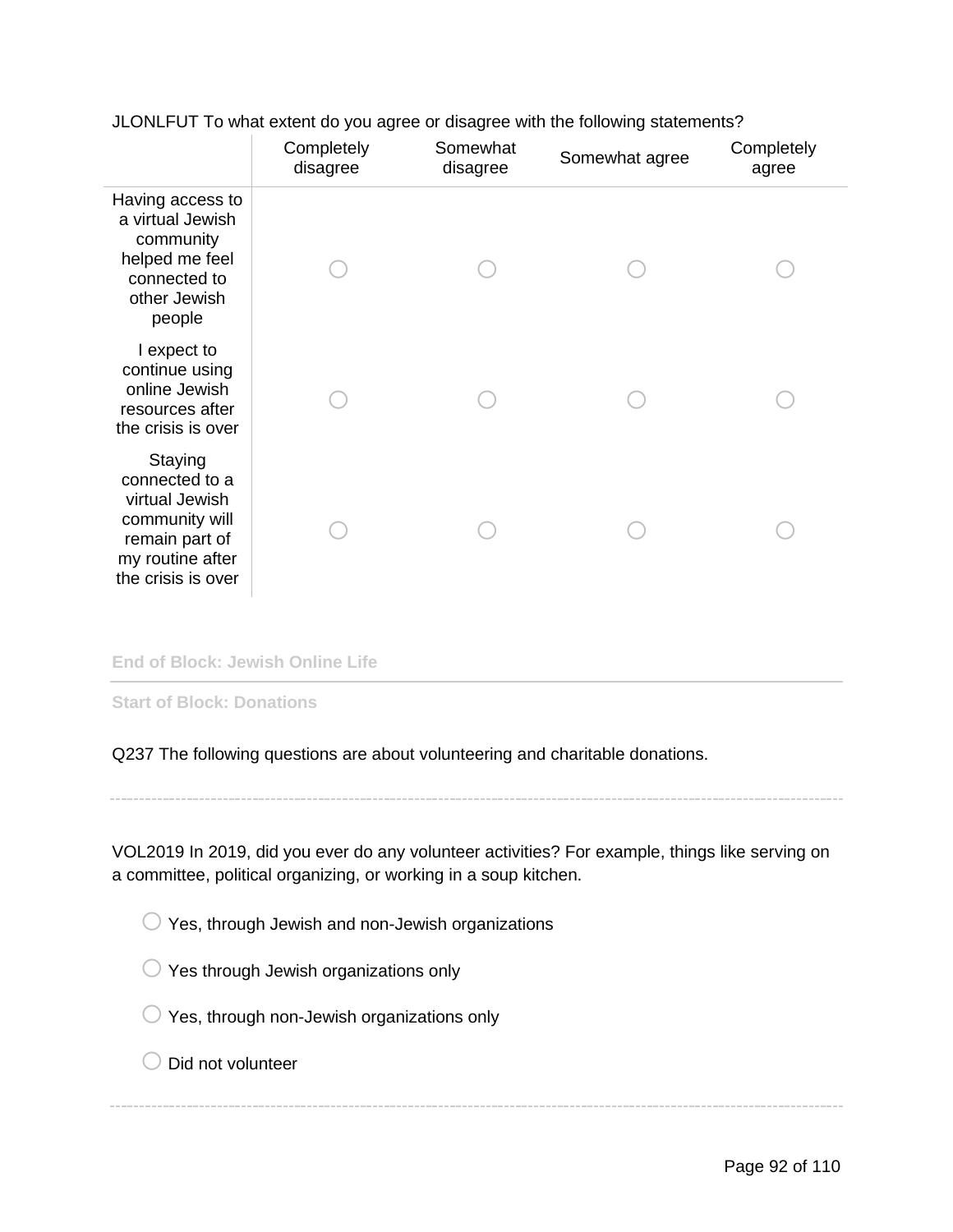JLONLFUT To what extent do you agree or disagree with the following statements?

| | Completely disagree | Somewhat disagree | Somewhat agree | Completely agree |
|---|---|---|---|---|
| Having access to a virtual Jewish community helped me feel connected to other Jewish people | ◯ | ◯ | ◯ | ◯ |
| I expect to continue using online Jewish resources after the crisis is over | ◯ | ◯ | ◯ | ◯ |
| Staying connected to a virtual Jewish community will remain part of my routine after the crisis is over | ◯ | ◯ | ◯ | ◯ |

**End of Block: Jewish Online Life**

---

**Start of Block: Donations**

Q237 The following questions are about volunteering and charitable donations.

---

VOL2019 In 2019, did you ever do any volunteer activities? For example, things like serving on a committee, political organizing, or working in a soup kitchen.

◯ Yes, through Jewish and non-Jewish organizations

◯ Yes through Jewish organizations only

◯ Yes, through non-Jewish organizations only

◯ Did not volunteer

---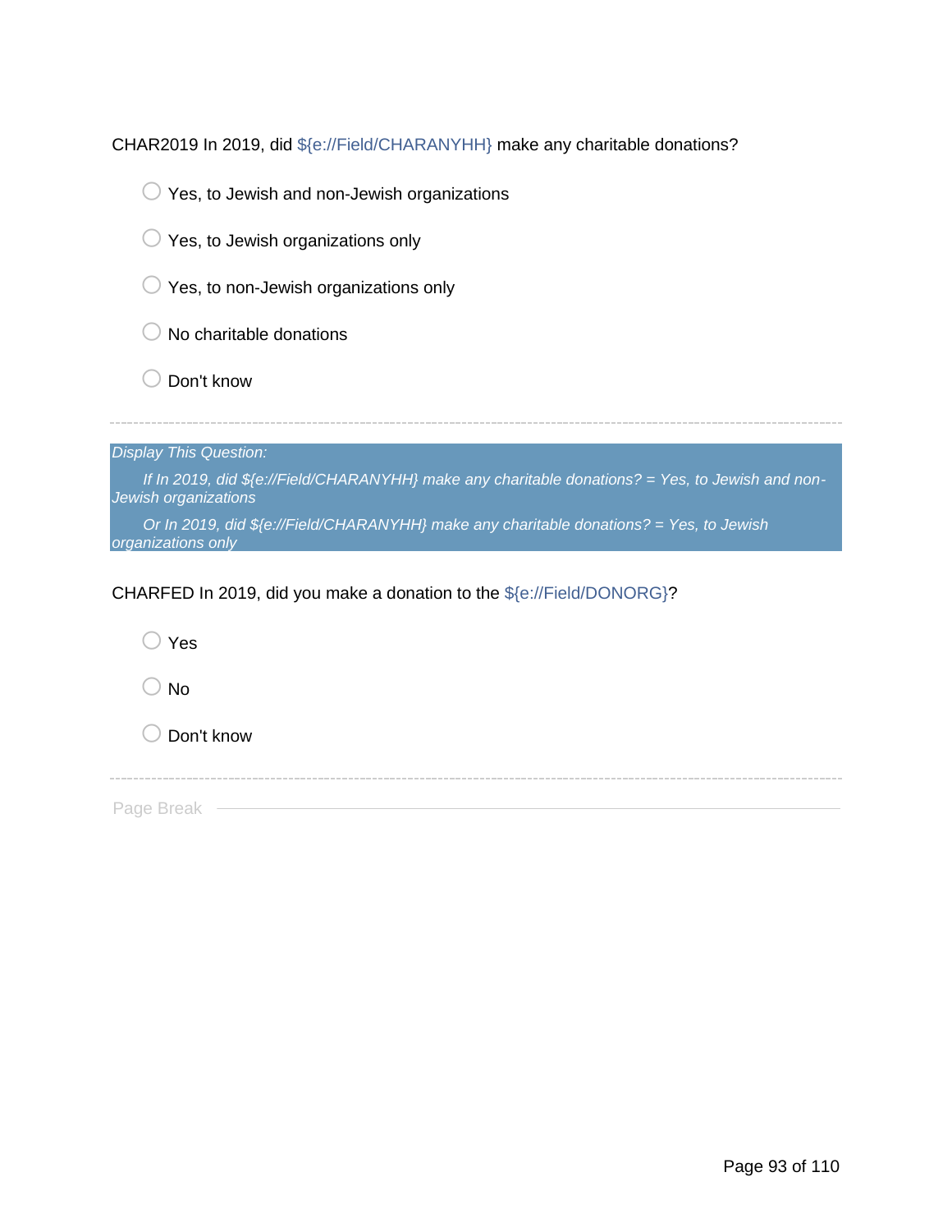CHAR2019 In 2019, did ${e://Field/CHARANYHH} make any charitable donations?

- Yes, to Jewish and non-Jewish organizations
- Yes, to Jewish organizations only
- Yes, to non-Jewish organizations only
- No charitable donations
- Don't know

---

*Display This Question:*

*If In 2019, did ${e://Field/CHARANYHH} make any charitable donations? = Yes, to Jewish and non-Jewish organizations*

*Or In 2019, did ${e://Field/CHARANYHH} make any charitable donations? = Yes, to Jewish organizations only*

CHARFED In 2019, did you make a donation to the ${e://Field/DONORG}?

- Yes
- No
- Don't know

---

Page Break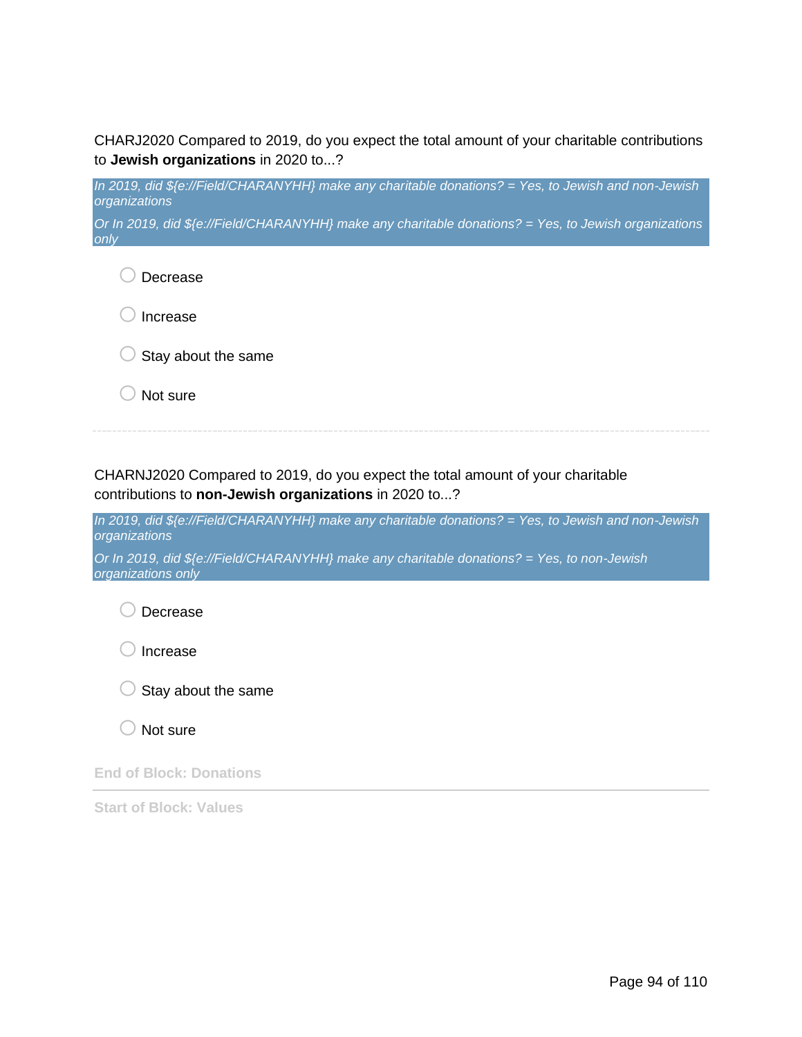CHARJ2020 Compared to 2019, do you expect the total amount of your charitable contributions to **Jewish organizations** in 2020 to...?

*In 2019, did ${e://Field/CHARANYHH} make any charitable donations? = Yes, to Jewish and non-Jewish organizations*

*Or In 2019, did ${e://Field/CHARANYHH} make any charitable donations? = Yes, to Jewish organizations only*

- Decrease
- Increase
- Stay about the same
- Not sure

---

CHARNJ2020 Compared to 2019, do you expect the total amount of your charitable contributions to **non-Jewish organizations** in 2020 to...?

*In 2019, did ${e://Field/CHARANYHH} make any charitable donations? = Yes, to Jewish and non-Jewish organizations*

*Or In 2019, did ${e://Field/CHARANYHH} make any charitable donations? = Yes, to non-Jewish organizations only*

- Decrease
- Increase
- Stay about the same
- Not sure

**End of Block: Donations**

---

**Start of Block: Values**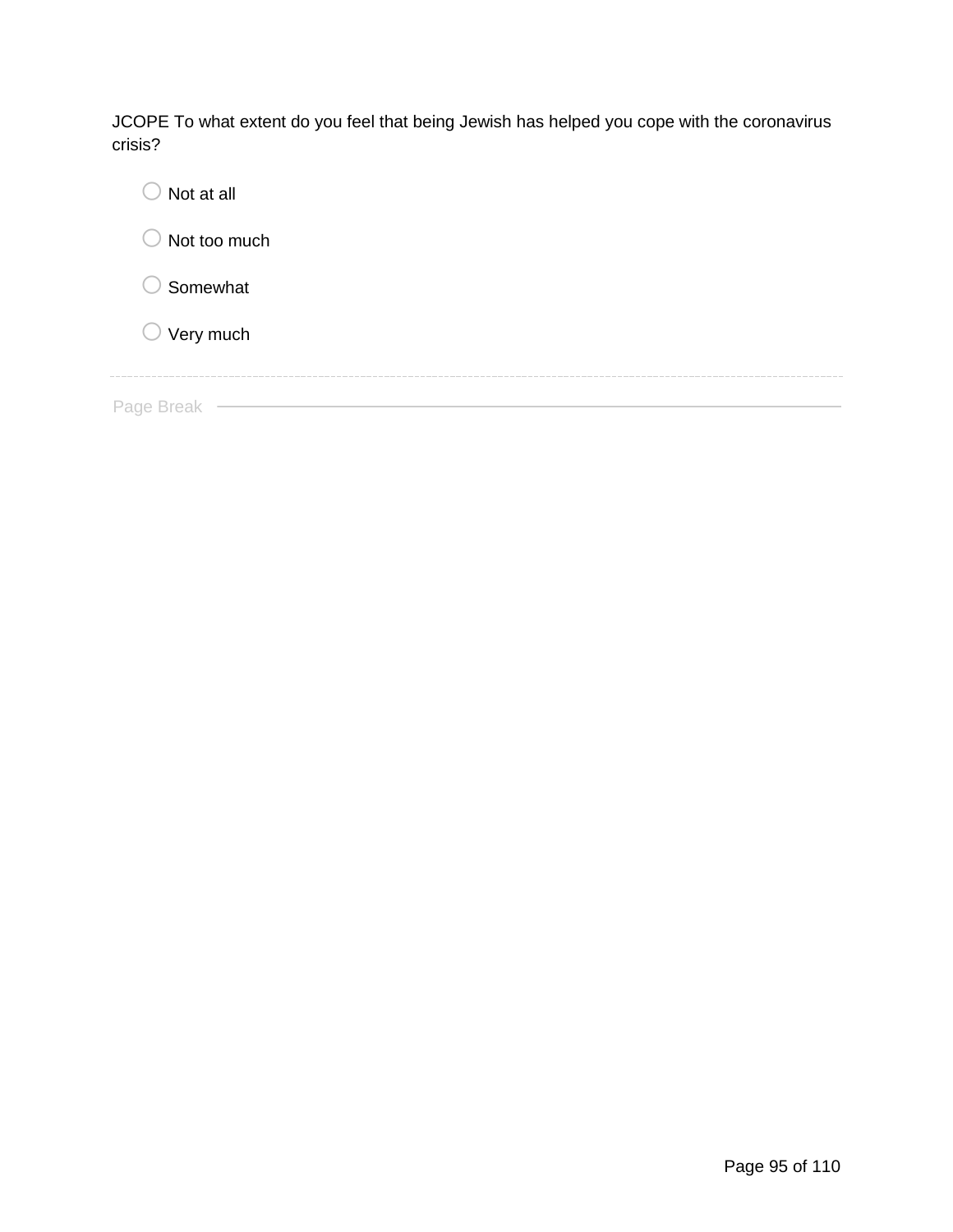JCOPE To what extent do you feel that being Jewish has helped you cope with the coronavirus crisis?

- Not at all
- Not too much
- Somewhat
- Very much

Page Break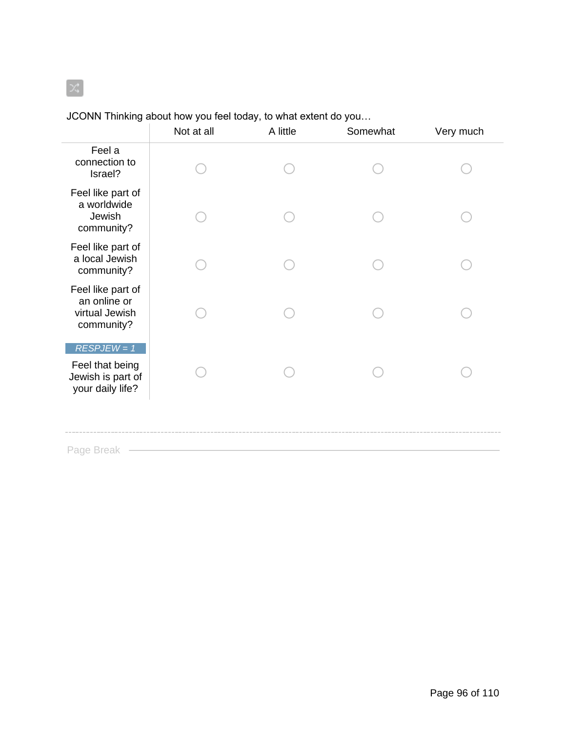JCONN Thinking about how you feel today, to what extent do you…

| | Not at all | A little | Somewhat | Very much |
|---|---|---|---|---|
| Feel a connection to Israel? | ○ | ○ | ○ | ○ |
| Feel like part of a worldwide Jewish community? | ○ | ○ | ○ | ○ |
| Feel like part of a local Jewish community? | ○ | ○ | ○ | ○ |
| Feel like part of an online or virtual Jewish community? | ○ | ○ | ○ | ○ |
| *RESPJEW = 1* Feel that being Jewish is part of your daily life? | ○ | ○ | ○ | ○ |

Page Break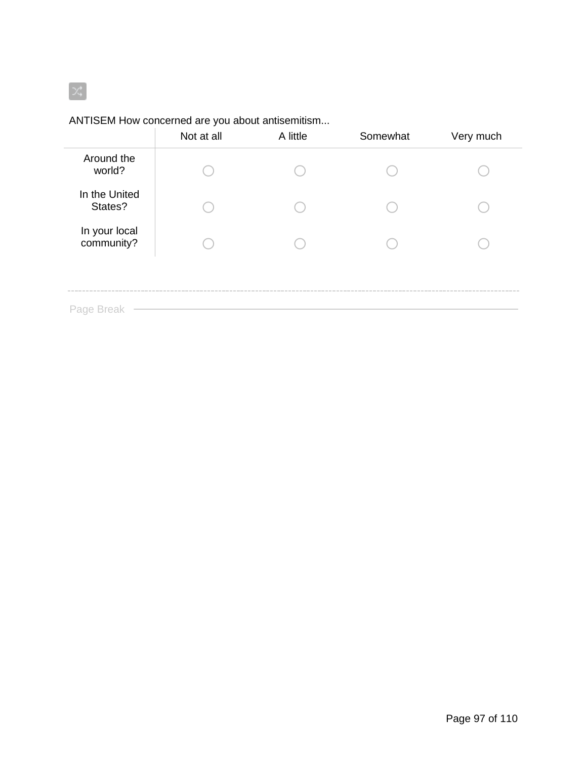ANTISEM How concerned are you about antisemitism...

| | Not at all | A little | Somewhat | Very much |
|---|---|---|---|---|
| Around the world? | ○ | ○ | ○ | ○ |
| In the United States? | ○ | ○ | ○ | ○ |
| In your local community? | ○ | ○ | ○ | ○ |

Page Break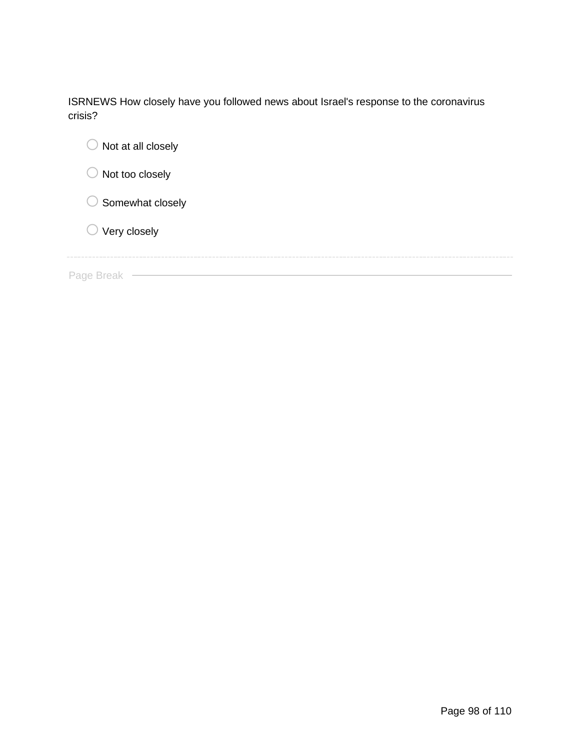ISRNEWS How closely have you followed news about Israel's response to the coronavirus crisis?

- ○ Not at all closely
- ○ Not too closely
- ○ Somewhat closely
- ○ Very closely

Page Break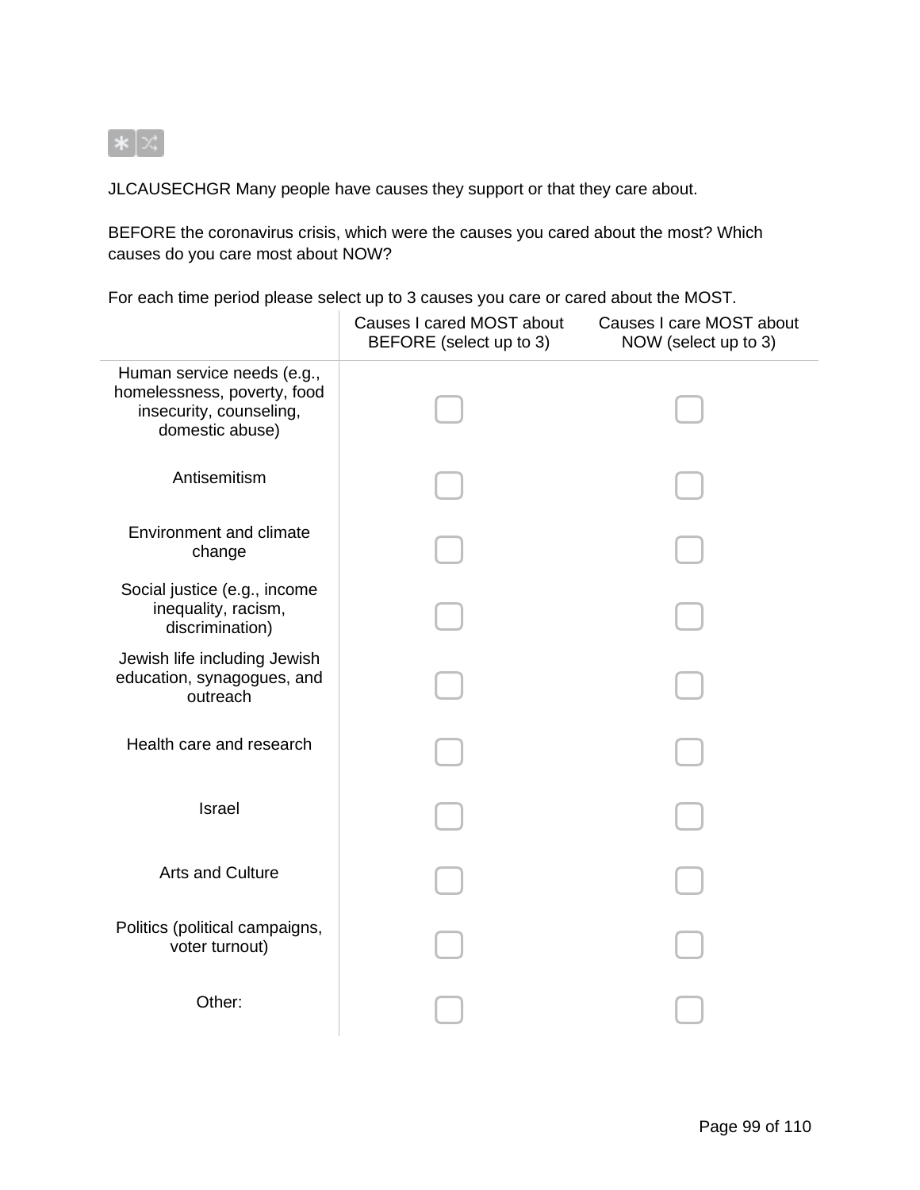JLCAUSECHGR Many people have causes they support or that they care about.

BEFORE the coronavirus crisis, which were the causes you cared about the most? Which causes do you care most about NOW?

For each time period please select up to 3 causes you care or cared about the MOST.

| | Causes I cared MOST about BEFORE (select up to 3) | Causes I care MOST about NOW (select up to 3) |
|---|---|---|
| Human service needs (e.g., homelessness, poverty, food insecurity, counseling, domestic abuse) | ☐ | ☐ |
| Antisemitism | ☐ | ☐ |
| Environment and climate change | ☐ | ☐ |
| Social justice (e.g., income inequality, racism, discrimination) | ☐ | ☐ |
| Jewish life including Jewish education, synagogues, and outreach | ☐ | ☐ |
| Health care and research | ☐ | ☐ |
| Israel | ☐ | ☐ |
| Arts and Culture | ☐ | ☐ |
| Politics (political campaigns, voter turnout) | ☐ | ☐ |
| Other: | ☐ | ☐ |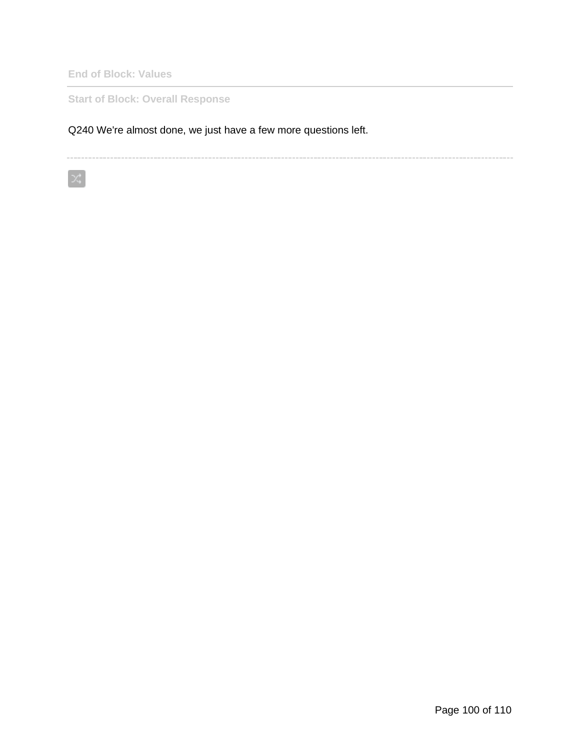End of Block: Values

---

Start of Block: Overall Response

Q240 We're almost done, we just have a few more questions left.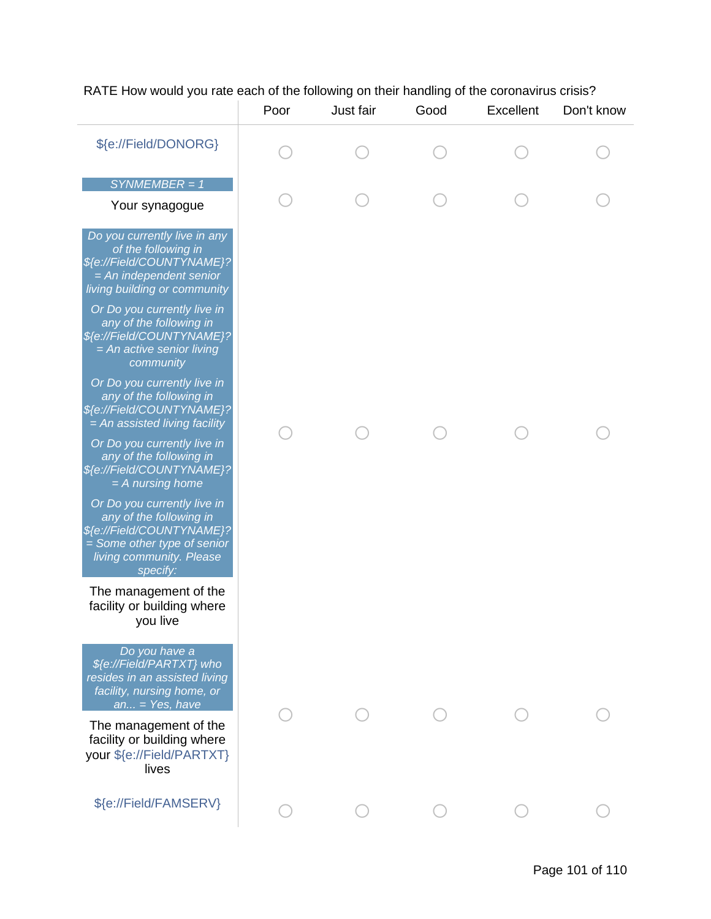RATE How would you rate each of the following on their handling of the coronavirus crisis?

| | Poor | Just fair | Good | Excellent | Don't know |
|---|---|---|---|---|---|
| ${e://Field/DONORG} | ○ | ○ | ○ | ○ | ○ |
| *SYNMEMBER = 1*<br>Your synagogue | ○ | ○ | ○ | ○ | ○ |
| *Do you currently live in any of the following in ${e://Field/COUNTYNAME}? = An independent senior living building or community*<br>*Or Do you currently live in any of the following in ${e://Field/COUNTYNAME}? = An active senior living community*<br>*Or Do you currently live in any of the following in ${e://Field/COUNTYNAME}? = An assisted living facility*<br>*Or Do you currently live in any of the following in ${e://Field/COUNTYNAME}? = A nursing home*<br>*Or Do you currently live in any of the following in ${e://Field/COUNTYNAME}? = Some other type of senior living community. Please specify:*<br>The management of the facility or building where you live | ○ | ○ | ○ | ○ | ○ |
| *Do you have a ${e://Field/PARTXT} who resides in an assisted living facility, nursing home, or an... = Yes, have*<br>The management of the facility or building where your ${e://Field/PARTXT} lives | ○ | ○ | ○ | ○ | ○ |
| ${e://Field/FAMSERV} | ○ | ○ | ○ | ○ | ○ |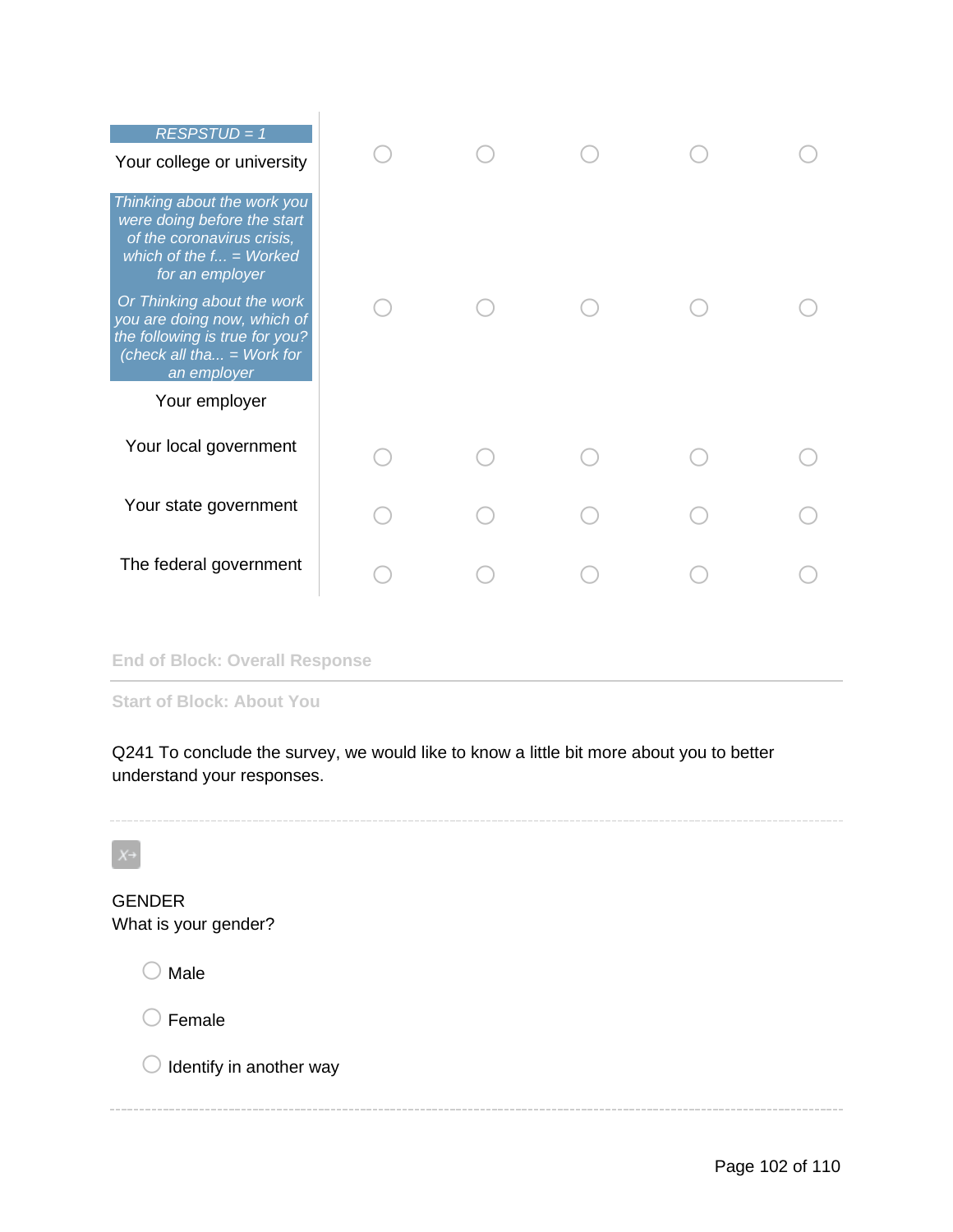| | | | | | |
|---|---|---|---|---|---|
| *RESPSTUD = 1* Your college or university | ○ | ○ | ○ | ○ | ○ |
| *Thinking about the work you were doing before the start of the coronavirus crisis, which of the f... = Worked for an employer* *Or Thinking about the work you are doing now, which of the following is true for you? (check all tha... = Work for an employer* Your employer | ○ | ○ | ○ | ○ | ○ |
| Your local government | ○ | ○ | ○ | ○ | ○ |
| Your state government | ○ | ○ | ○ | ○ | ○ |
| The federal government | ○ | ○ | ○ | ○ | ○ |

**End of Block: Overall Response**

---

**Start of Block: About You**

Q241 To conclude the survey, we would like to know a little bit more about you to better understand your responses.

---

GENDER
What is your gender?

○ Male

○ Female

○ Identify in another way

---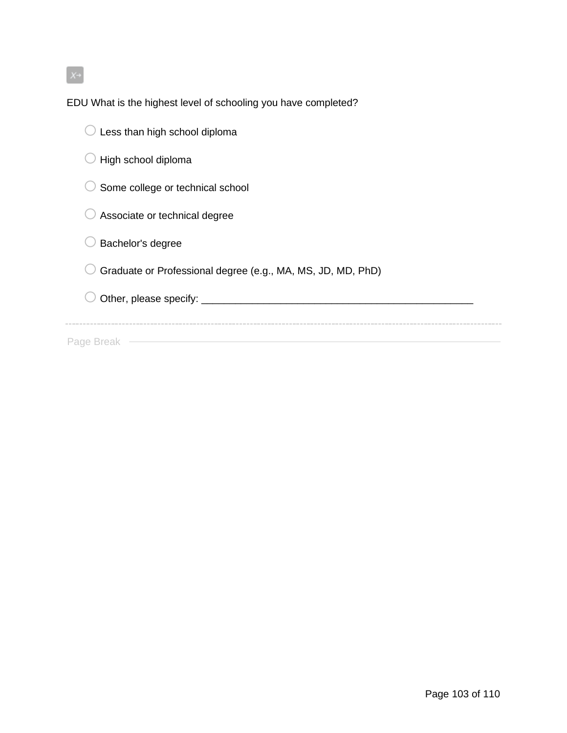EDU What is the highest level of schooling you have completed?

- Less than high school diploma
- High school diploma
- Some college or technical school
- Associate or technical degree
- Bachelor's degree
- Graduate or Professional degree (e.g., MA, MS, JD, MD, PhD)
- Other, please specify: ________________________________________________

---

Page Break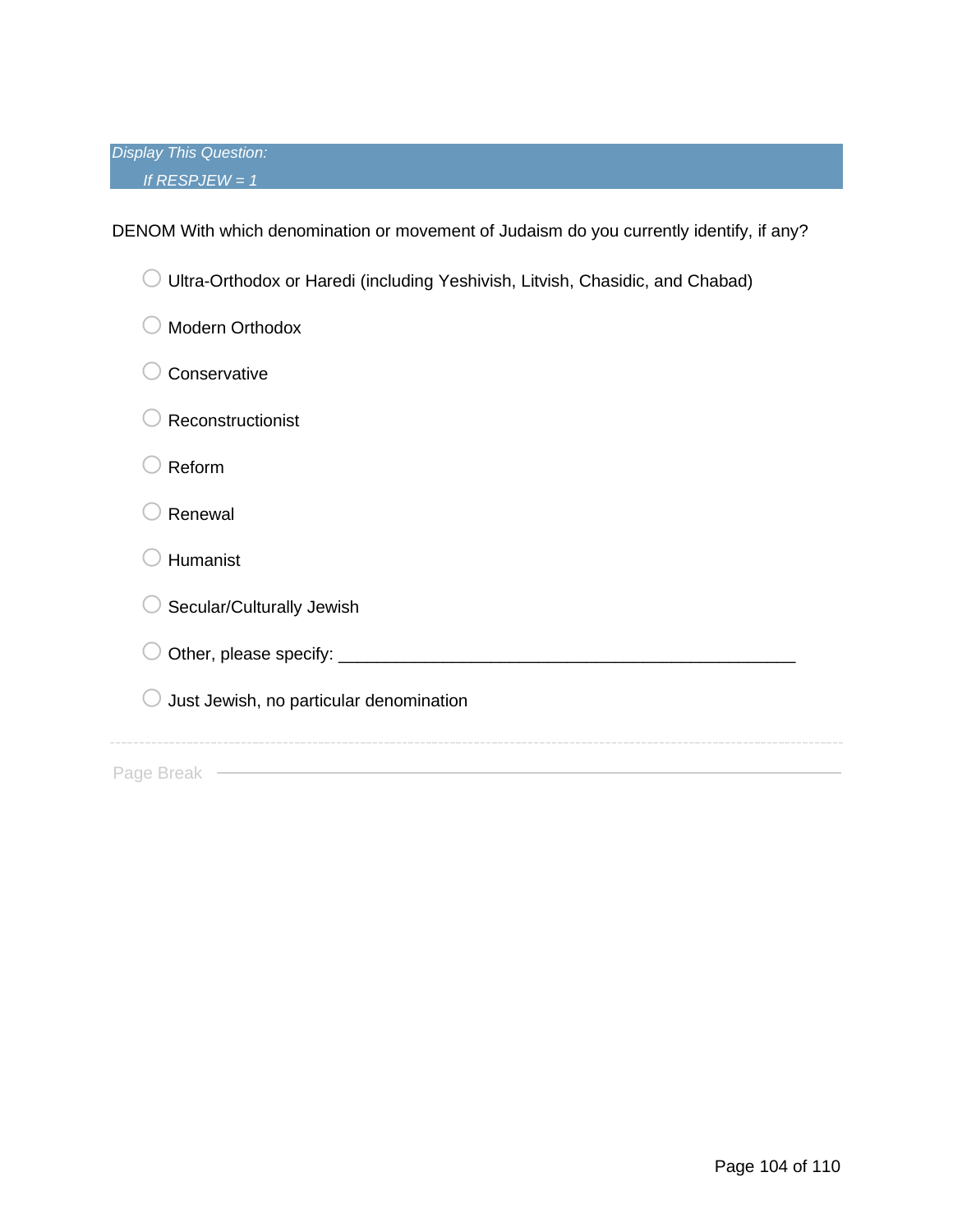*Display This Question:*

*If RESPJEW = 1*

DENOM With which denomination or movement of Judaism do you currently identify, if any?

- Ultra-Orthodox or Haredi (including Yeshivish, Litvish, Chasidic, and Chabad)
- Modern Orthodox
- Conservative
- Reconstructionist
- Reform
- Renewal
- Humanist
- Secular/Culturally Jewish
- Other, please specify: ________________________________________________
- Just Jewish, no particular denomination

Page Break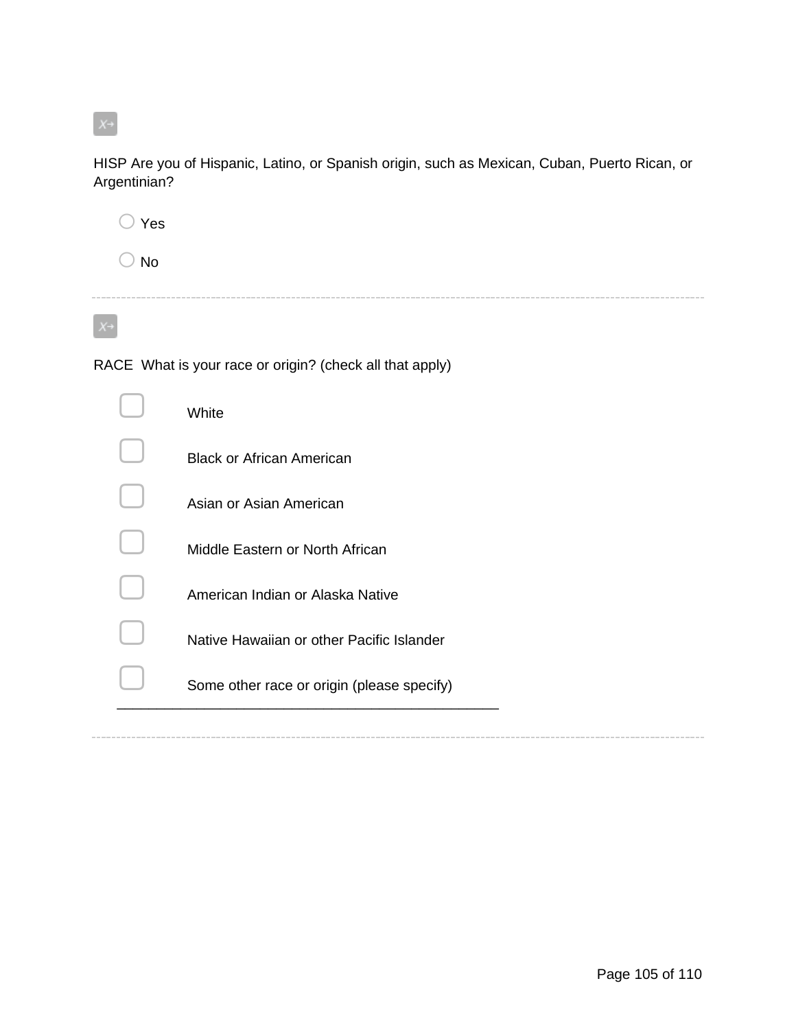HISP Are you of Hispanic, Latino, or Spanish origin, such as Mexican, Cuban, Puerto Rican, or Argentinian?

- ○ Yes
- ○ No

---

RACE What is your race or origin? (check all that apply)

- ☐ White
- ☐ Black or African American
- ☐ Asian or Asian American
- ☐ Middle Eastern or North African
- ☐ American Indian or Alaska Native
- ☐ Native Hawaiian or other Pacific Islander
- ☐ Some other race or origin (please specify) ________________________________________________

---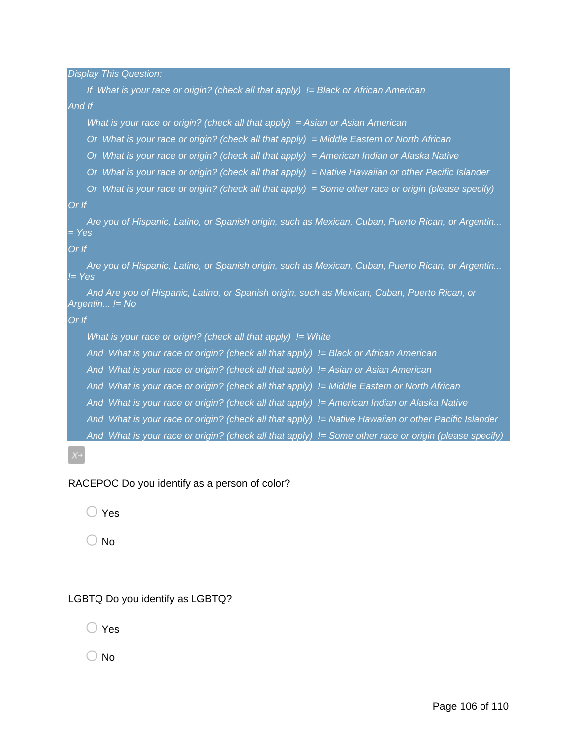*Display This Question:*

*If What is your race or origin? (check all that apply) != Black or African American*

*And If*

*What is your race or origin? (check all that apply) = Asian or Asian American*

*Or What is your race or origin? (check all that apply) = Middle Eastern or North African*

*Or What is your race or origin? (check all that apply) = American Indian or Alaska Native*

*Or What is your race or origin? (check all that apply) = Native Hawaiian or other Pacific Islander*

*Or What is your race or origin? (check all that apply) = Some other race or origin (please specify)*

*Or If*

*Are you of Hispanic, Latino, or Spanish origin, such as Mexican, Cuban, Puerto Rican, or Argentin... = Yes*

*Or If*

*Are you of Hispanic, Latino, or Spanish origin, such as Mexican, Cuban, Puerto Rican, or Argentin... != Yes*

*And Are you of Hispanic, Latino, or Spanish origin, such as Mexican, Cuban, Puerto Rican, or Argentin... != No*

*Or If*

*What is your race or origin? (check all that apply) != White*

*And What is your race or origin? (check all that apply) != Black or African American*

*And What is your race or origin? (check all that apply) != Asian or Asian American*

*And What is your race or origin? (check all that apply) != Middle Eastern or North African*

*And What is your race or origin? (check all that apply) != American Indian or Alaska Native*

*And What is your race or origin? (check all that apply) != Native Hawaiian or other Pacific Islander*

*And What is your race or origin? (check all that apply) != Some other race or origin (please specify)*

RACEPOC Do you identify as a person of color?

- Yes
- No

---

LGBTQ Do you identify as LGBTQ?

- Yes
- No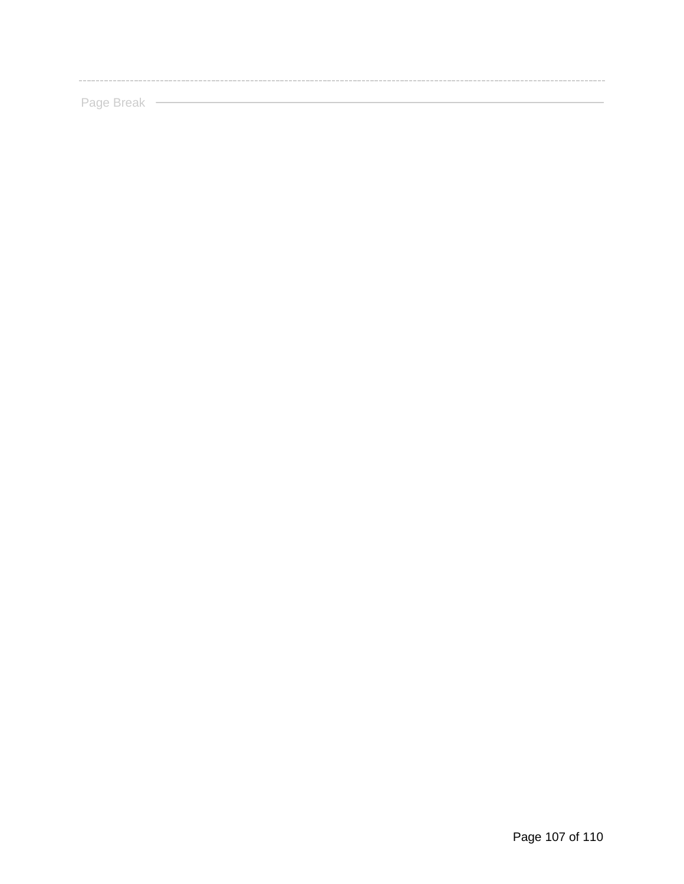Page Break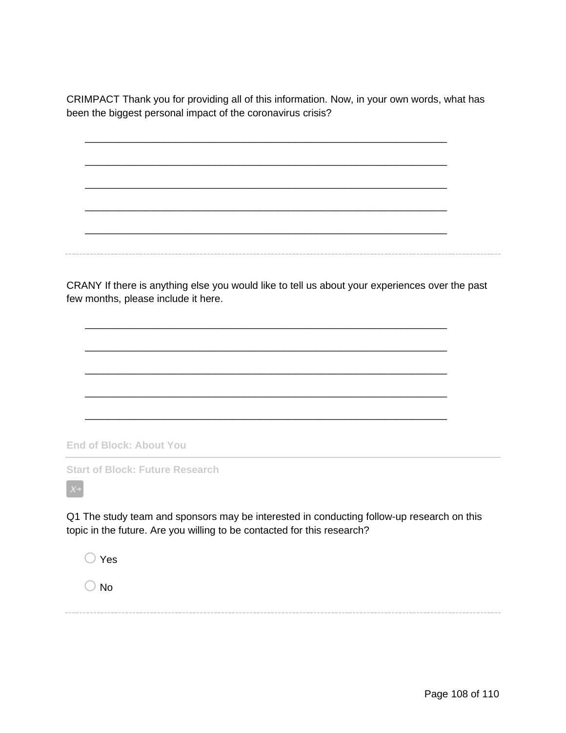CRIMPACT Thank you for providing all of this information. Now, in your own words, what has been the biggest personal impact of the coronavirus crisis?

________________________________________________________________

________________________________________________________________

________________________________________________________________

________________________________________________________________

________________________________________________________________

---

CRANY If there is anything else you would like to tell us about your experiences over the past few months, please include it here.

________________________________________________________________

________________________________________________________________

________________________________________________________________

________________________________________________________________

________________________________________________________________

**End of Block: About You**

---

**Start of Block: Future Research**

Q1 The study team and sponsors may be interested in conducting follow-up research on this topic in the future. Are you willing to be contacted for this research?

○ Yes

○ No

---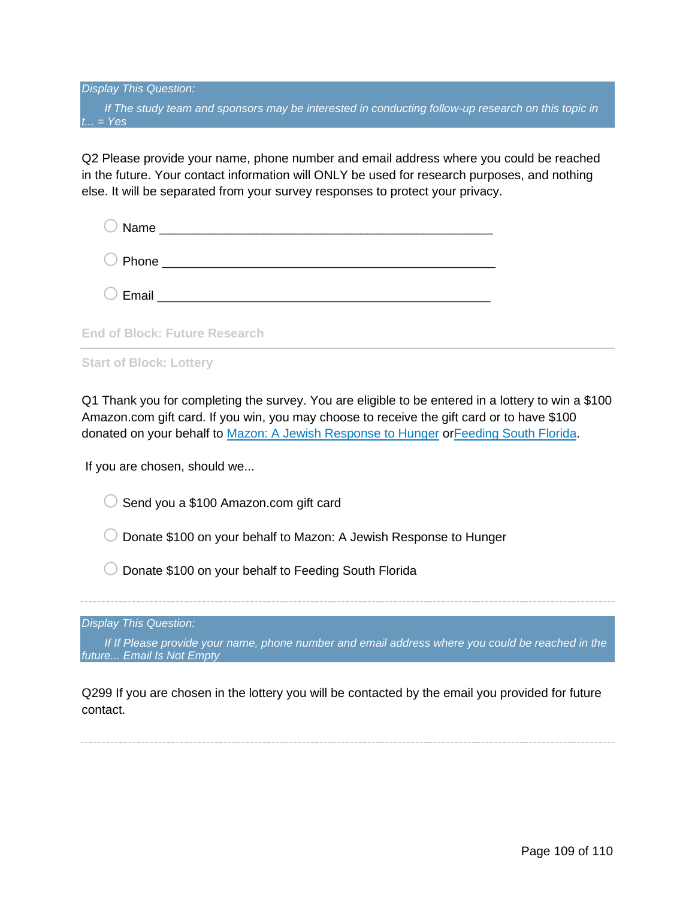*Display This Question:*

*If The study team and sponsors may be interested in conducting follow-up research on this topic in t... = Yes*

Q2 Please provide your name, phone number and email address where you could be reached in the future. Your contact information will ONLY be used for research purposes, and nothing else. It will be separated from your survey responses to protect your privacy.

- ◯ Name ________________________________________________
- ◯ Phone ________________________________________________
- ◯ Email ________________________________________________

**End of Block: Future Research**

---

**Start of Block: Lottery**

Q1 Thank you for completing the survey. You are eligible to be entered in a lottery to win a $100 Amazon.com gift card. If you win, you may choose to receive the gift card or to have $100 donated on your behalf to [Mazon: A Jewish Response to Hunger] or[Feeding South Florida].

If you are chosen, should we...

- ◯ Send you a $100 Amazon.com gift card
- ◯ Donate $100 on your behalf to Mazon: A Jewish Response to Hunger
- ◯ Donate $100 on your behalf to Feeding South Florida

---

*Display This Question:*

*If If Please provide your name, phone number and email address where you could be reached in the future... Email Is Not Empty*

Q299 If you are chosen in the lottery you will be contacted by the email you provided for future contact.

---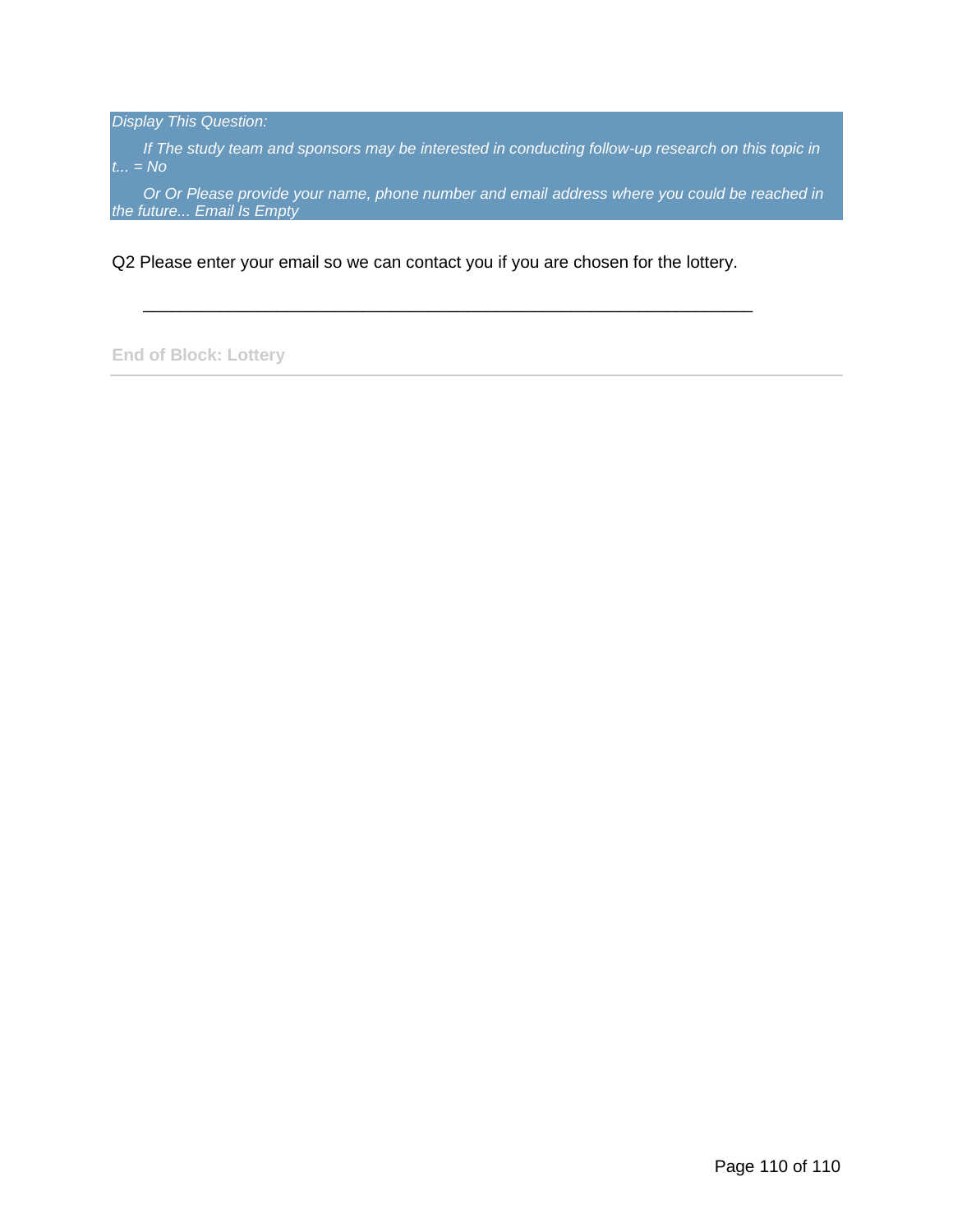*Display This Question:*

*If The study team and sponsors may be interested in conducting follow-up research on this topic in t... = No*

*Or Or Please provide your name, phone number and email address where you could be reached in the future... Email Is Empty*

Q2 Please enter your email so we can contact you if you are chosen for the lottery.

________________________________________________________________

**End of Block: Lottery**